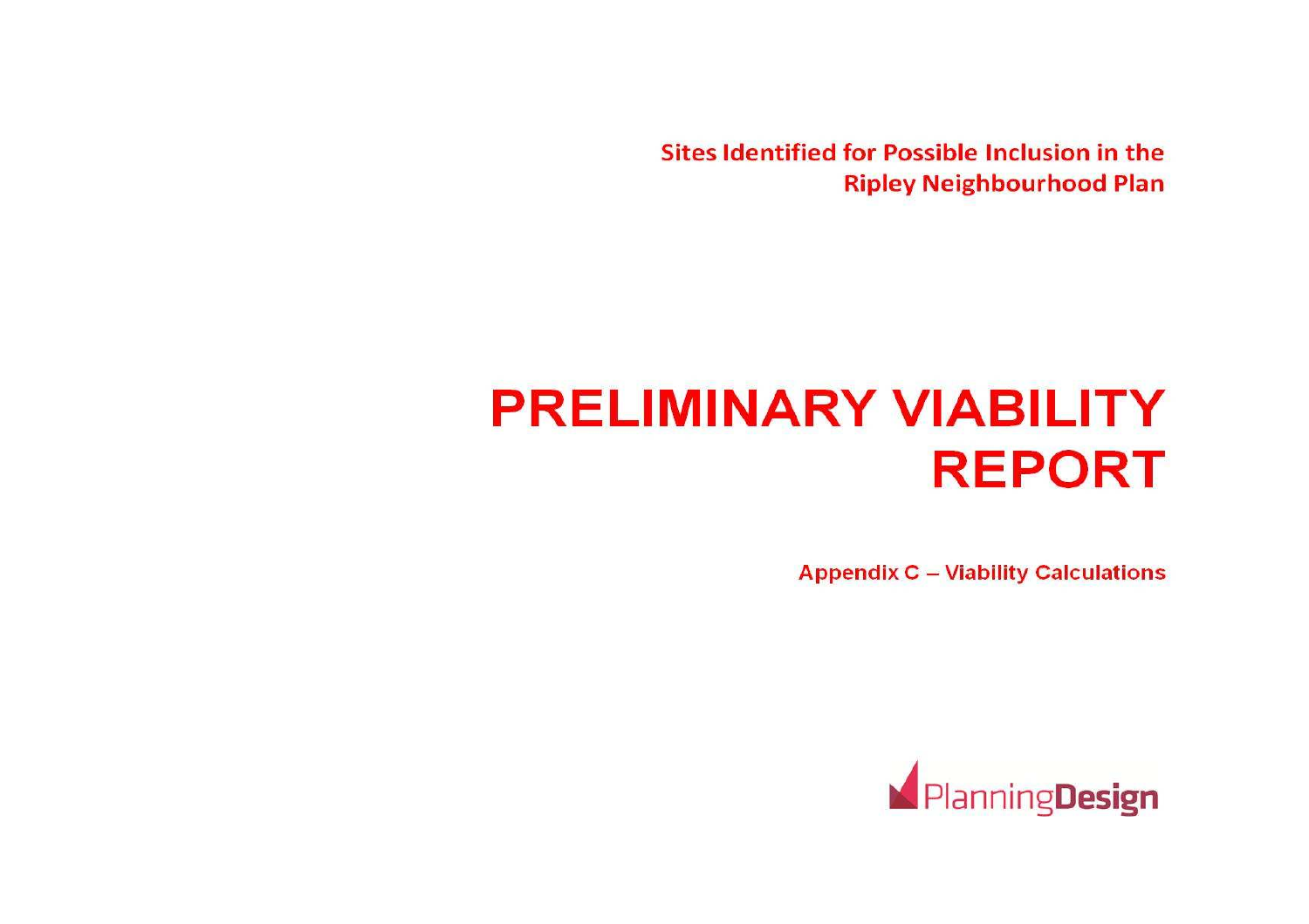**Sites Identified for Possible Inclusion in the Ripley Neighbourhood Plan**

# PRELIMINARY VIABILITY REPORT

**Appendix C – Viability Calculations**

PlanningDesign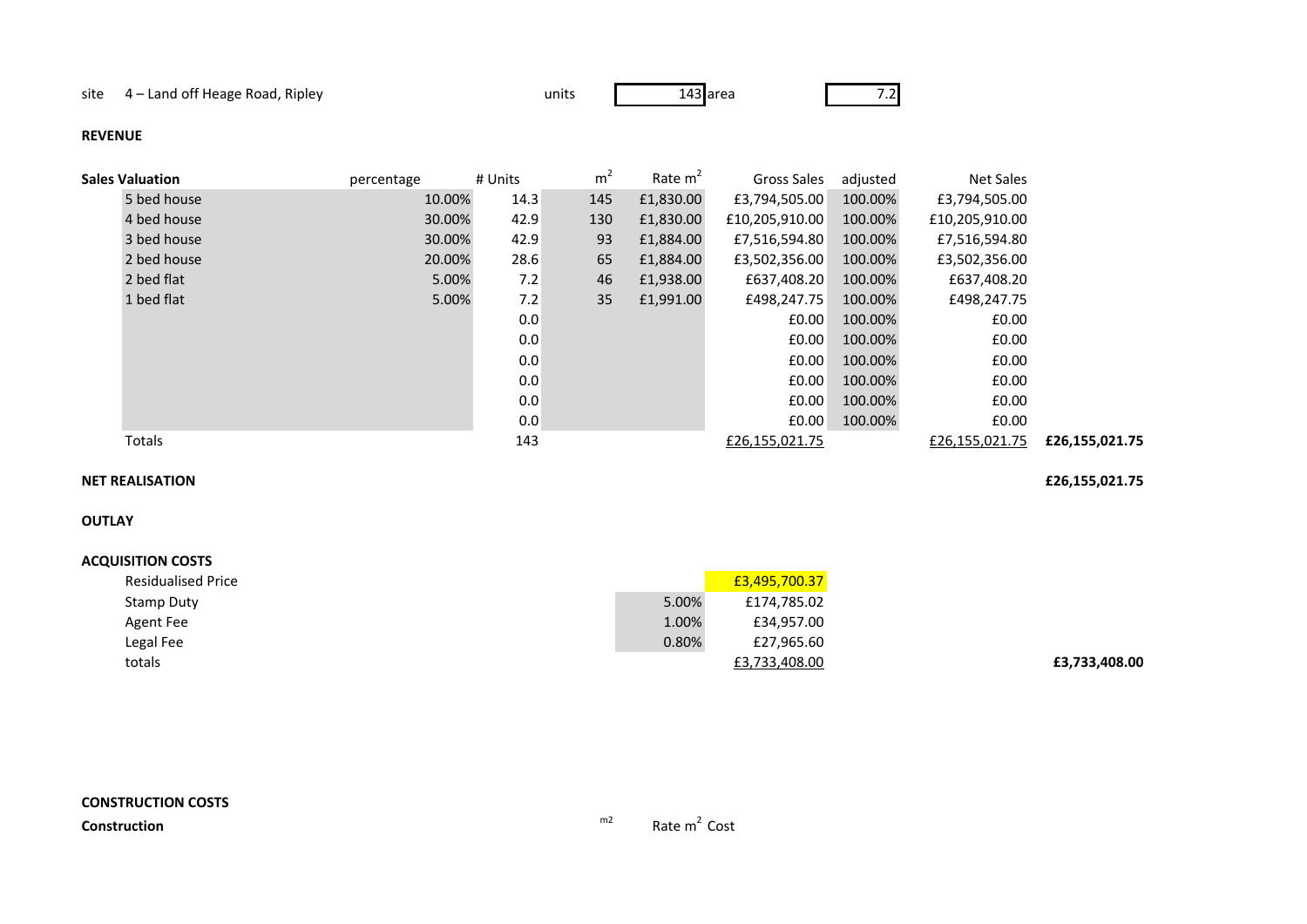site 4 – Land off Heage Road, Ripley units 143 area 7.2

**REVENUE**

| **Sales Valuation** | percentage | # Units | $m^2$ | Rate $m^2$ | Gross Sales | adjusted | Net Sales | |
|---|---|---|---|---|---|---|---|---|
| 5 bed house | 10.00% | 14.3 | 145 | £1,830.00 | £3,794,505.00 | 100.00% | £3,794,505.00 | |
| 4 bed house | 30.00% | 42.9 | 130 | £1,830.00 | £10,205,910.00 | 100.00% | £10,205,910.00 | |
| 3 bed house | 30.00% | 42.9 | 93 | £1,884.00 | £7,516,594.80 | 100.00% | £7,516,594.80 | |
| 2 bed house | 20.00% | 28.6 | 65 | £1,884.00 | £3,502,356.00 | 100.00% | £3,502,356.00 | |
| 2 bed flat | 5.00% | 7.2 | 46 | £1,938.00 | £637,408.20 | 100.00% | £637,408.20 | |
| 1 bed flat | 5.00% | 7.2 | 35 | £1,991.00 | £498,247.75 | 100.00% | £498,247.75 | |
| | | 0.0 | | | £0.00 | 100.00% | £0.00 | |
| | | 0.0 | | | £0.00 | 100.00% | £0.00 | |
| | | 0.0 | | | £0.00 | 100.00% | £0.00 | |
| | | 0.0 | | | £0.00 | 100.00% | £0.00 | |
| | | 0.0 | | | £0.00 | 100.00% | £0.00 | |
| | | 0.0 | | | £0.00 | 100.00% | £0.00 | |
| Totals | | 143 | | | £26,155,021.75 | | £26,155,021.75 | **£26,155,021.75** |

**NET REALISATION** **£26,155,021.75**

**OUTLAY**

**ACQUISITION COSTS**

| | | | |
|---|---|---|---|
| Residualised Price | | £3,495,700.37 | |
| Stamp Duty | 5.00% | £174,785.02 | |
| Agent Fee | 1.00% | £34,957.00 | |
| Legal Fee | 0.80% | £27,965.60 | |
| totals | | £3,733,408.00 | **£3,733,408.00** |

**CONSTRUCTION COSTS**

**Construction** m2 Rate $m^2$ Cost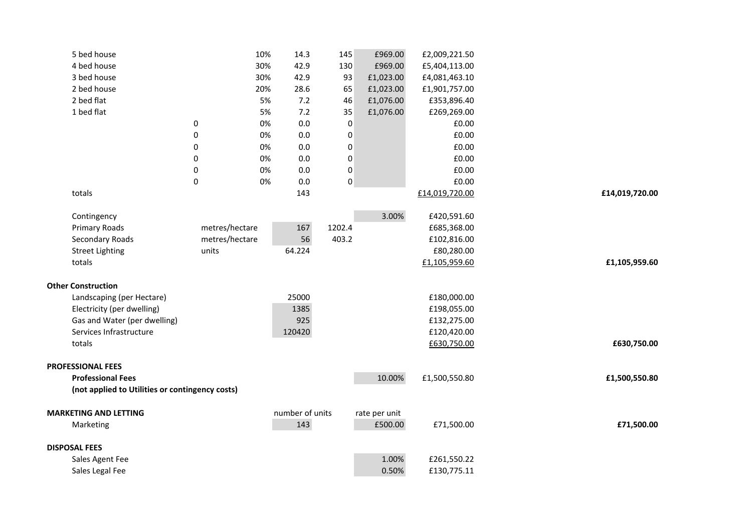| | | | | | | | |
|---|---|---|---|---|---|---|---|
| 5 bed house | | 10% | 14.3 | 145 | £969.00 | £2,009,221.50 | |
| 4 bed house | | 30% | 42.9 | 130 | £969.00 | £5,404,113.00 | |
| 3 bed house | | 30% | 42.9 | 93 | £1,023.00 | £4,081,463.10 | |
| 2 bed house | | 20% | 28.6 | 65 | £1,023.00 | £1,901,757.00 | |
| 2 bed flat | | 5% | 7.2 | 46 | £1,076.00 | £353,896.40 | |
| 1 bed flat | | 5% | 7.2 | 35 | £1,076.00 | £269,269.00 | |
| | 0 | 0% | 0.0 | 0 | | £0.00 | |
| | 0 | 0% | 0.0 | 0 | | £0.00 | |
| | 0 | 0% | 0.0 | 0 | | £0.00 | |
| | 0 | 0% | 0.0 | 0 | | £0.00 | |
| | 0 | 0% | 0.0 | 0 | | £0.00 | |
| | 0 | 0% | 0.0 | 0 | | £0.00 | |
| totals | | | 143 | | | £14,019,720.00 | **£14,019,720.00** |
| | | | | | | | |
| Contingency | | | | | 3.00% | £420,591.60 | |
| Primary Roads | metres/hectare | | 167 | 1202.4 | | £685,368.00 | |
| Secondary Roads | metres/hectare | | 56 | 403.2 | | £102,816.00 | |
| Street Lighting | units | | 64.224 | | | £80,280.00 | |
| totals | | | | | | £1,105,959.60 | **£1,105,959.60** |
| | | | | | | | |
| **Other Construction** | | | | | | | |
| Landscaping (per Hectare) | | | 25000 | | | £180,000.00 | |
| Electricity (per dwelling) | | | 1385 | | | £198,055.00 | |
| Gas and Water (per dwelling) | | | 925 | | | £132,275.00 | |
| Services Infrastructure | | | 120420 | | | £120,420.00 | |
| totals | | | | | | £630,750.00 | **£630,750.00** |
| | | | | | | | |
| **PROFESSIONAL FEES** | | | | | | | |
| **Professional Fees** | | | | | 10.00% | £1,500,550.80 | **£1,500,550.80** |
| **(not applied to Utilities or contingency costs)** | | | | | | | |
| | | | | | | | |
| **MARKETING AND LETTING** | | | number of units | | rate per unit | | |
| Marketing | | | 143 | | £500.00 | £71,500.00 | **£71,500.00** |
| | | | | | | | |
| **DISPOSAL FEES** | | | | | | | |
| Sales Agent Fee | | | | | 1.00% | £261,550.22 | |
| Sales Legal Fee | | | | | 0.50% | £130,775.11 | |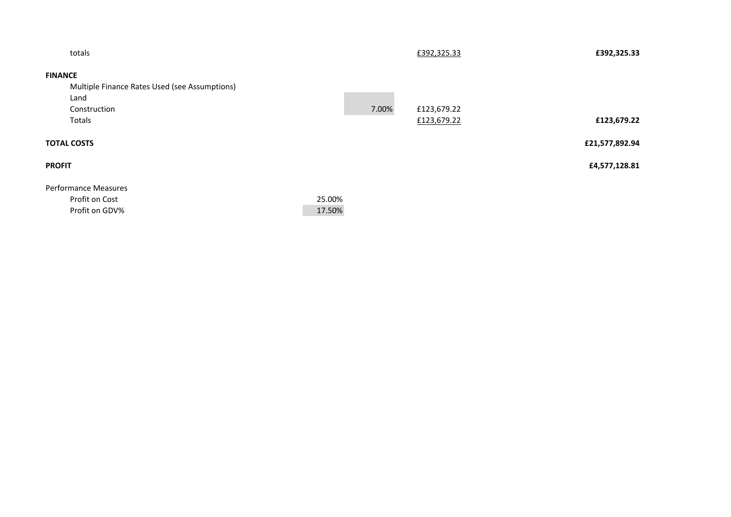| | | | | |
|---|---|---|---|---|
| totals | | | £392,325.33 | **£392,325.33** |
| **FINANCE** | | | | |
| Multiple Finance Rates Used (see Assumptions) | | | | |
| Land | | | | |
| Construction | | 7.00% | £123,679.22 | |
| Totals | | | £123,679.22 | **£123,679.22** |
| **TOTAL COSTS** | | | | **£21,577,892.94** |
| **PROFIT** | | | | **£4,577,128.81** |
| Performance Measures | | | | |
| Profit on Cost | 25.00% | | | |
| Profit on GDV% | 17.50% | | | |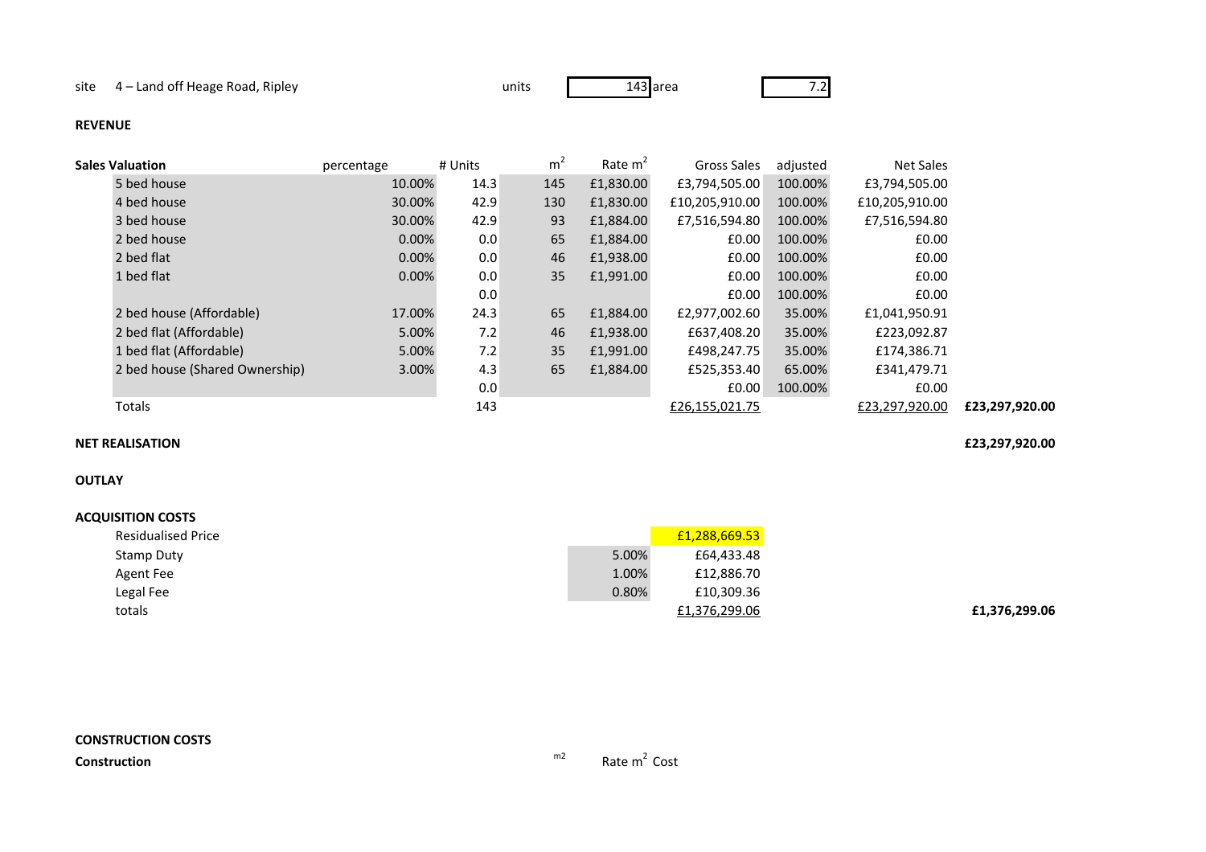site 4 – Land off Heage Road, Ripley | units 143 | area 7.2

**REVENUE**

| Sales Valuation | percentage | # Units | $m^2$ | Rate $m^2$ | Gross Sales | adjusted | Net Sales | |
|---|---|---|---|---|---|---|---|---|
| 5 bed house | 10.00% | 14.3 | 145 | £1,830.00 | £3,794,505.00 | 100.00% | £3,794,505.00 | |
| 4 bed house | 30.00% | 42.9 | 130 | £1,830.00 | £10,205,910.00 | 100.00% | £10,205,910.00 | |
| 3 bed house | 30.00% | 42.9 | 93 | £1,884.00 | £7,516,594.80 | 100.00% | £7,516,594.80 | |
| 2 bed house | 0.00% | 0.0 | 65 | £1,884.00 | £0.00 | 100.00% | £0.00 | |
| 2 bed flat | 0.00% | 0.0 | 46 | £1,938.00 | £0.00 | 100.00% | £0.00 | |
| 1 bed flat | 0.00% | 0.0 | 35 | £1,991.00 | £0.00 | 100.00% | £0.00 | |
| | | 0.0 | | | £0.00 | 100.00% | £0.00 | |
| 2 bed house (Affordable) | 17.00% | 24.3 | 65 | £1,884.00 | £2,977,002.60 | 35.00% | £1,041,950.91 | |
| 2 bed flat (Affordable) | 5.00% | 7.2 | 46 | £1,938.00 | £637,408.20 | 35.00% | £223,092.87 | |
| 1 bed flat (Affordable) | 5.00% | 7.2 | 35 | £1,991.00 | £498,247.75 | 35.00% | £174,386.71 | |
| 2 bed house (Shared Ownership) | 3.00% | 4.3 | 65 | £1,884.00 | £525,353.40 | 65.00% | £341,479.71 | |
| | | 0.0 | | | £0.00 | 100.00% | £0.00 | |
| Totals | | 143 | | | £26,155,021.75 | | £23,297,920.00 | **£23,297,920.00** |

**NET REALISATION** **£23,297,920.00**

**OUTLAY**

**ACQUISITION COSTS**

| | | | |
|---|---|---|---|
| Residualised Price | | £1,288,669.53 | |
| Stamp Duty | 5.00% | £64,433.48 | |
| Agent Fee | 1.00% | £12,886.70 | |
| Legal Fee | 0.80% | £10,309.36 | |
| totals | | £1,376,299.06 | **£1,376,299.06** |

**CONSTRUCTION COSTS**

**Construction** m2 Rate $m^2$ Cost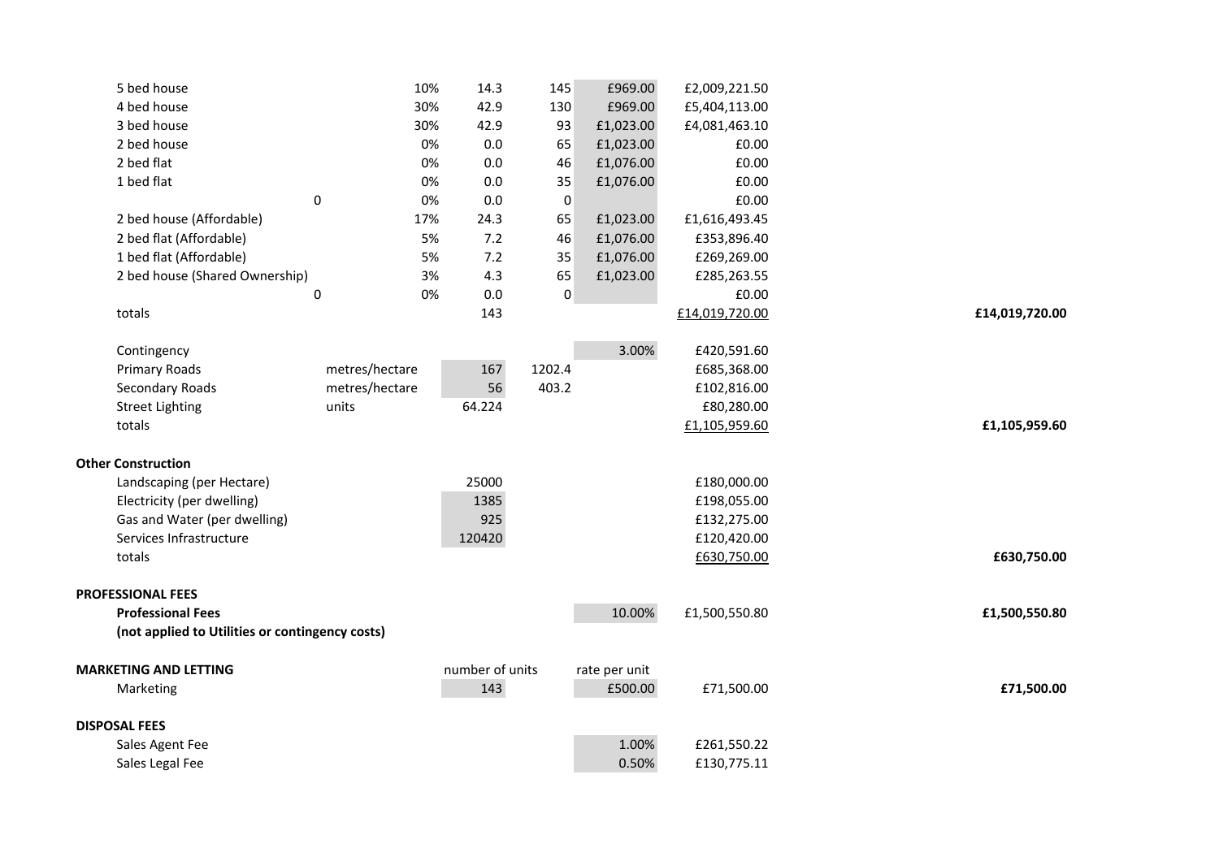| | | | | | | | |
|---|---|---|---|---|---|---|---|
| 5 bed house | | 10% | 14.3 | 145 | £969.00 | £2,009,221.50 | |
| 4 bed house | | 30% | 42.9 | 130 | £969.00 | £5,404,113.00 | |
| 3 bed house | | 30% | 42.9 | 93 | £1,023.00 | £4,081,463.10 | |
| 2 bed house | | 0% | 0.0 | 65 | £1,023.00 | £0.00 | |
| 2 bed flat | | 0% | 0.0 | 46 | £1,076.00 | £0.00 | |
| 1 bed flat | | 0% | 0.0 | 35 | £1,076.00 | £0.00 | |
| 0 | | 0% | 0.0 | 0 | | £0.00 | |
| 2 bed house (Affordable) | | 17% | 24.3 | 65 | £1,023.00 | £1,616,493.45 | |
| 2 bed flat (Affordable) | | 5% | 7.2 | 46 | £1,076.00 | £353,896.40 | |
| 1 bed flat (Affordable) | | 5% | 7.2 | 35 | £1,076.00 | £269,269.00 | |
| 2 bed house (Shared Ownership) | | 3% | 4.3 | 65 | £1,023.00 | £285,263.55 | |
| 0 | | 0% | 0.0 | 0 | | £0.00 | |
| totals | | | 143 | | | £14,019,720.00 | **£14,019,720.00** |
| | | | | | | | |
| Contingency | | | | | 3.00% | £420,591.60 | |
| Primary Roads | metres/hectare | | 167 | 1202.4 | | £685,368.00 | |
| Secondary Roads | metres/hectare | | 56 | 403.2 | | £102,816.00 | |
| Street Lighting | units | | 64.224 | | | £80,280.00 | |
| totals | | | | | | £1,105,959.60 | **£1,105,959.60** |

**Other Construction**

| | | | | |
|---|---|---|---|---|
| Landscaping (per Hectare) | 25000 | | £180,000.00 | |
| Electricity (per dwelling) | 1385 | | £198,055.00 | |
| Gas and Water (per dwelling) | 925 | | £132,275.00 | |
| Services Infrastructure | 120420 | | £120,420.00 | |
| totals | | | £630,750.00 | **£630,750.00** |

**PROFESSIONAL FEES**

| | | | |
|---|---|---|---|
| **Professional Fees** | 10.00% | £1,500,550.80 | **£1,500,550.80** |
| **(not applied to Utilities or contingency costs)** | | | |

**MARKETING AND LETTING**

| | number of units | rate per unit | | |
|---|---|---|---|---|
| Marketing | 143 | £500.00 | £71,500.00 | **£71,500.00** |

**DISPOSAL FEES**

| | | |
|---|---|---|
| Sales Agent Fee | 1.00% | £261,550.22 |
| Sales Legal Fee | 0.50% | £130,775.11 |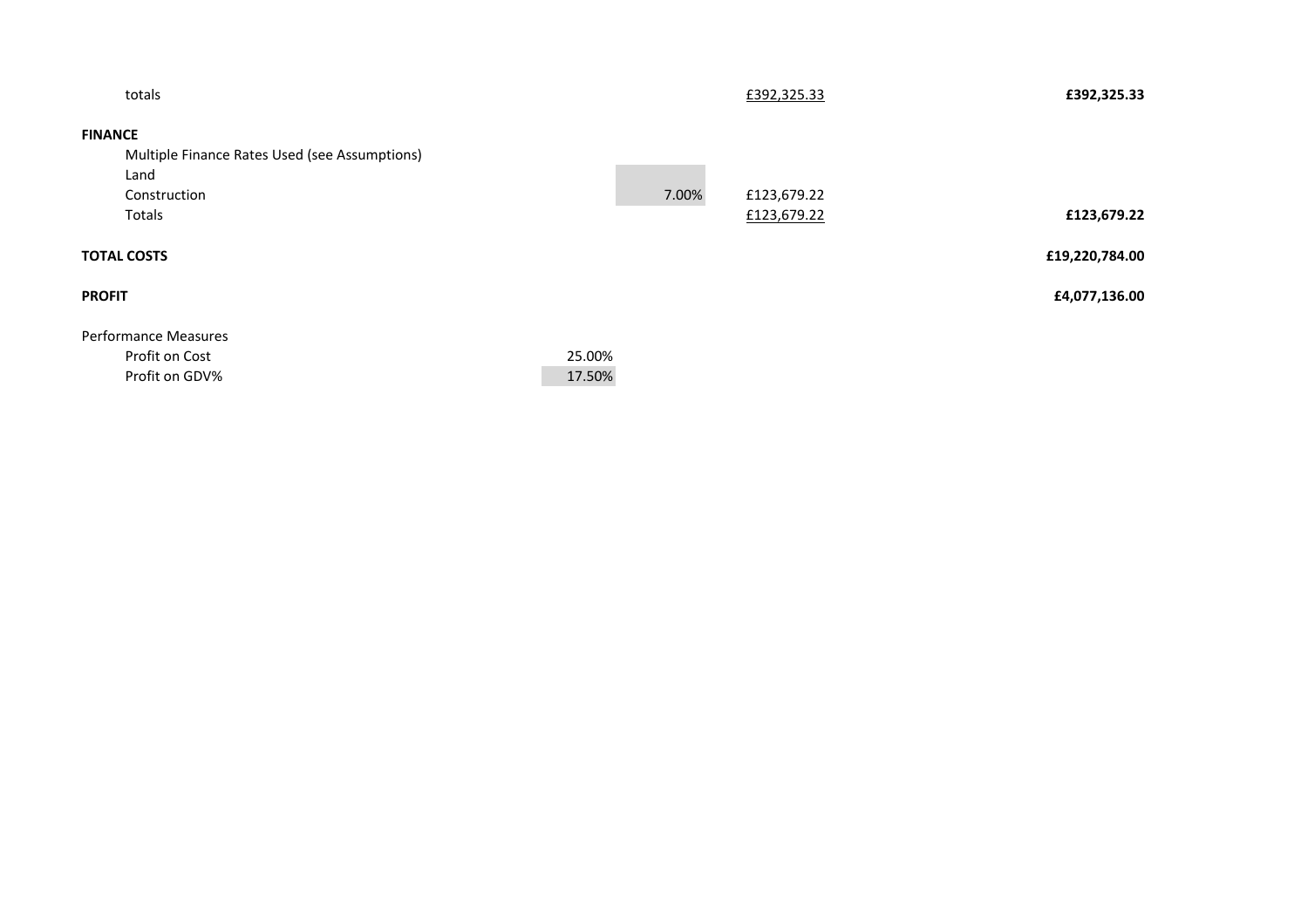| | | | | |
|---|---|---|---|---|
| totals | | | £392,325.33 | **£392,325.33** |
| **FINANCE** | | | | |
| Multiple Finance Rates Used (see Assumptions) | | | | |
| Land | | | | |
| Construction | | 7.00% | £123,679.22 | |
| Totals | | | £123,679.22 | **£123,679.22** |
| **TOTAL COSTS** | | | | **£19,220,784.00** |
| **PROFIT** | | | | **£4,077,136.00** |
| Performance Measures | | | | |
| Profit on Cost | 25.00% | | | |
| Profit on GDV% | 17.50% | | | |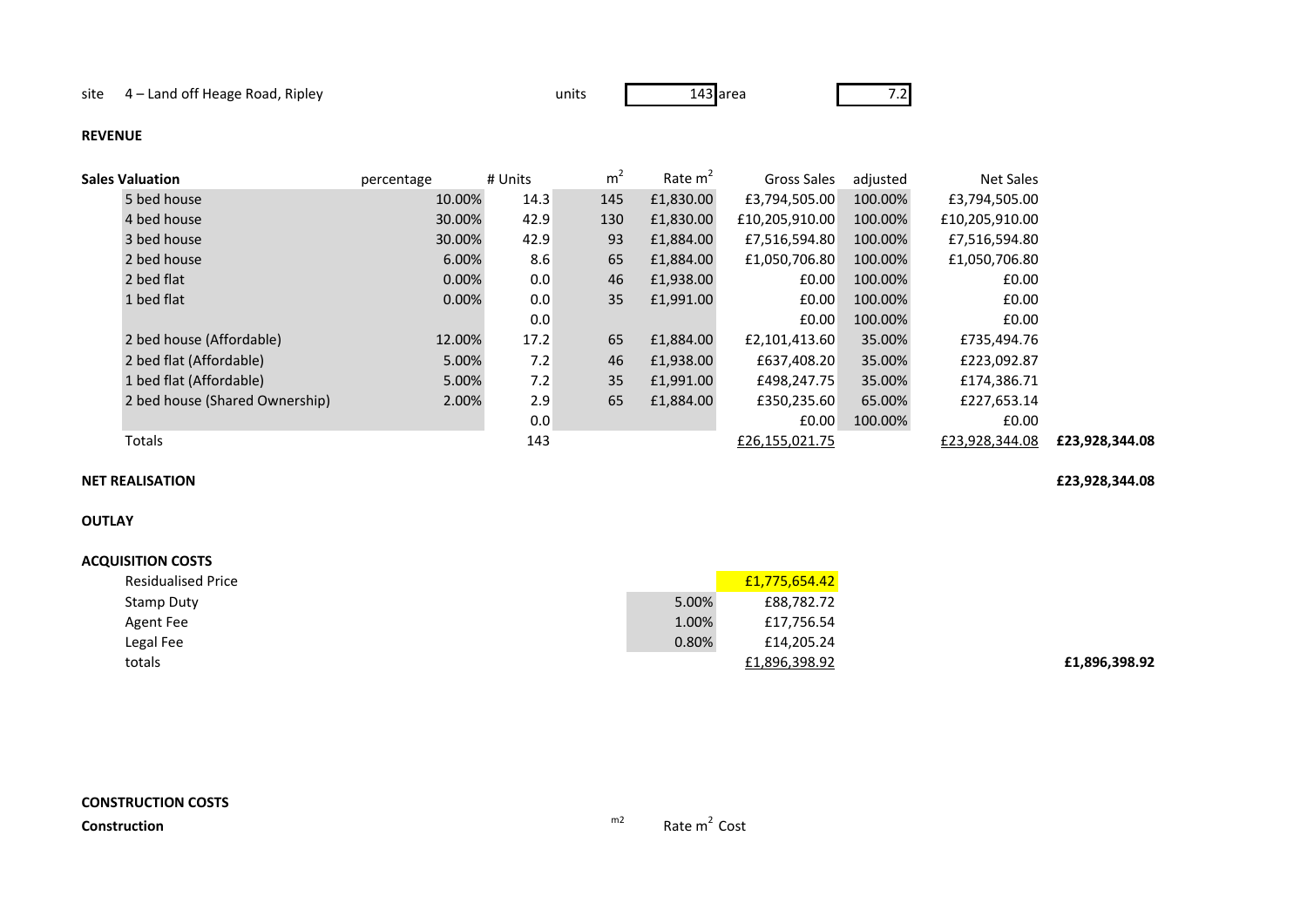site 4 – Land off Heage Road, Ripley | units 143 | area 7.2

**REVENUE**

| Sales Valuation | percentage | # Units | $m^2$ | Rate $m^2$ | Gross Sales | adjusted | Net Sales | |
|---|---|---|---|---|---|---|---|---|
| 5 bed house | 10.00% | 14.3 | 145 | £1,830.00 | £3,794,505.00 | 100.00% | £3,794,505.00 | |
| 4 bed house | 30.00% | 42.9 | 130 | £1,830.00 | £10,205,910.00 | 100.00% | £10,205,910.00 | |
| 3 bed house | 30.00% | 42.9 | 93 | £1,884.00 | £7,516,594.80 | 100.00% | £7,516,594.80 | |
| 2 bed house | 6.00% | 8.6 | 65 | £1,884.00 | £1,050,706.80 | 100.00% | £1,050,706.80 | |
| 2 bed flat | 0.00% | 0.0 | 46 | £1,938.00 | £0.00 | 100.00% | £0.00 | |
| 1 bed flat | 0.00% | 0.0 | 35 | £1,991.00 | £0.00 | 100.00% | £0.00 | |
| | | 0.0 | | | £0.00 | 100.00% | £0.00 | |
| 2 bed house (Affordable) | 12.00% | 17.2 | 65 | £1,884.00 | £2,101,413.60 | 35.00% | £735,494.76 | |
| 2 bed flat (Affordable) | 5.00% | 7.2 | 46 | £1,938.00 | £637,408.20 | 35.00% | £223,092.87 | |
| 1 bed flat (Affordable) | 5.00% | 7.2 | 35 | £1,991.00 | £498,247.75 | 35.00% | £174,386.71 | |
| 2 bed house (Shared Ownership) | 2.00% | 2.9 | 65 | £1,884.00 | £350,235.60 | 65.00% | £227,653.14 | |
| | | 0.0 | | | £0.00 | 100.00% | £0.00 | |
| Totals | | 143 | | | £26,155,021.75 | | £23,928,344.08 | **£23,928,344.08** |

**NET REALISATION** **£23,928,344.08**

**OUTLAY**

**ACQUISITION COSTS**

| | | | |
|---|---|---|---|
| Residualised Price | | £1,775,654.42 | |
| Stamp Duty | 5.00% | £88,782.72 | |
| Agent Fee | 1.00% | £17,756.54 | |
| Legal Fee | 0.80% | £14,205.24 | |
| totals | | £1,896,398.92 | **£1,896,398.92** |

**CONSTRUCTION COSTS**

| **Construction** | m2 | Rate $m^2$ | Cost |
|---|---|---|---|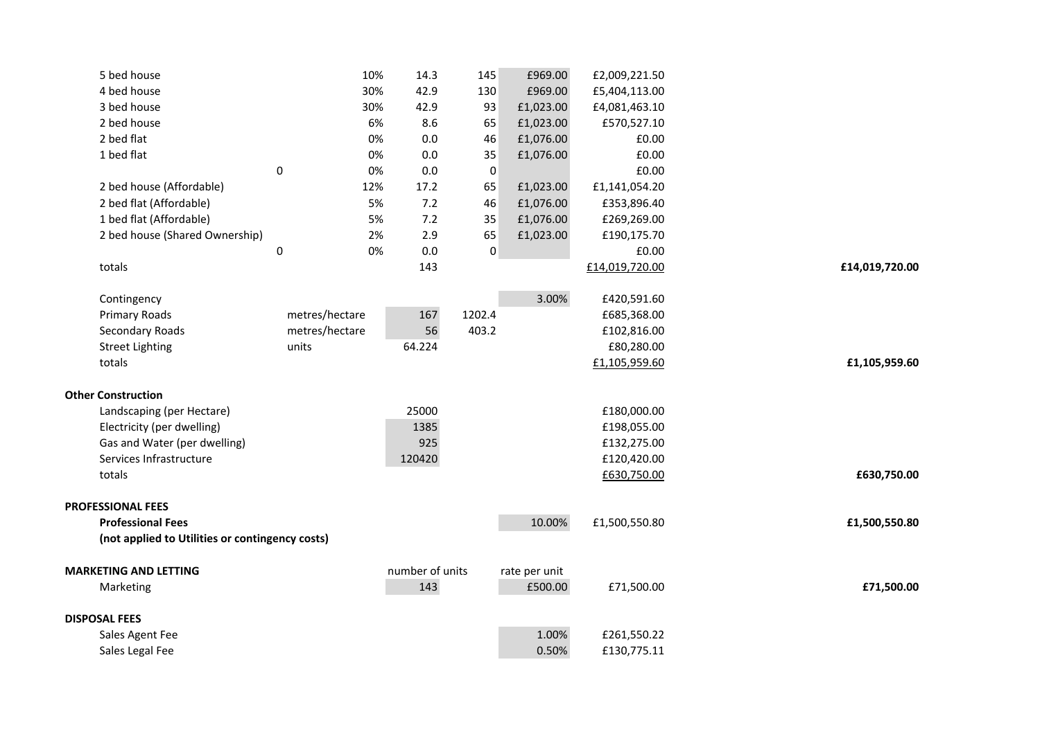| | | | | | | | |
|---|---|---|---|---|---|---|---|
| 5 bed house | | 10% | 14.3 | 145 | £969.00 | £2,009,221.50 | |
| 4 bed house | | 30% | 42.9 | 130 | £969.00 | £5,404,113.00 | |
| 3 bed house | | 30% | 42.9 | 93 | £1,023.00 | £4,081,463.10 | |
| 2 bed house | | 6% | 8.6 | 65 | £1,023.00 | £570,527.10 | |
| 2 bed flat | | 0% | 0.0 | 46 | £1,076.00 | £0.00 | |
| 1 bed flat | | 0% | 0.0 | 35 | £1,076.00 | £0.00 | |
| | 0 | 0% | 0.0 | 0 | | £0.00 | |
| 2 bed house (Affordable) | | 12% | 17.2 | 65 | £1,023.00 | £1,141,054.20 | |
| 2 bed flat (Affordable) | | 5% | 7.2 | 46 | £1,076.00 | £353,896.40 | |
| 1 bed flat (Affordable) | | 5% | 7.2 | 35 | £1,076.00 | £269,269.00 | |
| 2 bed house (Shared Ownership) | | 2% | 2.9 | 65 | £1,023.00 | £190,175.70 | |
| | 0 | 0% | 0.0 | 0 | | £0.00 | |
| totals | | | 143 | | | £14,019,720.00 | **£14,019,720.00** |
| | | | | | | | |
| Contingency | | | | | 3.00% | £420,591.60 | |
| Primary Roads | metres/hectare | | 167 | 1202.4 | | £685,368.00 | |
| Secondary Roads | metres/hectare | | 56 | 403.2 | | £102,816.00 | |
| Street Lighting | units | | 64.224 | | | £80,280.00 | |
| totals | | | | | | £1,105,959.60 | **£1,105,959.60** |
| | | | | | | | |
| **Other Construction** | | | | | | | |
| Landscaping (per Hectare) | | | 25000 | | | £180,000.00 | |
| Electricity (per dwelling) | | | 1385 | | | £198,055.00 | |
| Gas and Water (per dwelling) | | | 925 | | | £132,275.00 | |
| Services Infrastructure | | | 120420 | | | £120,420.00 | |
| totals | | | | | | £630,750.00 | **£630,750.00** |
| | | | | | | | |
| **PROFESSIONAL FEES** | | | | | | | |
| **Professional Fees** | | | | | 10.00% | £1,500,550.80 | **£1,500,550.80** |
| **(not applied to Utilities or contingency costs)** | | | | | | | |
| | | | | | | | |
| **MARKETING AND LETTING** | | | number of units | | rate per unit | | |
| Marketing | | | 143 | | £500.00 | £71,500.00 | **£71,500.00** |
| | | | | | | | |
| **DISPOSAL FEES** | | | | | | | |
| Sales Agent Fee | | | | | 1.00% | £261,550.22 | |
| Sales Legal Fee | | | | | 0.50% | £130,775.11 | |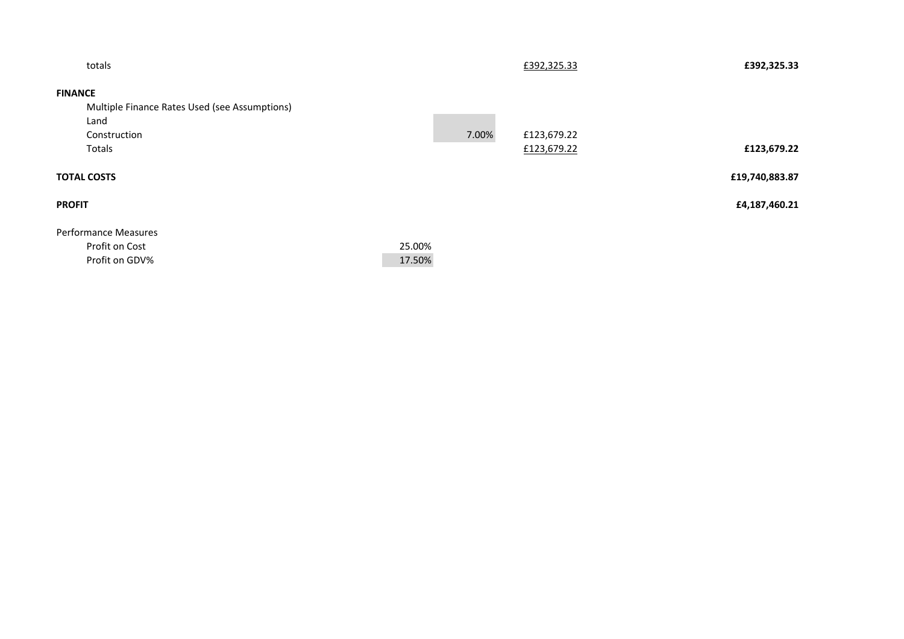| | | | | |
|---|---|---|---|---|
| totals | | | £392,325.33 | **£392,325.33** |
| **FINANCE** | | | | |
| Multiple Finance Rates Used (see Assumptions) | | | | |
| Land | | | | |
| Construction | | 7.00% | £123,679.22 | |
| Totals | | | £123,679.22 | **£123,679.22** |
| **TOTAL COSTS** | | | | **£19,740,883.87** |
| **PROFIT** | | | | **£4,187,460.21** |
| Performance Measures | | | | |
| Profit on Cost | 25.00% | | | |
| Profit on GDV% | 17.50% | | | |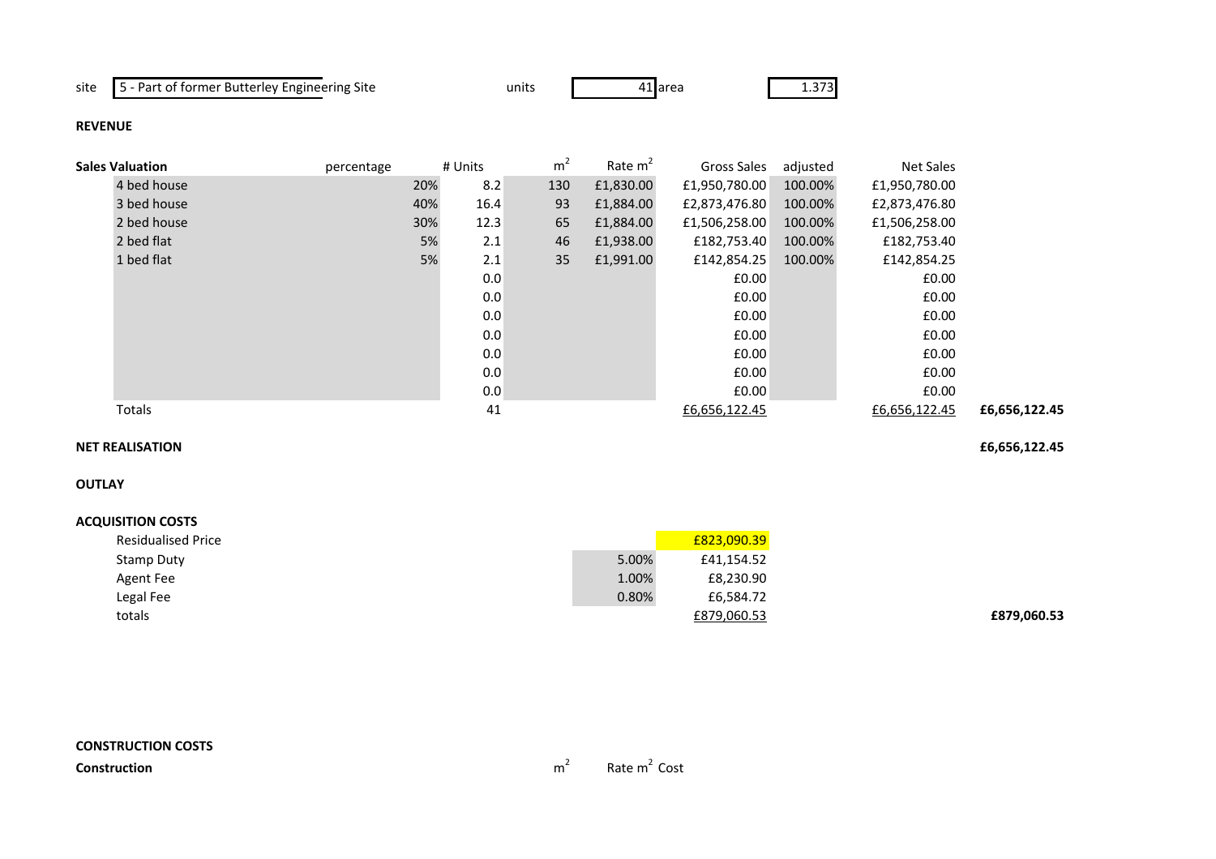| site | 5 - Part of former Butterley Engineering Site | units | 41 | area | 1.373 |
|---|---|---|---|---|---|

**REVENUE**

| Sales Valuation | percentage | # Units | $m^2$ | Rate $m^2$ | Gross Sales | adjusted | Net Sales | |
|---|---|---|---|---|---|---|---|---|
| 4 bed house | 20% | 8.2 | 130 | £1,830.00 | £1,950,780.00 | 100.00% | £1,950,780.00 | |
| 3 bed house | 40% | 16.4 | 93 | £1,884.00 | £2,873,476.80 | 100.00% | £2,873,476.80 | |
| 2 bed house | 30% | 12.3 | 65 | £1,884.00 | £1,506,258.00 | 100.00% | £1,506,258.00 | |
| 2 bed flat | 5% | 2.1 | 46 | £1,938.00 | £182,753.40 | 100.00% | £182,753.40 | |
| 1 bed flat | 5% | 2.1 | 35 | £1,991.00 | £142,854.25 | 100.00% | £142,854.25 | |
| | | 0.0 | | | £0.00 | | £0.00 | |
| | | 0.0 | | | £0.00 | | £0.00 | |
| | | 0.0 | | | £0.00 | | £0.00 | |
| | | 0.0 | | | £0.00 | | £0.00 | |
| | | 0.0 | | | £0.00 | | £0.00 | |
| | | 0.0 | | | £0.00 | | £0.00 | |
| | | 0.0 | | | £0.00 | | £0.00 | |
| Totals | | 41 | | | £6,656,122.45 | | £6,656,122.45 | **£6,656,122.45** |

**NET REALISATION** **£6,656,122.45**

**OUTLAY**

**ACQUISITION COSTS**

| | | | |
|---|---|---|---|
| Residualised Price | | £823,090.39 | |
| Stamp Duty | 5.00% | £41,154.52 | |
| Agent Fee | 1.00% | £8,230.90 | |
| Legal Fee | 0.80% | £6,584.72 | |
| totals | | £879,060.53 | **£879,060.53** |

**CONSTRUCTION COSTS**

| **Construction** | $m^2$ | Rate $m^2$ | Cost |
|---|---|---|---|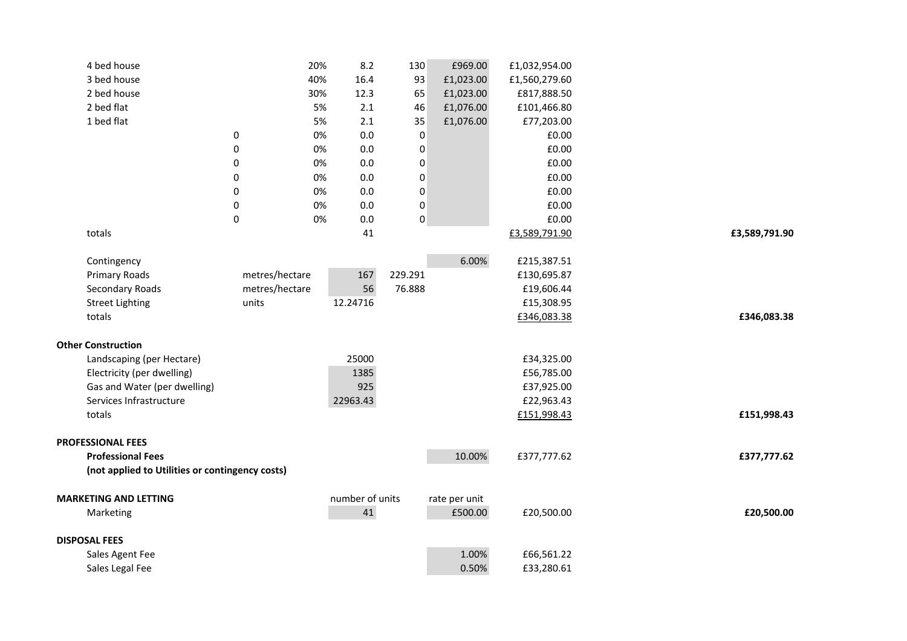| | | | | | | | |
|---|---|---|---|---|---|---|---|
| 4 bed house | | 20% | 8.2 | 130 | £969.00 | £1,032,954.00 | |
| 3 bed house | | 40% | 16.4 | 93 | £1,023.00 | £1,560,279.60 | |
| 2 bed house | | 30% | 12.3 | 65 | £1,023.00 | £817,888.50 | |
| 2 bed flat | | 5% | 2.1 | 46 | £1,076.00 | £101,466.80 | |
| 1 bed flat | | 5% | 2.1 | 35 | £1,076.00 | £77,203.00 | |
| | 0 | 0% | 0.0 | 0 | | £0.00 | |
| | 0 | 0% | 0.0 | 0 | | £0.00 | |
| | 0 | 0% | 0.0 | 0 | | £0.00 | |
| | 0 | 0% | 0.0 | 0 | | £0.00 | |
| | 0 | 0% | 0.0 | 0 | | £0.00 | |
| | 0 | 0% | 0.0 | 0 | | £0.00 | |
| | 0 | 0% | 0.0 | 0 | | £0.00 | |
| totals | | | 41 | | | £3,589,791.90 | **£3,589,791.90** |
| | | | | | | | |
| Contingency | | | | | 6.00% | £215,387.51 | |
| Primary Roads | metres/hectare | | 167 | 229.291 | | £130,695.87 | |
| Secondary Roads | metres/hectare | | 56 | 76.888 | | £19,606.44 | |
| Street Lighting | units | | 12.24716 | | | £15,308.95 | |
| totals | | | | | | £346,083.38 | **£346,083.38** |
| | | | | | | | |
| **Other Construction** | | | | | | | |
| Landscaping (per Hectare) | | | 25000 | | | £34,325.00 | |
| Electricity (per dwelling) | | | 1385 | | | £56,785.00 | |
| Gas and Water (per dwelling) | | | 925 | | | £37,925.00 | |
| Services Infrastructure | | | 22963.43 | | | £22,963.43 | |
| totals | | | | | | £151,998.43 | **£151,998.43** |
| | | | | | | | |
| **PROFESSIONAL FEES** | | | | | | | |
| **Professional Fees** | | | | | 10.00% | £377,777.62 | **£377,777.62** |
| **(not applied to Utilities or contingency costs)** | | | | | | | |
| | | | | | | | |
| **MARKETING AND LETTING** | | | number of units | | rate per unit | | |
| Marketing | | | 41 | | £500.00 | £20,500.00 | **£20,500.00** |
| | | | | | | | |
| **DISPOSAL FEES** | | | | | | | |
| Sales Agent Fee | | | | | 1.00% | £66,561.22 | |
| Sales Legal Fee | | | | | 0.50% | £33,280.61 | |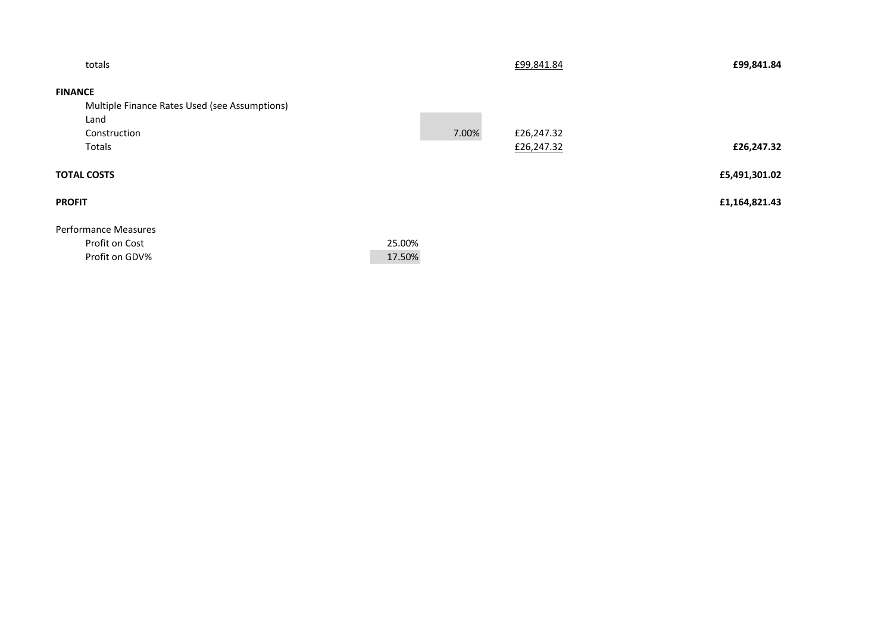| | | | | |
|---|---|---|---|---|
| totals | | | £99,841.84 | **£99,841.84** |
| **FINANCE** | | | | |
| Multiple Finance Rates Used (see Assumptions) | | | | |
| Land | | | | |
| Construction | | 7.00% | £26,247.32 | |
| Totals | | | £26,247.32 | **£26,247.32** |
| **TOTAL COSTS** | | | | **£5,491,301.02** |
| **PROFIT** | | | | **£1,164,821.43** |
| Performance Measures | | | | |
| Profit on Cost | 25.00% | | | |
| Profit on GDV% | 17.50% | | | |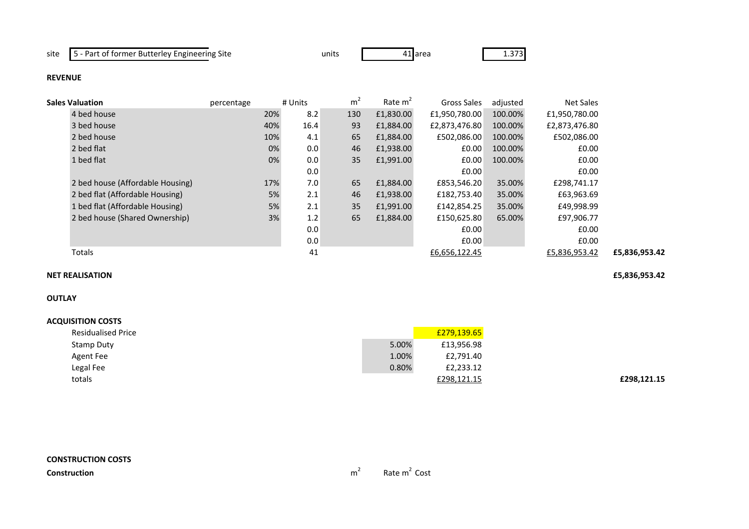| site | 5 - Part of former Butterley Engineering Site | units | 41 | area | 1.373 |
|---|---|---|---|---|---|

**REVENUE**

| Sales Valuation | percentage | # Units | m$^2$ | Rate m$^2$ | Gross Sales | adjusted | Net Sales | |
|---|---|---|---|---|---|---|---|---|
| 4 bed house | 20% | 8.2 | 130 | £1,830.00 | £1,950,780.00 | 100.00% | £1,950,780.00 | |
| 3 bed house | 40% | 16.4 | 93 | £1,884.00 | £2,873,476.80 | 100.00% | £2,873,476.80 | |
| 2 bed house | 10% | 4.1 | 65 | £1,884.00 | £502,086.00 | 100.00% | £502,086.00 | |
| 2 bed flat | 0% | 0.0 | 46 | £1,938.00 | £0.00 | 100.00% | £0.00 | |
| 1 bed flat | 0% | 0.0 | 35 | £1,991.00 | £0.00 | 100.00% | £0.00 | |
| | | 0.0 | | | £0.00 | | £0.00 | |
| 2 bed house (Affordable Housing) | 17% | 7.0 | 65 | £1,884.00 | £853,546.20 | 35.00% | £298,741.17 | |
| 2 bed flat (Affordable Housing) | 5% | 2.1 | 46 | £1,938.00 | £182,753.40 | 35.00% | £63,963.69 | |
| 1 bed flat (Affordable Housing) | 5% | 2.1 | 35 | £1,991.00 | £142,854.25 | 35.00% | £49,998.99 | |
| 2 bed house (Shared Ownership) | 3% | 1.2 | 65 | £1,884.00 | £150,625.80 | 65.00% | £97,906.77 | |
| | | 0.0 | | | £0.00 | | £0.00 | |
| | | 0.0 | | | £0.00 | | £0.00 | |
| Totals | | 41 | | | £6,656,122.45 | | £5,836,953.42 | **£5,836,953.42** |

**NET REALISATION** **£5,836,953.42**

**OUTLAY**

**ACQUISITION COSTS**

| | | | |
|---|---|---|---|
| Residualised Price | | £279,139.65 | |
| Stamp Duty | 5.00% | £13,956.98 | |
| Agent Fee | 1.00% | £2,791.40 | |
| Legal Fee | 0.80% | £2,233.12 | |
| totals | | £298,121.15 | **£298,121.15** |

**CONSTRUCTION COSTS**

| **Construction** | m$^2$ | Rate m$^2$ | Cost |
|---|---|---|---|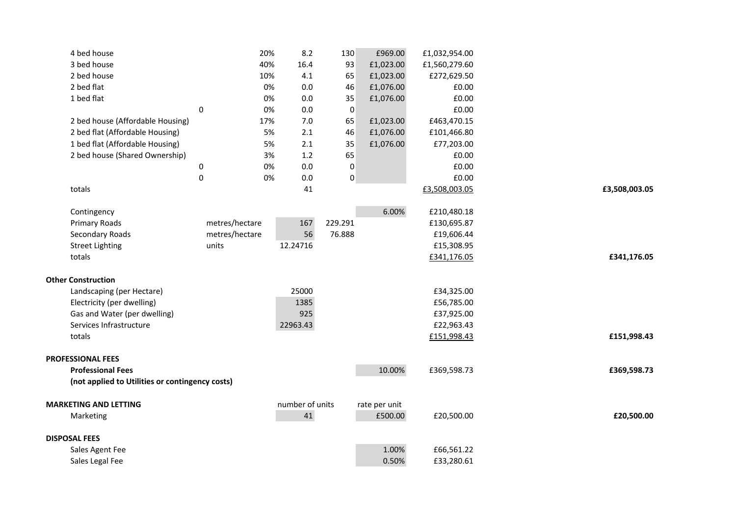| | | | | | | | |
|---|---|---|---|---|---|---|---|
| 4 bed house | | 20% | 8.2 | 130 | £969.00 | £1,032,954.00 | |
| 3 bed house | | 40% | 16.4 | 93 | £1,023.00 | £1,560,279.60 | |
| 2 bed house | | 10% | 4.1 | 65 | £1,023.00 | £272,629.50 | |
| 2 bed flat | | 0% | 0.0 | 46 | £1,076.00 | £0.00 | |
| 1 bed flat | | 0% | 0.0 | 35 | £1,076.00 | £0.00 | |
| | 0 | 0% | 0.0 | 0 | | £0.00 | |
| 2 bed house (Affordable Housing) | | 17% | 7.0 | 65 | £1,023.00 | £463,470.15 | |
| 2 bed flat (Affordable Housing) | | 5% | 2.1 | 46 | £1,076.00 | £101,466.80 | |
| 1 bed flat (Affordable Housing) | | 5% | 2.1 | 35 | £1,076.00 | £77,203.00 | |
| 2 bed house (Shared Ownership) | | 3% | 1.2 | 65 | | £0.00 | |
| | 0 | 0% | 0.0 | 0 | | £0.00 | |
| | 0 | 0% | 0.0 | 0 | | £0.00 | |
| totals | | | 41 | | | £3,508,003.05 | **£3,508,003.05** |
| | | | | | | | |
| Contingency | | | | | 6.00% | £210,480.18 | |
| Primary Roads | metres/hectare | | 167 | 229.291 | | £130,695.87 | |
| Secondary Roads | metres/hectare | | 56 | 76.888 | | £19,606.44 | |
| Street Lighting | units | | 12.24716 | | | £15,308.95 | |
| totals | | | | | | £341,176.05 | **£341,176.05** |
| | | | | | | | |
| **Other Construction** | | | | | | | |
| Landscaping (per Hectare) | | | 25000 | | | £34,325.00 | |
| Electricity (per dwelling) | | | 1385 | | | £56,785.00 | |
| Gas and Water (per dwelling) | | | 925 | | | £37,925.00 | |
| Services Infrastructure | | | 22963.43 | | | £22,963.43 | |
| totals | | | | | | £151,998.43 | **£151,998.43** |
| | | | | | | | |
| **PROFESSIONAL FEES** | | | | | | | |
| **Professional Fees** | | | | | 10.00% | £369,598.73 | **£369,598.73** |
| **(not applied to Utilities or contingency costs)** | | | | | | | |
| | | | | | | | |
| **MARKETING AND LETTING** | | | number of units | | rate per unit | | |
| Marketing | | | 41 | | £500.00 | £20,500.00 | **£20,500.00** |
| | | | | | | | |
| **DISPOSAL FEES** | | | | | | | |
| Sales Agent Fee | | | | | 1.00% | £66,561.22 | |
| Sales Legal Fee | | | | | 0.50% | £33,280.61 | |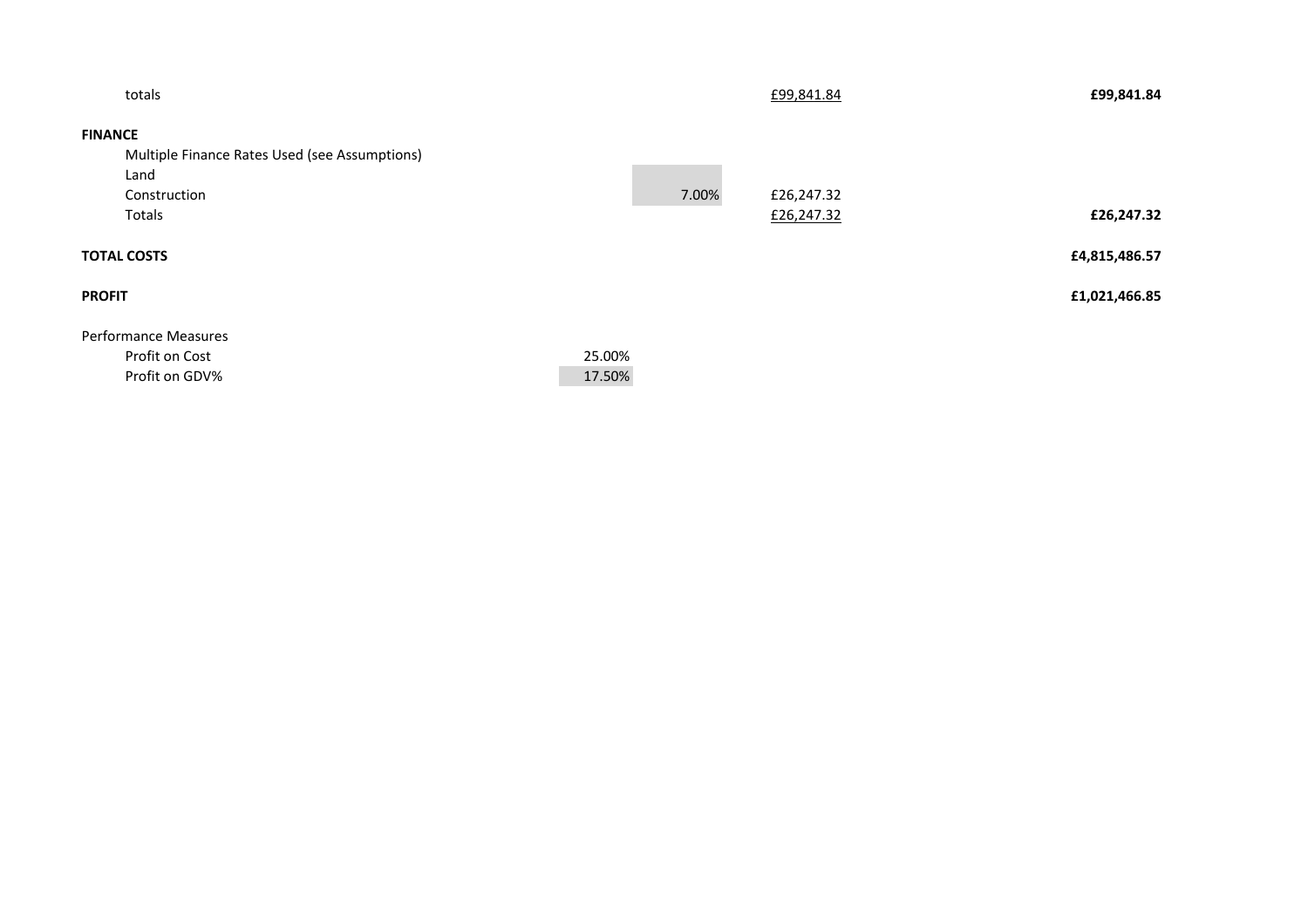| | | | | |
|---|---|---|---|---|
| totals | | | £99,841.84 | **£99,841.84** |
| **FINANCE** | | | | |
| Multiple Finance Rates Used (see Assumptions) | | | | |
| Land | | | | |
| Construction | | 7.00% | £26,247.32 | |
| Totals | | | £26,247.32 | **£26,247.32** |
| **TOTAL COSTS** | | | | **£4,815,486.57** |
| **PROFIT** | | | | **£1,021,466.85** |
| Performance Measures | | | | |
| Profit on Cost | 25.00% | | | |
| Profit on GDV% | 17.50% | | | |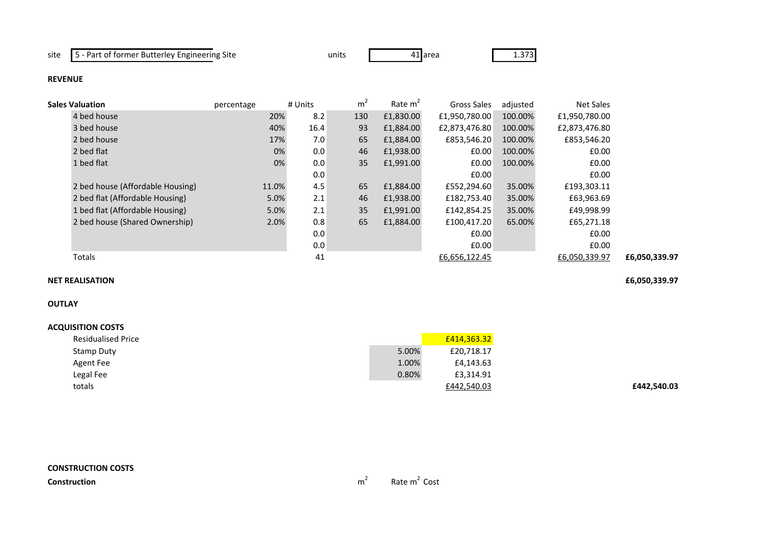site | 5 - Part of former Butterley Engineering Site | units | 41 | area | 1.373

**REVENUE**

| Sales Valuation | percentage | # Units | $m^2$ | Rate $m^2$ | Gross Sales | adjusted | Net Sales | |
|---|---|---|---|---|---|---|---|---|
| 4 bed house | 20% | 8.2 | 130 | £1,830.00 | £1,950,780.00 | 100.00% | £1,950,780.00 | |
| 3 bed house | 40% | 16.4 | 93 | £1,884.00 | £2,873,476.80 | 100.00% | £2,873,476.80 | |
| 2 bed house | 17% | 7.0 | 65 | £1,884.00 | £853,546.20 | 100.00% | £853,546.20 | |
| 2 bed flat | 0% | 0.0 | 46 | £1,938.00 | £0.00 | 100.00% | £0.00 | |
| 1 bed flat | 0% | 0.0 | 35 | £1,991.00 | £0.00 | 100.00% | £0.00 | |
| | | 0.0 | | | £0.00 | | £0.00 | |
| 2 bed house (Affordable Housing) | 11.0% | 4.5 | 65 | £1,884.00 | £552,294.60 | 35.00% | £193,303.11 | |
| 2 bed flat (Affordable Housing) | 5.0% | 2.1 | 46 | £1,938.00 | £182,753.40 | 35.00% | £63,963.69 | |
| 1 bed flat (Affordable Housing) | 5.0% | 2.1 | 35 | £1,991.00 | £142,854.25 | 35.00% | £49,998.99 | |
| 2 bed house (Shared Ownership) | 2.0% | 0.8 | 65 | £1,884.00 | £100,417.20 | 65.00% | £65,271.18 | |
| | | 0.0 | | | £0.00 | | £0.00 | |
| | | 0.0 | | | £0.00 | | £0.00 | |
| Totals | | 41 | | | £6,656,122.45 | | £6,050,339.97 | **£6,050,339.97** |

**NET REALISATION** **£6,050,339.97**

**OUTLAY**

**ACQUISITION COSTS**

| | | | |
|---|---|---|---|
| Residualised Price | | £414,363.32 | |
| Stamp Duty | 5.00% | £20,718.17 | |
| Agent Fee | 1.00% | £4,143.63 | |
| Legal Fee | 0.80% | £3,314.91 | |
| totals | | £442,540.03 | **£442,540.03** |

**CONSTRUCTION COSTS**

| **Construction** | $m^2$ | Rate $m^2$ | Cost |
|---|---|---|---|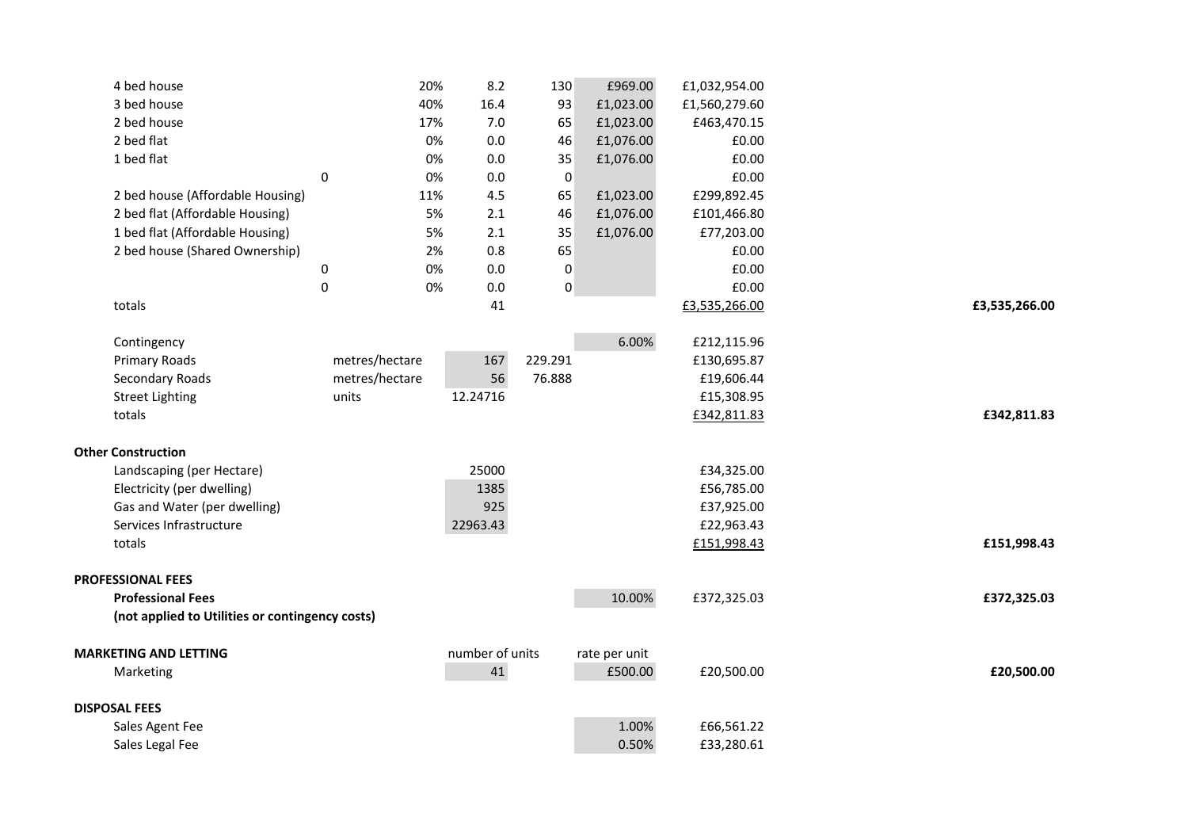| | | | | | | | |
|---|---|---|---|---|---|---|---|
| 4 bed house | | 20% | 8.2 | 130 | £969.00 | £1,032,954.00 | |
| 3 bed house | | 40% | 16.4 | 93 | £1,023.00 | £1,560,279.60 | |
| 2 bed house | | 17% | 7.0 | 65 | £1,023.00 | £463,470.15 | |
| 2 bed flat | | 0% | 0.0 | 46 | £1,076.00 | £0.00 | |
| 1 bed flat | | 0% | 0.0 | 35 | £1,076.00 | £0.00 | |
| | 0 | 0% | 0.0 | 0 | | £0.00 | |
| 2 bed house (Affordable Housing) | | 11% | 4.5 | 65 | £1,023.00 | £299,892.45 | |
| 2 bed flat (Affordable Housing) | | 5% | 2.1 | 46 | £1,076.00 | £101,466.80 | |
| 1 bed flat (Affordable Housing) | | 5% | 2.1 | 35 | £1,076.00 | £77,203.00 | |
| 2 bed house (Shared Ownership) | | 2% | 0.8 | 65 | | £0.00 | |
| | 0 | 0% | 0.0 | 0 | | £0.00 | |
| | 0 | 0% | 0.0 | 0 | | £0.00 | |
| totals | | | 41 | | | £3,535,266.00 | **£3,535,266.00** |
| | | | | | | | |
| Contingency | | | | | 6.00% | £212,115.96 | |
| Primary Roads | metres/hectare | | 167 | 229.291 | | £130,695.87 | |
| Secondary Roads | metres/hectare | | 56 | 76.888 | | £19,606.44 | |
| Street Lighting | units | | 12.24716 | | | £15,308.95 | |
| totals | | | | | | £342,811.83 | **£342,811.83** |
| | | | | | | | |
| **Other Construction** | | | | | | | |
| Landscaping (per Hectare) | | | 25000 | | | £34,325.00 | |
| Electricity (per dwelling) | | | 1385 | | | £56,785.00 | |
| Gas and Water (per dwelling) | | | 925 | | | £37,925.00 | |
| Services Infrastructure | | | 22963.43 | | | £22,963.43 | |
| totals | | | | | | £151,998.43 | **£151,998.43** |
| | | | | | | | |
| **PROFESSIONAL FEES** | | | | | | | |
| **Professional Fees** | | | | | 10.00% | £372,325.03 | **£372,325.03** |
| **(not applied to Utilities or contingency costs)** | | | | | | | |
| | | | | | | | |
| **MARKETING AND LETTING** | | | number of units | | rate per unit | | |
| Marketing | | | 41 | | £500.00 | £20,500.00 | **£20,500.00** |
| | | | | | | | |
| **DISPOSAL FEES** | | | | | | | |
| Sales Agent Fee | | | | | 1.00% | £66,561.22 | |
| Sales Legal Fee | | | | | 0.50% | £33,280.61 | |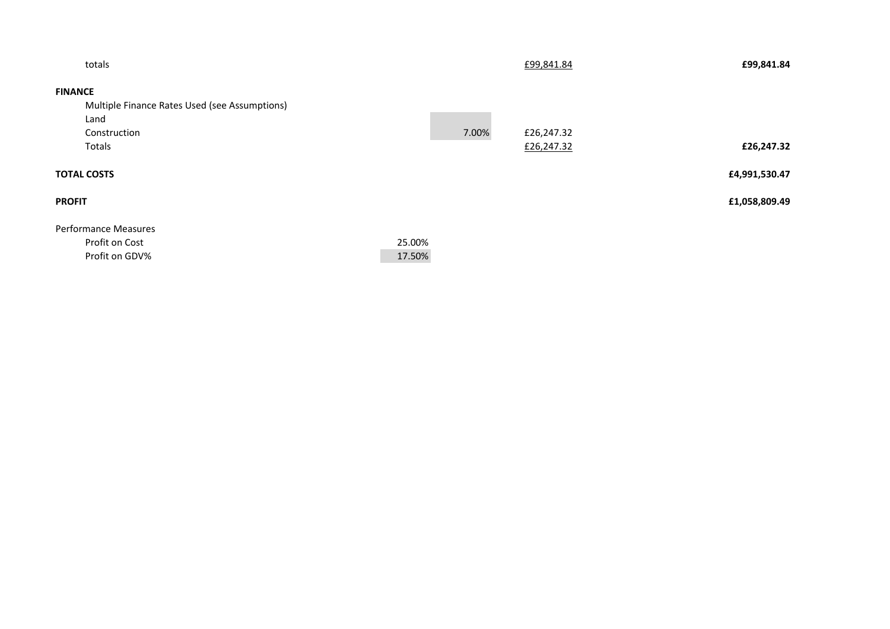| | | | | |
|---|---|---|---|---|
| totals | | | £99,841.84 | **£99,841.84** |
| **FINANCE** | | | | |
| Multiple Finance Rates Used (see Assumptions) | | | | |
| Land | | | | |
| Construction | | 7.00% | £26,247.32 | |
| Totals | | | £26,247.32 | **£26,247.32** |
| **TOTAL COSTS** | | | | **£4,991,530.47** |
| **PROFIT** | | | | **£1,058,809.49** |
| Performance Measures | | | | |
| Profit on Cost | 25.00% | | | |
| Profit on GDV% | 17.50% | | | |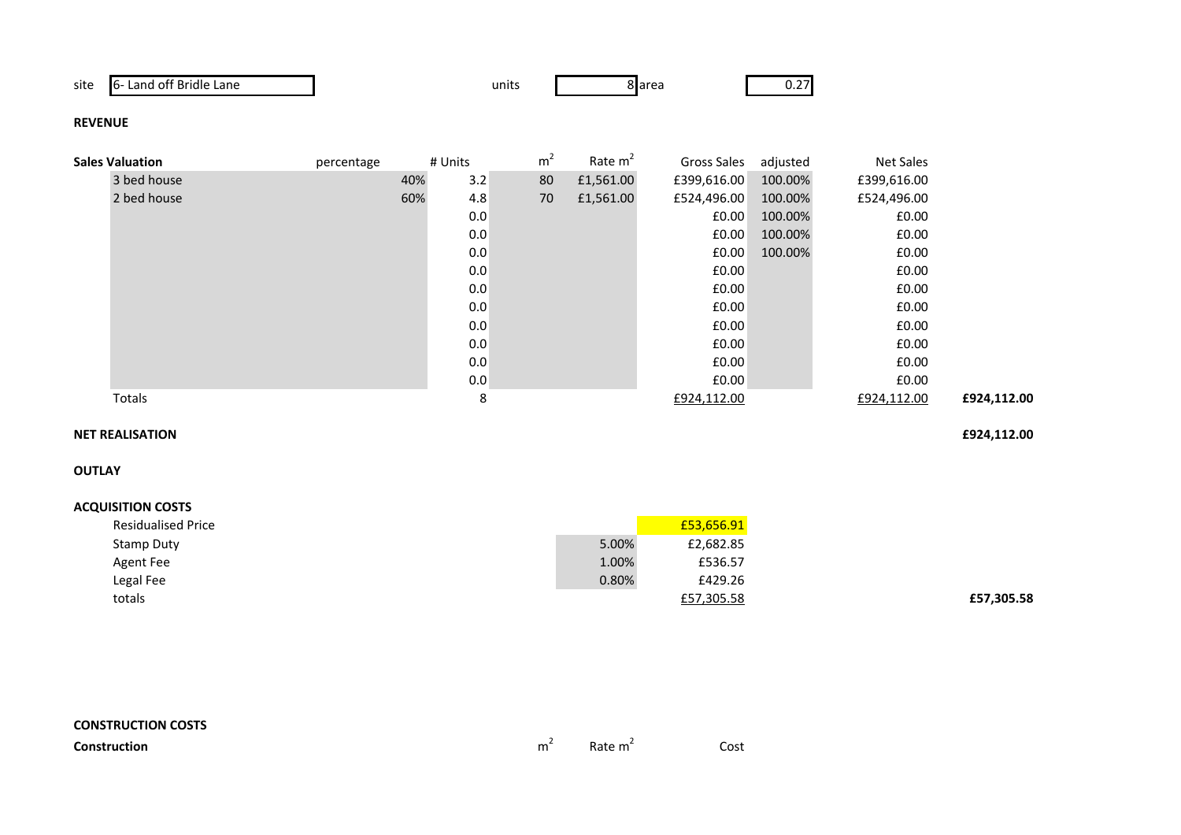| site | 6- Land off Bridle Lane | units | 8 | area | 0.27 |
|---|---|---|---|---|---|

**REVENUE**

| Sales Valuation | percentage | # Units | m² | Rate m² | Gross Sales | adjusted | Net Sales | |
|---|---|---|---|---|---|---|---|---|
| 3 bed house | 40% | 3.2 | 80 | £1,561.00 | £399,616.00 | 100.00% | £399,616.00 | |
| 2 bed house | 60% | 4.8 | 70 | £1,561.00 | £524,496.00 | 100.00% | £524,496.00 | |
| | | 0.0 | | | £0.00 | 100.00% | £0.00 | |
| | | 0.0 | | | £0.00 | 100.00% | £0.00 | |
| | | 0.0 | | | £0.00 | 100.00% | £0.00 | |
| | | 0.0 | | | £0.00 | | £0.00 | |
| | | 0.0 | | | £0.00 | | £0.00 | |
| | | 0.0 | | | £0.00 | | £0.00 | |
| | | 0.0 | | | £0.00 | | £0.00 | |
| | | 0.0 | | | £0.00 | | £0.00 | |
| | | 0.0 | | | £0.00 | | £0.00 | |
| | | 0.0 | | | £0.00 | | £0.00 | |
| Totals | | 8 | | | £924,112.00 | | £924,112.00 | £924,112.00 |

| | |
|---|---|
| **NET REALISATION** | **£924,112.00** |

**OUTLAY**

**ACQUISITION COSTS**

| | | | |
|---|---|---|---|
| Residualised Price | | £53,656.91 | |
| Stamp Duty | 5.00% | £2,682.85 | |
| Agent Fee | 1.00% | £536.57 | |
| Legal Fee | 0.80% | £429.26 | |
| totals | | £57,305.58 | **£57,305.58** |

**CONSTRUCTION COSTS**

| **Construction** | m² | Rate m² | Cost |
|---|---|---|---|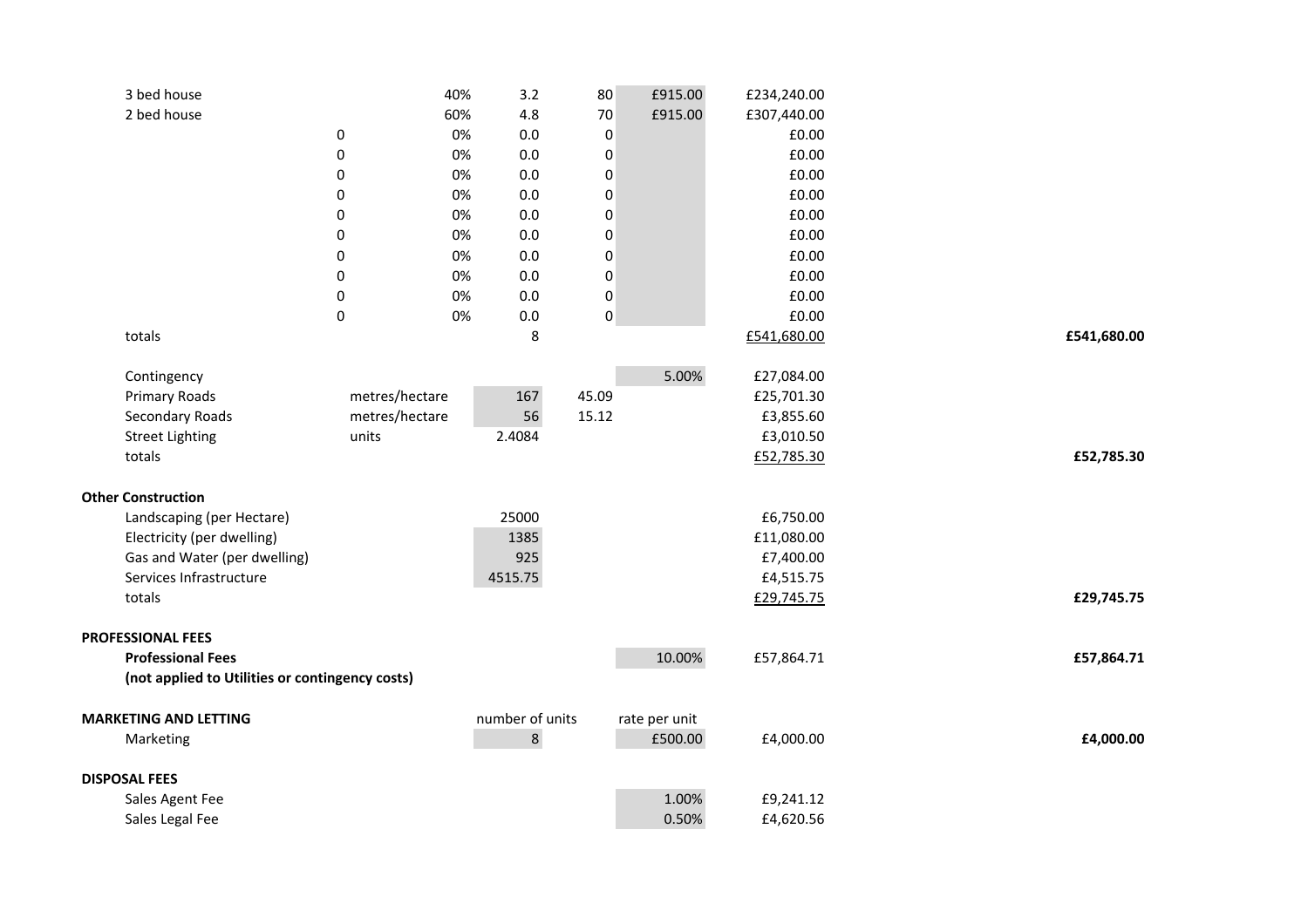| | | | | | | | |
|---|---|---|---|---|---|---|---|
| 3 bed house | | 40% | 3.2 | 80 | £915.00 | £234,240.00 | |
| 2 bed house | | 60% | 4.8 | 70 | £915.00 | £307,440.00 | |
| | 0 | 0% | 0.0 | 0 | | £0.00 | |
| | 0 | 0% | 0.0 | 0 | | £0.00 | |
| | 0 | 0% | 0.0 | 0 | | £0.00 | |
| | 0 | 0% | 0.0 | 0 | | £0.00 | |
| | 0 | 0% | 0.0 | 0 | | £0.00 | |
| | 0 | 0% | 0.0 | 0 | | £0.00 | |
| | 0 | 0% | 0.0 | 0 | | £0.00 | |
| | 0 | 0% | 0.0 | 0 | | £0.00 | |
| | 0 | 0% | 0.0 | 0 | | £0.00 | |
| | 0 | 0% | 0.0 | 0 | | £0.00 | |
| totals | | | 8 | | | £541,680.00 | **£541,680.00** |
| | | | | | | | |
| Contingency | | | | | 5.00% | £27,084.00 | |
| Primary Roads | metres/hectare | | 167 | 45.09 | | £25,701.30 | |
| Secondary Roads | metres/hectare | | 56 | 15.12 | | £3,855.60 | |
| Street Lighting | units | | 2.4084 | | | £3,010.50 | |
| totals | | | | | | £52,785.30 | **£52,785.30** |
| | | | | | | | |
| **Other Construction** | | | | | | | |
| Landscaping (per Hectare) | | | 25000 | | | £6,750.00 | |
| Electricity (per dwelling) | | | 1385 | | | £11,080.00 | |
| Gas and Water (per dwelling) | | | 925 | | | £7,400.00 | |
| Services Infrastructure | | | 4515.75 | | | £4,515.75 | |
| totals | | | | | | £29,745.75 | **£29,745.75** |
| | | | | | | | |
| **PROFESSIONAL FEES** | | | | | | | |
| **Professional Fees** | | | | | 10.00% | £57,864.71 | **£57,864.71** |
| **(not applied to Utilities or contingency costs)** | | | | | | | |
| | | | | | | | |
| **MARKETING AND LETTING** | | | number of units | | rate per unit | | |
| Marketing | | | 8 | | £500.00 | £4,000.00 | **£4,000.00** |
| | | | | | | | |
| **DISPOSAL FEES** | | | | | | | |
| Sales Agent Fee | | | | | 1.00% | £9,241.12 | |
| Sales Legal Fee | | | | | 0.50% | £4,620.56 | |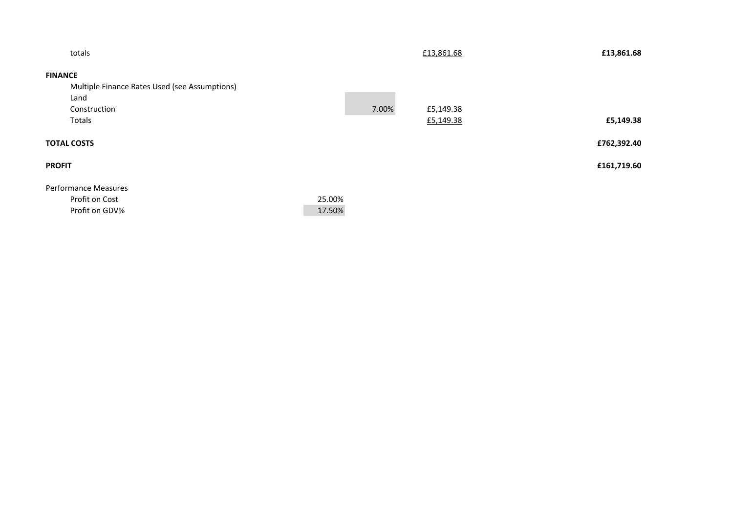| | | | | |
|---|---|---|---|---|
| totals | | | £13,861.68 | **£13,861.68** |
| **FINANCE** | | | | |
| Multiple Finance Rates Used (see Assumptions) | | | | |
| Land | | | | |
| Construction | | 7.00% | £5,149.38 | |
| Totals | | | £5,149.38 | **£5,149.38** |
| **TOTAL COSTS** | | | | **£762,392.40** |
| **PROFIT** | | | | **£161,719.60** |
| Performance Measures | | | | |
| Profit on Cost | 25.00% | | | |
| Profit on GDV% | 17.50% | | | |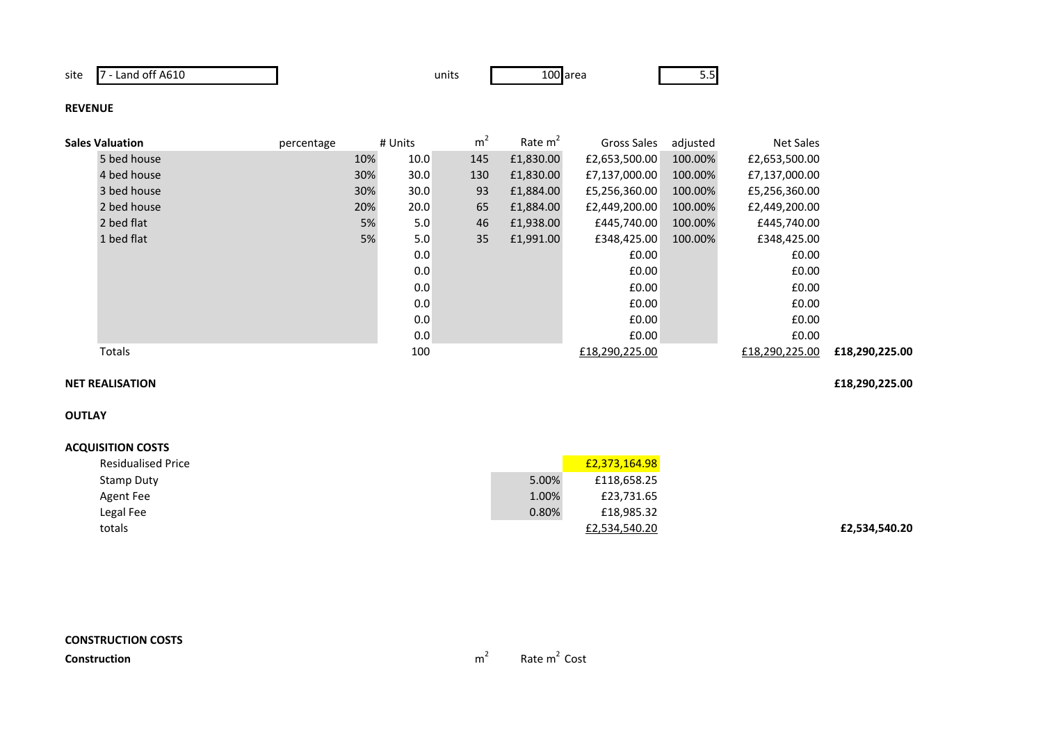site: 7 - Land off A610 | units: 100 | area: 5.5

**REVENUE**

| Sales Valuation | percentage | # Units | $m^2$ | Rate $m^2$ | Gross Sales | adjusted | Net Sales | |
|---|---|---|---|---|---|---|---|---|
| 5 bed house | 10% | 10.0 | 145 | £1,830.00 | £2,653,500.00 | 100.00% | £2,653,500.00 | |
| 4 bed house | 30% | 30.0 | 130 | £1,830.00 | £7,137,000.00 | 100.00% | £7,137,000.00 | |
| 3 bed house | 30% | 30.0 | 93 | £1,884.00 | £5,256,360.00 | 100.00% | £5,256,360.00 | |
| 2 bed house | 20% | 20.0 | 65 | £1,884.00 | £2,449,200.00 | 100.00% | £2,449,200.00 | |
| 2 bed flat | 5% | 5.0 | 46 | £1,938.00 | £445,740.00 | 100.00% | £445,740.00 | |
| 1 bed flat | 5% | 5.0 | 35 | £1,991.00 | £348,425.00 | 100.00% | £348,425.00 | |
| | | 0.0 | | | £0.00 | | £0.00 | |
| | | 0.0 | | | £0.00 | | £0.00 | |
| | | 0.0 | | | £0.00 | | £0.00 | |
| | | 0.0 | | | £0.00 | | £0.00 | |
| | | 0.0 | | | £0.00 | | £0.00 | |
| | | 0.0 | | | £0.00 | | £0.00 | |
| Totals | | 100 | | | £18,290,225.00 | | £18,290,225.00 | **£18,290,225.00** |

**NET REALISATION** **£18,290,225.00**

**OUTLAY**

**ACQUISITION COSTS**

| | | | |
|---|---|---|---|
| Residualised Price | | £2,373,164.98 | |
| Stamp Duty | 5.00% | £118,658.25 | |
| Agent Fee | 1.00% | £23,731.65 | |
| Legal Fee | 0.80% | £18,985.32 | |
| totals | | £2,534,540.20 | **£2,534,540.20** |

**CONSTRUCTION COSTS**

| **Construction** | $m^2$ | Rate $m^2$ | Cost |
|---|---|---|---|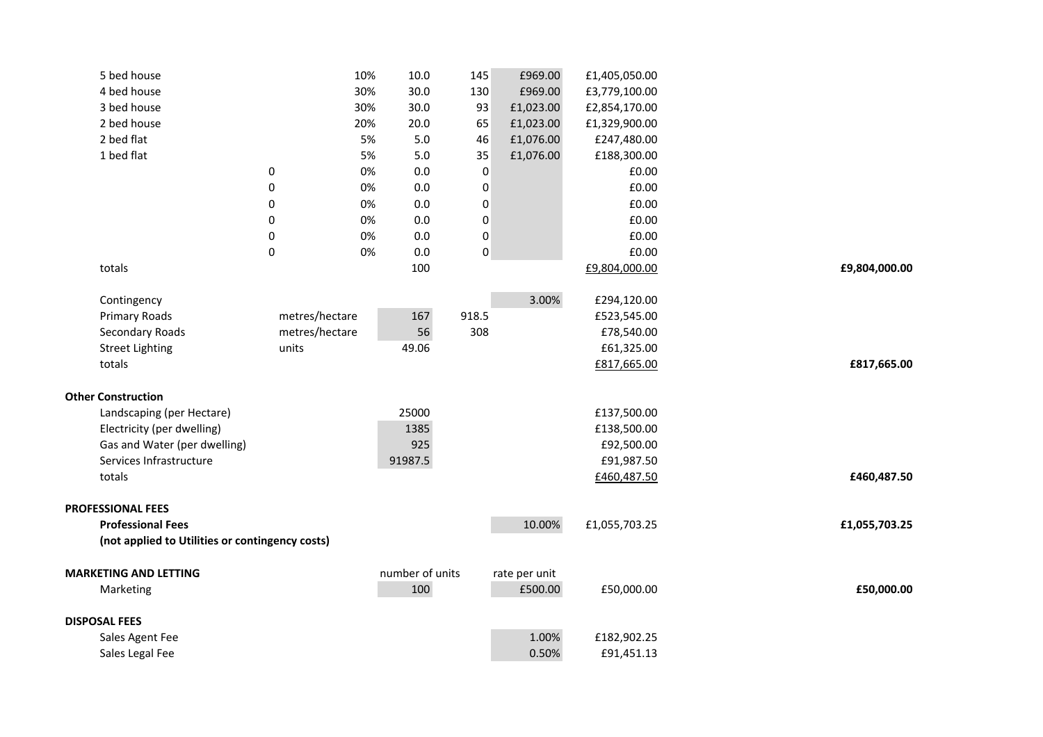| | | | | | | | |
|---|---|---|---|---|---|---|---|
| 5 bed house | | 10% | 10.0 | 145 | £969.00 | £1,405,050.00 | |
| 4 bed house | | 30% | 30.0 | 130 | £969.00 | £3,779,100.00 | |
| 3 bed house | | 30% | 30.0 | 93 | £1,023.00 | £2,854,170.00 | |
| 2 bed house | | 20% | 20.0 | 65 | £1,023.00 | £1,329,900.00 | |
| 2 bed flat | | 5% | 5.0 | 46 | £1,076.00 | £247,480.00 | |
| 1 bed flat | | 5% | 5.0 | 35 | £1,076.00 | £188,300.00 | |
| | 0 | 0% | 0.0 | 0 | | £0.00 | |
| | 0 | 0% | 0.0 | 0 | | £0.00 | |
| | 0 | 0% | 0.0 | 0 | | £0.00 | |
| | 0 | 0% | 0.0 | 0 | | £0.00 | |
| | 0 | 0% | 0.0 | 0 | | £0.00 | |
| | 0 | 0% | 0.0 | 0 | | £0.00 | |
| totals | | | 100 | | | £9,804,000.00 | **£9,804,000.00** |
| | | | | | | | |
| Contingency | | | | | 3.00% | £294,120.00 | |
| Primary Roads | metres/hectare | | 167 | 918.5 | | £523,545.00 | |
| Secondary Roads | metres/hectare | | 56 | 308 | | £78,540.00 | |
| Street Lighting | units | | 49.06 | | | £61,325.00 | |
| totals | | | | | | £817,665.00 | **£817,665.00** |
| | | | | | | | |
| **Other Construction** | | | | | | | |
| Landscaping (per Hectare) | | | 25000 | | | £137,500.00 | |
| Electricity (per dwelling) | | | 1385 | | | £138,500.00 | |
| Gas and Water (per dwelling) | | | 925 | | | £92,500.00 | |
| Services Infrastructure | | | 91987.5 | | | £91,987.50 | |
| totals | | | | | | £460,487.50 | **£460,487.50** |
| | | | | | | | |
| **PROFESSIONAL FEES** | | | | | | | |
| **Professional Fees** | | | | | 10.00% | £1,055,703.25 | **£1,055,703.25** |
| **(not applied to Utilities or contingency costs)** | | | | | | | |
| | | | | | | | |
| **MARKETING AND LETTING** | | | number of units | | rate per unit | | |
| Marketing | | | 100 | | £500.00 | £50,000.00 | **£50,000.00** |
| | | | | | | | |
| **DISPOSAL FEES** | | | | | | | |
| Sales Agent Fee | | | | | 1.00% | £182,902.25 | |
| Sales Legal Fee | | | | | 0.50% | £91,451.13 | |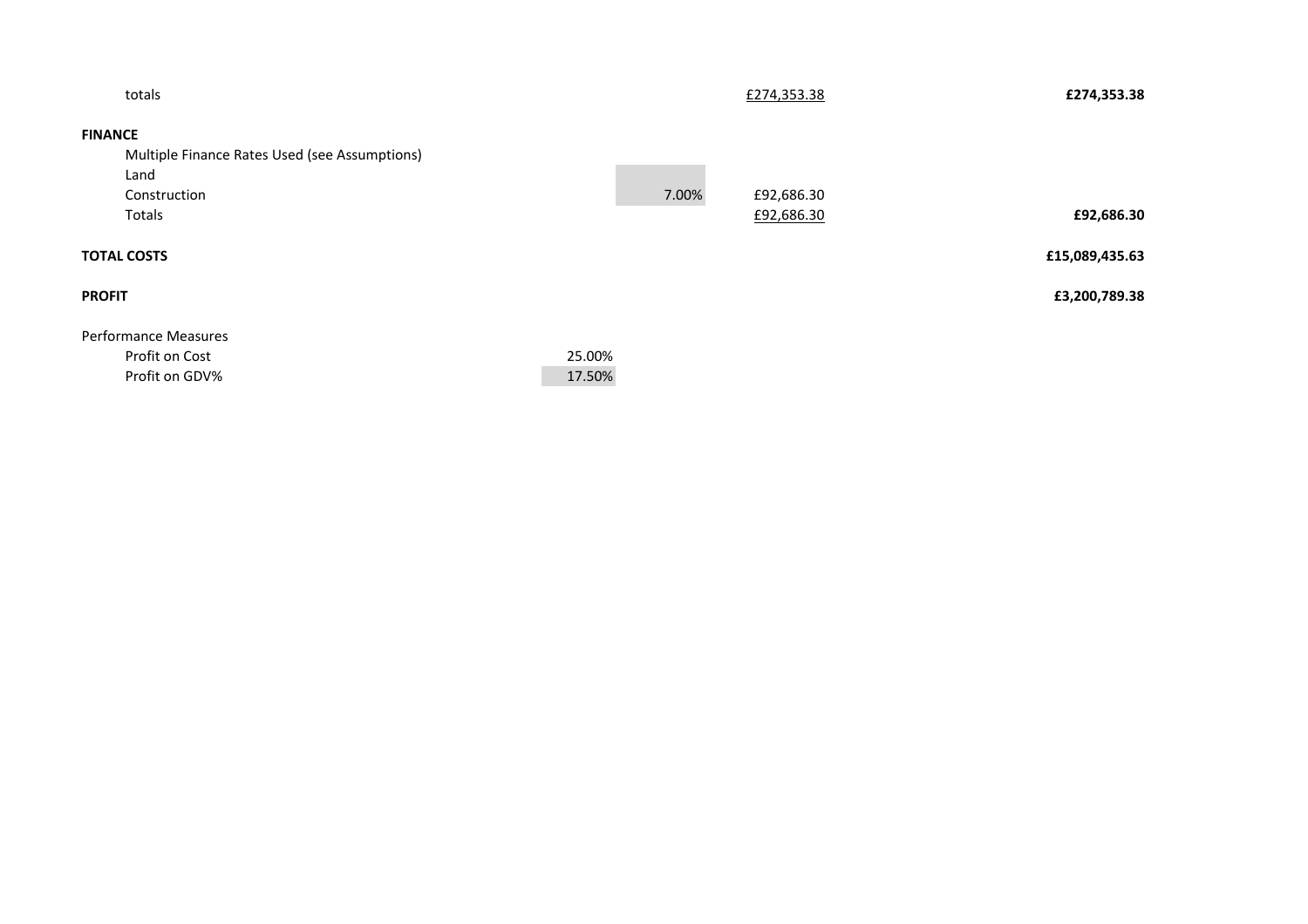| | | | | |
|---|---|---|---|---|
| totals | | | £274,353.38 | **£274,353.38** |
| **FINANCE** | | | | |
| Multiple Finance Rates Used (see Assumptions) | | | | |
| Land | | | | |
| Construction | | 7.00% | £92,686.30 | |
| Totals | | | £92,686.30 | **£92,686.30** |
| **TOTAL COSTS** | | | | **£15,089,435.63** |
| **PROFIT** | | | | **£3,200,789.38** |
| Performance Measures | | | | |
| Profit on Cost | 25.00% | | | |
| Profit on GDV% | 17.50% | | | |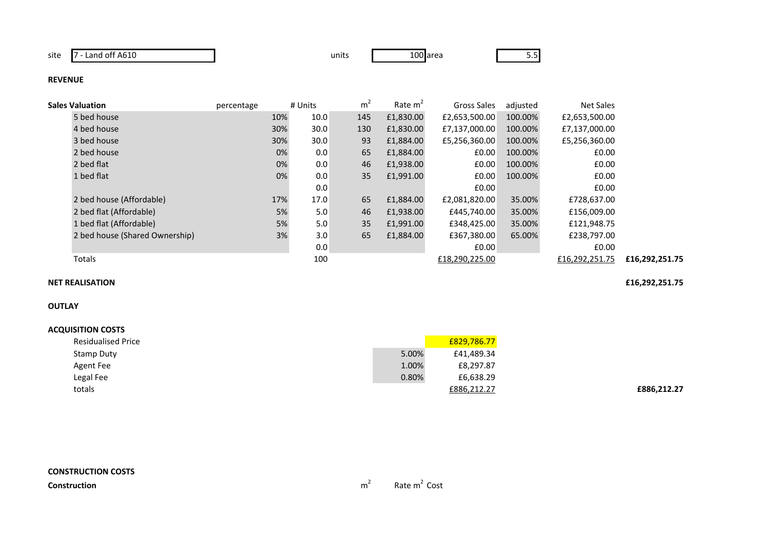site: 7 - Land off A610 | units: 100 | area: 5.5

**REVENUE**

| Sales Valuation | percentage | # Units | $m^2$ | Rate $m^2$ | Gross Sales | adjusted | Net Sales | |
|---|---|---|---|---|---|---|---|---|
| 5 bed house | 10% | 10.0 | 145 | £1,830.00 | £2,653,500.00 | 100.00% | £2,653,500.00 | |
| 4 bed house | 30% | 30.0 | 130 | £1,830.00 | £7,137,000.00 | 100.00% | £7,137,000.00 | |
| 3 bed house | 30% | 30.0 | 93 | £1,884.00 | £5,256,360.00 | 100.00% | £5,256,360.00 | |
| 2 bed house | 0% | 0.0 | 65 | £1,884.00 | £0.00 | 100.00% | £0.00 | |
| 2 bed flat | 0% | 0.0 | 46 | £1,938.00 | £0.00 | 100.00% | £0.00 | |
| 1 bed flat | 0% | 0.0 | 35 | £1,991.00 | £0.00 | 100.00% | £0.00 | |
| | | 0.0 | | | £0.00 | | £0.00 | |
| 2 bed house (Affordable) | 17% | 17.0 | 65 | £1,884.00 | £2,081,820.00 | 35.00% | £728,637.00 | |
| 2 bed flat (Affordable) | 5% | 5.0 | 46 | £1,938.00 | £445,740.00 | 35.00% | £156,009.00 | |
| 1 bed flat (Affordable) | 5% | 5.0 | 35 | £1,991.00 | £348,425.00 | 35.00% | £121,948.75 | |
| 2 bed house (Shared Ownership) | 3% | 3.0 | 65 | £1,884.00 | £367,380.00 | 65.00% | £238,797.00 | |
| | | 0.0 | | | £0.00 | | £0.00 | |
| Totals | | 100 | | | £18,290,225.00 | | £16,292,251.75 | **£16,292,251.75** |

**NET REALISATION** **£16,292,251.75**

**OUTLAY**

**ACQUISITION COSTS**

| | | | |
|---|---|---|---|
| Residualised Price | | £829,786.77 | |
| Stamp Duty | 5.00% | £41,489.34 | |
| Agent Fee | 1.00% | £8,297.87 | |
| Legal Fee | 0.80% | £6,638.29 | |
| totals | | £886,212.27 | **£886,212.27** |

**CONSTRUCTION COSTS**

| **Construction** | $m^2$ | Rate $m^2$ | Cost |
|---|---|---|---|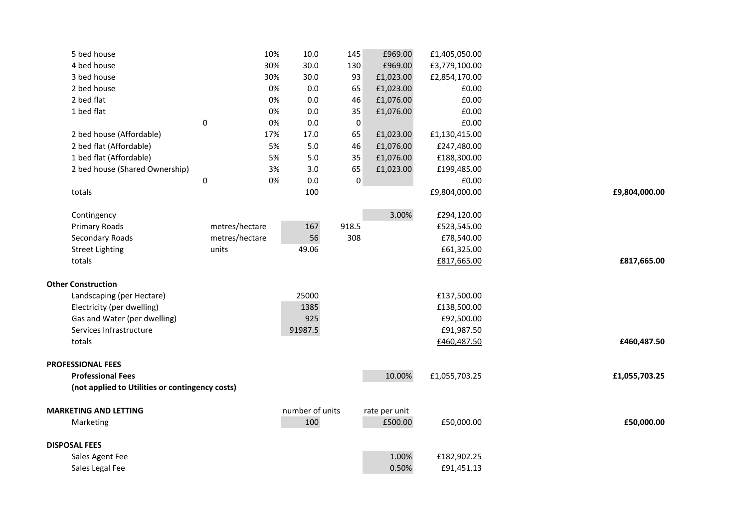| | | | | | | |
|---|---|---|---|---|---|---|
| 5 bed house | | 10% | 10.0 | 145 | £969.00 | £1,405,050.00 | |
| 4 bed house | | 30% | 30.0 | 130 | £969.00 | £3,779,100.00 | |
| 3 bed house | | 30% | 30.0 | 93 | £1,023.00 | £2,854,170.00 | |
| 2 bed house | | 0% | 0.0 | 65 | £1,023.00 | £0.00 | |
| 2 bed flat | | 0% | 0.0 | 46 | £1,076.00 | £0.00 | |
| 1 bed flat | | 0% | 0.0 | 35 | £1,076.00 | £0.00 | |
| | 0 | 0% | 0.0 | 0 | | £0.00 | |
| 2 bed house (Affordable) | | 17% | 17.0 | 65 | £1,023.00 | £1,130,415.00 | |
| 2 bed flat (Affordable) | | 5% | 5.0 | 46 | £1,076.00 | £247,480.00 | |
| 1 bed flat (Affordable) | | 5% | 5.0 | 35 | £1,076.00 | £188,300.00 | |
| 2 bed house (Shared Ownership) | | 3% | 3.0 | 65 | £1,023.00 | £199,485.00 | |
| | 0 | 0% | 0.0 | 0 | | £0.00 | |
| totals | | | 100 | | | £9,804,000.00 | **£9,804,000.00** |
| | | | | | | | |
| Contingency | | | | | 3.00% | £294,120.00 | |
| Primary Roads | metres/hectare | | 167 | 918.5 | | £523,545.00 | |
| Secondary Roads | metres/hectare | | 56 | 308 | | £78,540.00 | |
| Street Lighting | units | | 49.06 | | | £61,325.00 | |
| totals | | | | | | £817,665.00 | **£817,665.00** |
| | | | | | | | |
| **Other Construction** | | | | | | | |
| Landscaping (per Hectare) | | | 25000 | | | £137,500.00 | |
| Electricity (per dwelling) | | | 1385 | | | £138,500.00 | |
| Gas and Water (per dwelling) | | | 925 | | | £92,500.00 | |
| Services Infrastructure | | | 91987.5 | | | £91,987.50 | |
| totals | | | | | | £460,487.50 | **£460,487.50** |
| | | | | | | | |
| **PROFESSIONAL FEES** | | | | | | | |
| **Professional Fees** | | | | | 10.00% | £1,055,703.25 | **£1,055,703.25** |
| **(not applied to Utilities or contingency costs)** | | | | | | | |
| | | | | | | | |
| **MARKETING AND LETTING** | | | number of units | | rate per unit | | |
| Marketing | | | 100 | | £500.00 | £50,000.00 | **£50,000.00** |
| | | | | | | | |
| **DISPOSAL FEES** | | | | | | | |
| Sales Agent Fee | | | | | 1.00% | £182,902.25 | |
| Sales Legal Fee | | | | | 0.50% | £91,451.13 | |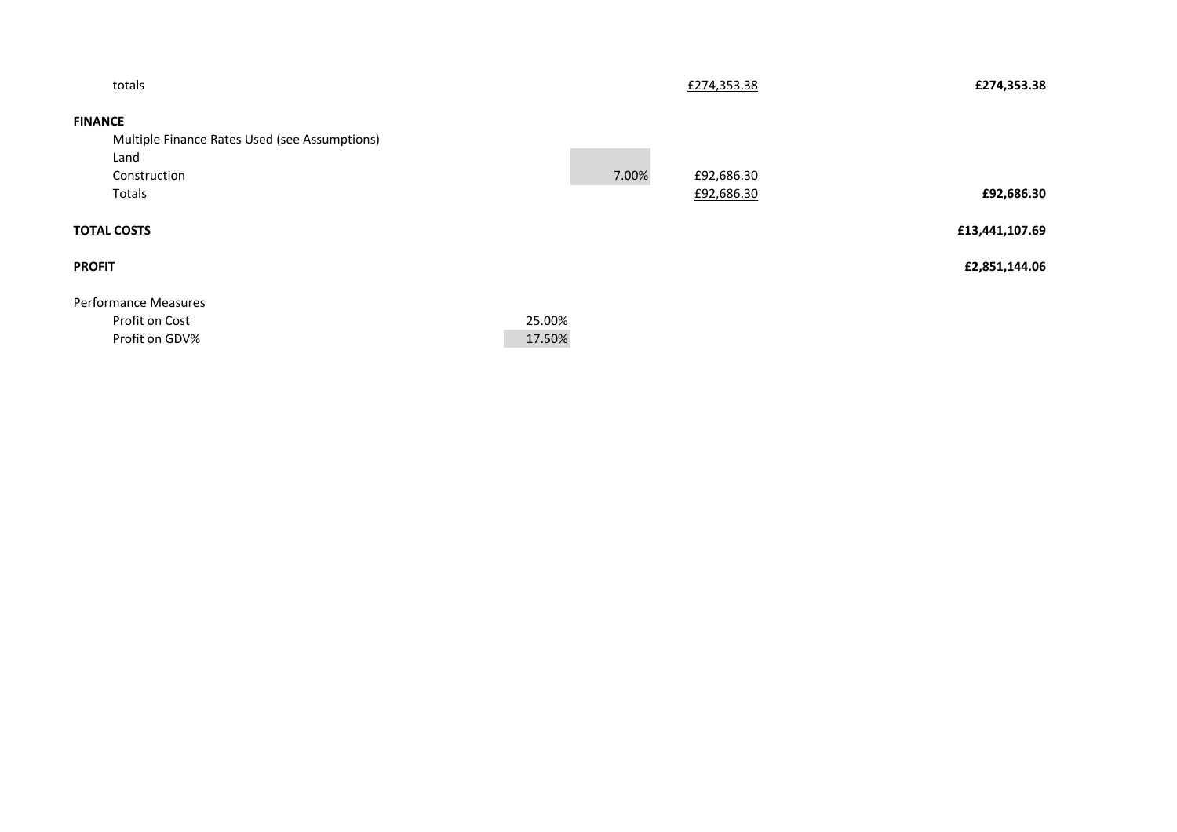| | | | | |
|---|---|---|---|---|
| totals | | | £274,353.38 | **£274,353.38** |
| **FINANCE** | | | | |
| Multiple Finance Rates Used (see Assumptions) | | | | |
| Land | | | | |
| Construction | | 7.00% | £92,686.30 | |
| Totals | | | £92,686.30 | **£92,686.30** |
| **TOTAL COSTS** | | | | **£13,441,107.69** |
| **PROFIT** | | | | **£2,851,144.06** |
| Performance Measures | | | | |
| Profit on Cost | 25.00% | | | |
| Profit on GDV% | 17.50% | | | |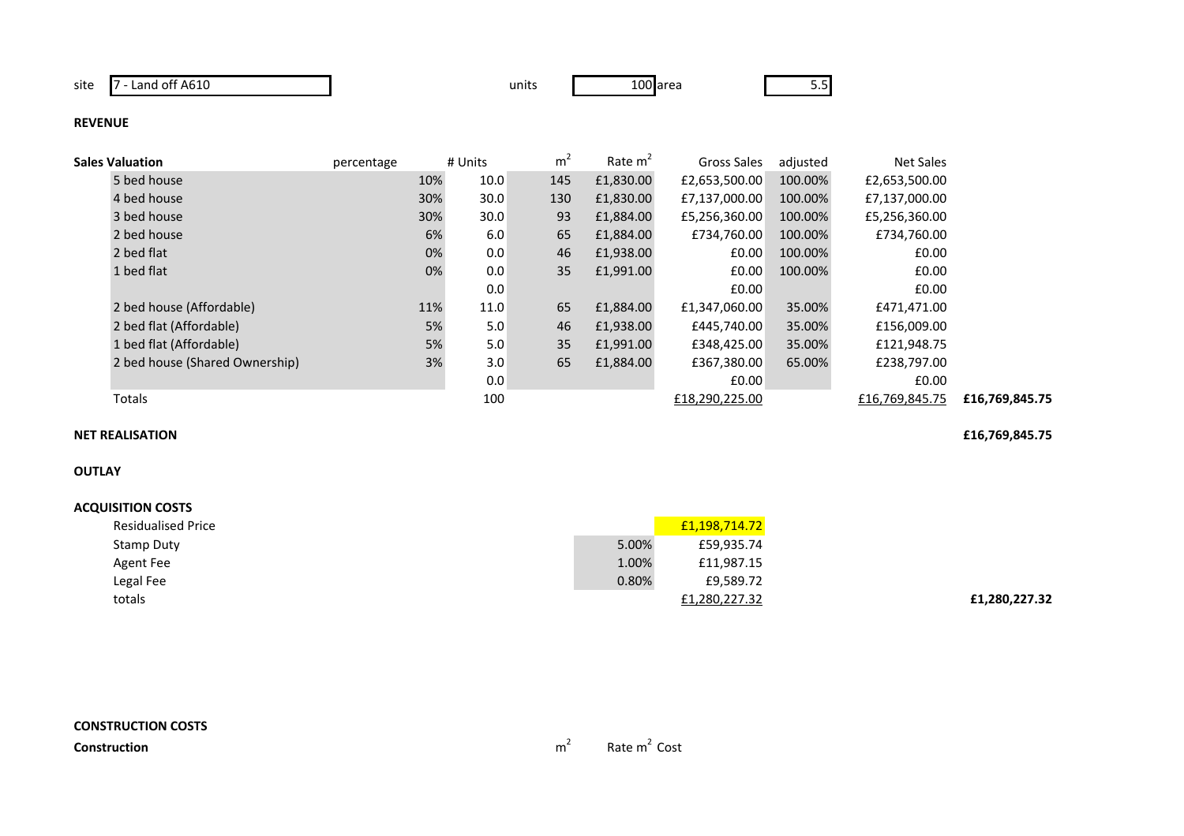site: 7 - Land off A610 | units: 100 | area: 5.5

**REVENUE**

| Sales Valuation | percentage | # Units | $m^2$ | Rate $m^2$ | Gross Sales | adjusted | Net Sales | |
|---|---|---|---|---|---|---|---|---|
| 5 bed house | 10% | 10.0 | 145 | £1,830.00 | £2,653,500.00 | 100.00% | £2,653,500.00 | |
| 4 bed house | 30% | 30.0 | 130 | £1,830.00 | £7,137,000.00 | 100.00% | £7,137,000.00 | |
| 3 bed house | 30% | 30.0 | 93 | £1,884.00 | £5,256,360.00 | 100.00% | £5,256,360.00 | |
| 2 bed house | 6% | 6.0 | 65 | £1,884.00 | £734,760.00 | 100.00% | £734,760.00 | |
| 2 bed flat | 0% | 0.0 | 46 | £1,938.00 | £0.00 | 100.00% | £0.00 | |
| 1 bed flat | 0% | 0.0 | 35 | £1,991.00 | £0.00 | 100.00% | £0.00 | |
| | | 0.0 | | | £0.00 | | £0.00 | |
| 2 bed house (Affordable) | 11% | 11.0 | 65 | £1,884.00 | £1,347,060.00 | 35.00% | £471,471.00 | |
| 2 bed flat (Affordable) | 5% | 5.0 | 46 | £1,938.00 | £445,740.00 | 35.00% | £156,009.00 | |
| 1 bed flat (Affordable) | 5% | 5.0 | 35 | £1,991.00 | £348,425.00 | 35.00% | £121,948.75 | |
| 2 bed house (Shared Ownership) | 3% | 3.0 | 65 | £1,884.00 | £367,380.00 | 65.00% | £238,797.00 | |
| | | 0.0 | | | £0.00 | | £0.00 | |
| Totals | | 100 | | | £18,290,225.00 | | £16,769,845.75 | **£16,769,845.75** |

**NET REALISATION** **£16,769,845.75**

**OUTLAY**

**ACQUISITION COSTS**

| | | | |
|---|---|---|---|
| Residualised Price | | £1,198,714.72 | |
| Stamp Duty | 5.00% | £59,935.74 | |
| Agent Fee | 1.00% | £11,987.15 | |
| Legal Fee | 0.80% | £9,589.72 | |
| totals | | £1,280,227.32 | **£1,280,227.32** |

**CONSTRUCTION COSTS**

| **Construction** | $m^2$ | Rate $m^2$ | Cost |
|---|---|---|---|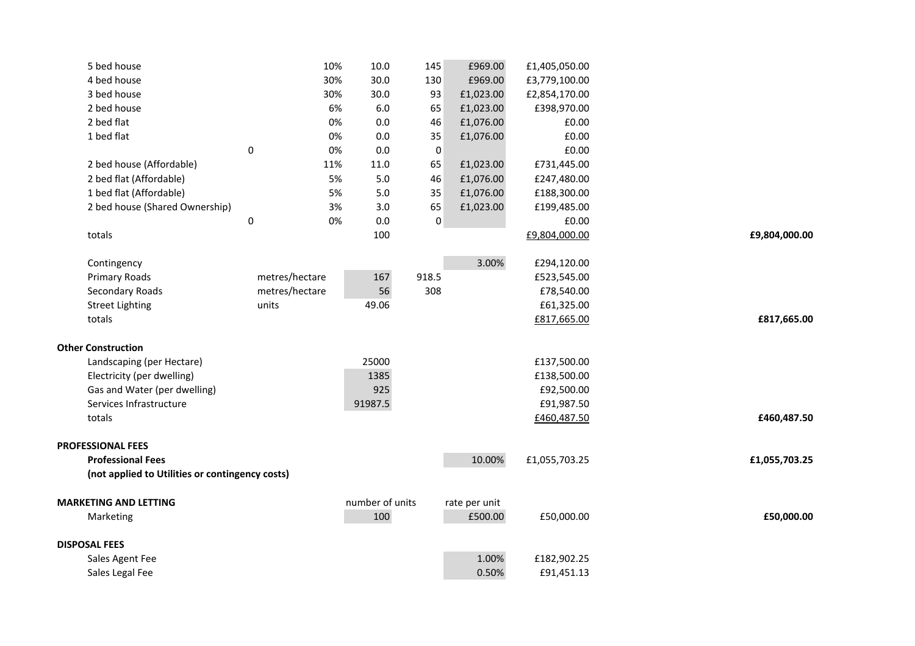| | | | | | | | |
|---|---|---|---|---|---|---|---|
| 5 bed house | | 10% | 10.0 | 145 | £969.00 | £1,405,050.00 | |
| 4 bed house | | 30% | 30.0 | 130 | £969.00 | £3,779,100.00 | |
| 3 bed house | | 30% | 30.0 | 93 | £1,023.00 | £2,854,170.00 | |
| 2 bed house | | 6% | 6.0 | 65 | £1,023.00 | £398,970.00 | |
| 2 bed flat | | 0% | 0.0 | 46 | £1,076.00 | £0.00 | |
| 1 bed flat | | 0% | 0.0 | 35 | £1,076.00 | £0.00 | |
| | 0 | 0% | 0.0 | 0 | | £0.00 | |
| 2 bed house (Affordable) | | 11% | 11.0 | 65 | £1,023.00 | £731,445.00 | |
| 2 bed flat (Affordable) | | 5% | 5.0 | 46 | £1,076.00 | £247,480.00 | |
| 1 bed flat (Affordable) | | 5% | 5.0 | 35 | £1,076.00 | £188,300.00 | |
| 2 bed house (Shared Ownership) | | 3% | 3.0 | 65 | £1,023.00 | £199,485.00 | |
| | 0 | 0% | 0.0 | 0 | | £0.00 | |
| totals | | | 100 | | | £9,804,000.00 | **£9,804,000.00** |
| | | | | | | | |
| Contingency | | | | | 3.00% | £294,120.00 | |
| Primary Roads | metres/hectare | | 167 | 918.5 | | £523,545.00 | |
| Secondary Roads | metres/hectare | | 56 | 308 | | £78,540.00 | |
| Street Lighting | units | | 49.06 | | | £61,325.00 | |
| totals | | | | | | £817,665.00 | **£817,665.00** |
| | | | | | | | |
| **Other Construction** | | | | | | | |
| Landscaping (per Hectare) | | | 25000 | | | £137,500.00 | |
| Electricity (per dwelling) | | | 1385 | | | £138,500.00 | |
| Gas and Water (per dwelling) | | | 925 | | | £92,500.00 | |
| Services Infrastructure | | | 91987.5 | | | £91,987.50 | |
| totals | | | | | | £460,487.50 | **£460,487.50** |
| | | | | | | | |
| **PROFESSIONAL FEES** | | | | | | | |
| **Professional Fees** | | | | | 10.00% | £1,055,703.25 | **£1,055,703.25** |
| **(not applied to Utilities or contingency costs)** | | | | | | | |
| | | | | | | | |
| **MARKETING AND LETTING** | | | number of units | | rate per unit | | |
| Marketing | | | 100 | | £500.00 | £50,000.00 | **£50,000.00** |
| | | | | | | | |
| **DISPOSAL FEES** | | | | | | | |
| Sales Agent Fee | | | | | 1.00% | £182,902.25 | |
| Sales Legal Fee | | | | | 0.50% | £91,451.13 | |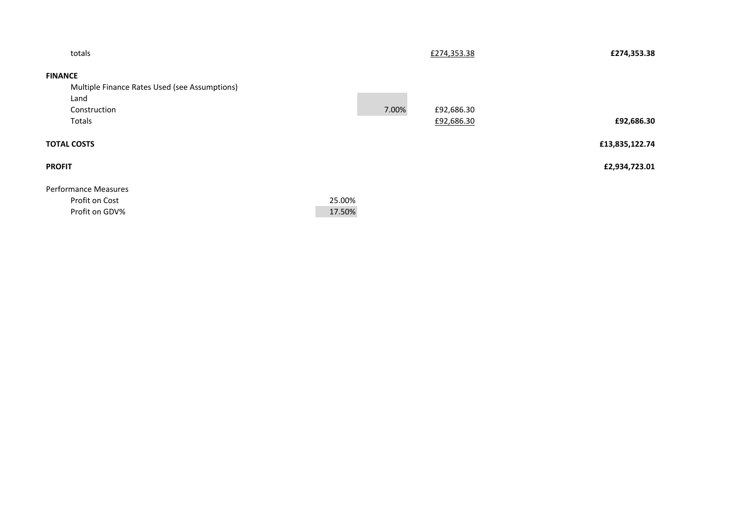| | | | | |
|---|---|---|---|---|
| totals | | | £274,353.38 | **£274,353.38** |
| **FINANCE** | | | | |
| Multiple Finance Rates Used (see Assumptions) | | | | |
| Land | | | | |
| Construction | | 7.00% | £92,686.30 | |
| Totals | | | £92,686.30 | **£92,686.30** |
| **TOTAL COSTS** | | | | **£13,835,122.74** |
| **PROFIT** | | | | **£2,934,723.01** |
| Performance Measures | | | | |
| Profit on Cost | 25.00% | | | |
| Profit on GDV% | 17.50% | | | |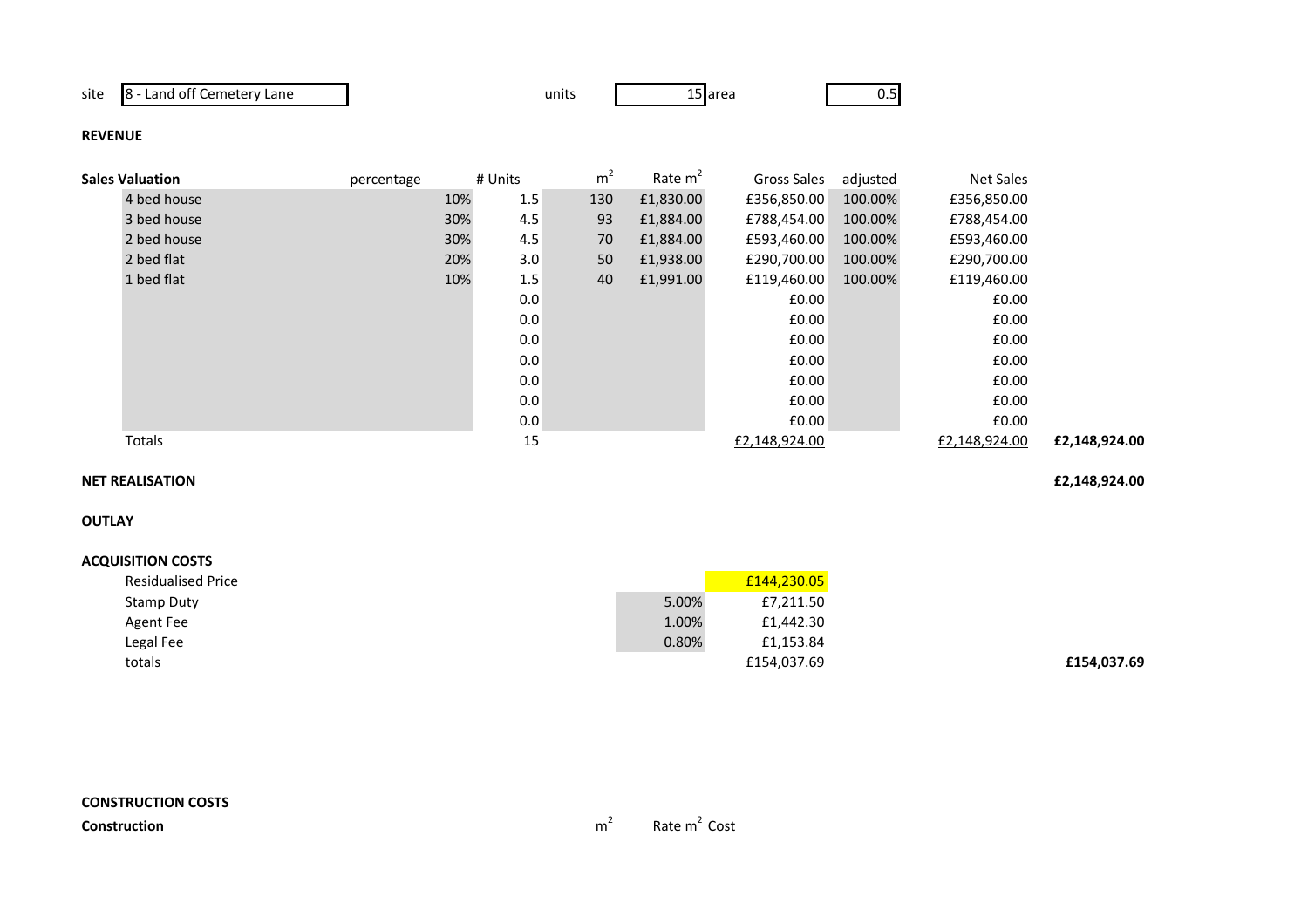site: 8 - Land off Cemetery Lane | units: 15 | area: 0.5

**REVENUE**

| Sales Valuation | percentage | # Units | $m^2$ | Rate $m^2$ | Gross Sales | adjusted | Net Sales | |
|---|---|---|---|---|---|---|---|---|
| 4 bed house | 10% | 1.5 | 130 | £1,830.00 | £356,850.00 | 100.00% | £356,850.00 | |
| 3 bed house | 30% | 4.5 | 93 | £1,884.00 | £788,454.00 | 100.00% | £788,454.00 | |
| 2 bed house | 30% | 4.5 | 70 | £1,884.00 | £593,460.00 | 100.00% | £593,460.00 | |
| 2 bed flat | 20% | 3.0 | 50 | £1,938.00 | £290,700.00 | 100.00% | £290,700.00 | |
| 1 bed flat | 10% | 1.5 | 40 | £1,991.00 | £119,460.00 | 100.00% | £119,460.00 | |
| | | 0.0 | | | £0.00 | | £0.00 | |
| | | 0.0 | | | £0.00 | | £0.00 | |
| | | 0.0 | | | £0.00 | | £0.00 | |
| | | 0.0 | | | £0.00 | | £0.00 | |
| | | 0.0 | | | £0.00 | | £0.00 | |
| | | 0.0 | | | £0.00 | | £0.00 | |
| | | 0.0 | | | £0.00 | | £0.00 | |
| Totals | | 15 | | | £2,148,924.00 | | £2,148,924.00 | **£2,148,924.00** |

**NET REALISATION** **£2,148,924.00**

**OUTLAY**

**ACQUISITION COSTS**

| | | | |
|---|---|---|---|
| Residualised Price | | £144,230.05 | |
| Stamp Duty | 5.00% | £7,211.50 | |
| Agent Fee | 1.00% | £1,442.30 | |
| Legal Fee | 0.80% | £1,153.84 | |
| totals | | £154,037.69 | **£154,037.69** |

**CONSTRUCTION COSTS**

| Construction | $m^2$ | Rate $m^2$ | Cost |
|---|---|---|---|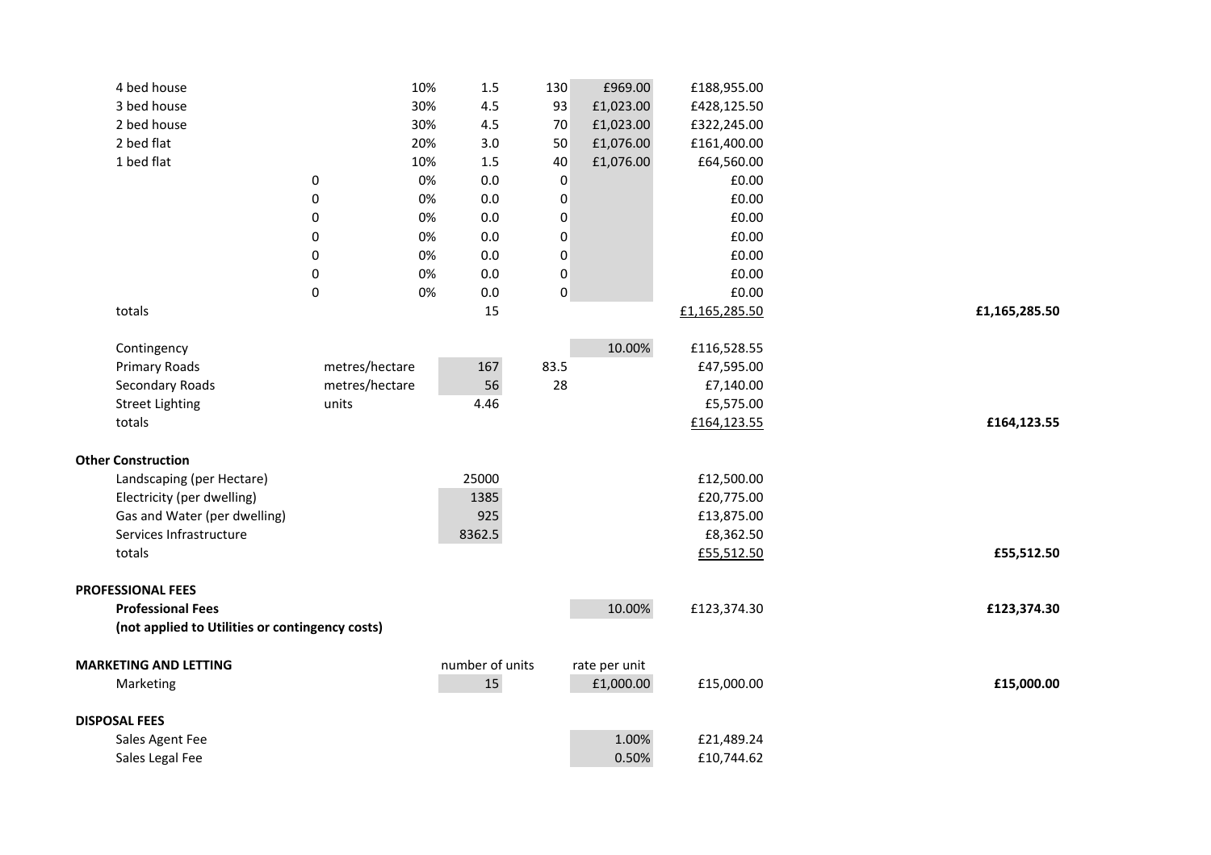| | | | | | | | |
|---|---|---|---|---|---|---|---|
| 4 bed house | | 10% | 1.5 | 130 | £969.00 | £188,955.00 | |
| 3 bed house | | 30% | 4.5 | 93 | £1,023.00 | £428,125.50 | |
| 2 bed house | | 30% | 4.5 | 70 | £1,023.00 | £322,245.00 | |
| 2 bed flat | | 20% | 3.0 | 50 | £1,076.00 | £161,400.00 | |
| 1 bed flat | | 10% | 1.5 | 40 | £1,076.00 | £64,560.00 | |
| | 0 | 0% | 0.0 | 0 | | £0.00 | |
| | 0 | 0% | 0.0 | 0 | | £0.00 | |
| | 0 | 0% | 0.0 | 0 | | £0.00 | |
| | 0 | 0% | 0.0 | 0 | | £0.00 | |
| | 0 | 0% | 0.0 | 0 | | £0.00 | |
| | 0 | 0% | 0.0 | 0 | | £0.00 | |
| | 0 | 0% | 0.0 | 0 | | £0.00 | |
| totals | | | 15 | | | £1,165,285.50 | **£1,165,285.50** |
| | | | | | | | |
| Contingency | | | | | 10.00% | £116,528.55 | |
| Primary Roads | metres/hectare | | 167 | 83.5 | | £47,595.00 | |
| Secondary Roads | metres/hectare | | 56 | 28 | | £7,140.00 | |
| Street Lighting | units | | 4.46 | | | £5,575.00 | |
| totals | | | | | | £164,123.55 | **£164,123.55** |
| | | | | | | | |
| **Other Construction** | | | | | | | |
| Landscaping (per Hectare) | | | 25000 | | | £12,500.00 | |
| Electricity (per dwelling) | | | 1385 | | | £20,775.00 | |
| Gas and Water (per dwelling) | | | 925 | | | £13,875.00 | |
| Services Infrastructure | | | 8362.5 | | | £8,362.50 | |
| totals | | | | | | £55,512.50 | **£55,512.50** |
| | | | | | | | |
| **PROFESSIONAL FEES** | | | | | | | |
| **Professional Fees** | | | | | 10.00% | £123,374.30 | **£123,374.30** |
| **(not applied to Utilities or contingency costs)** | | | | | | | |
| | | | | | | | |
| **MARKETING AND LETTING** | | | number of units | | rate per unit | | |
| Marketing | | | 15 | | £1,000.00 | £15,000.00 | **£15,000.00** |
| | | | | | | | |
| **DISPOSAL FEES** | | | | | | | |
| Sales Agent Fee | | | | | 1.00% | £21,489.24 | |
| Sales Legal Fee | | | | | 0.50% | £10,744.62 | |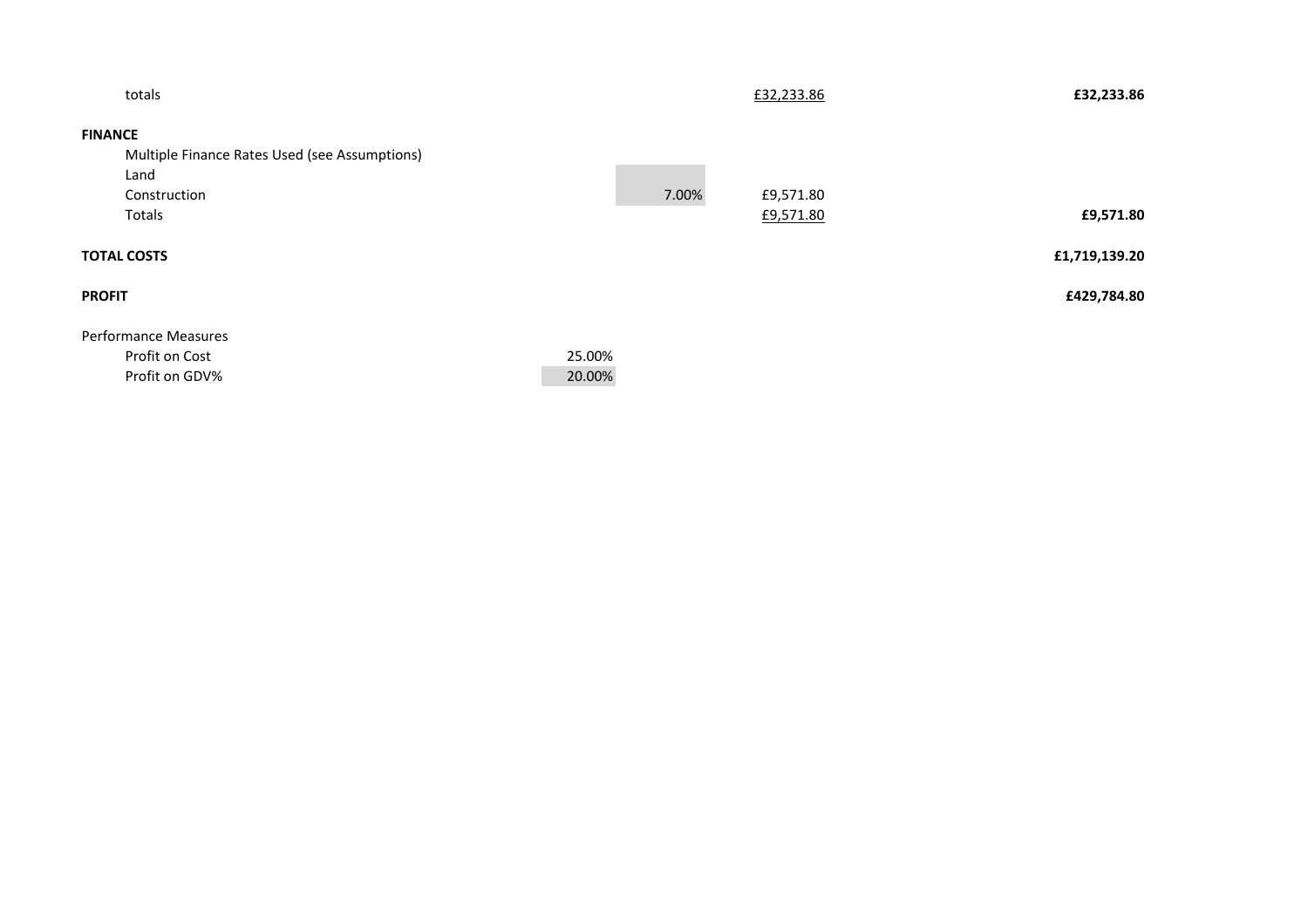| | | | | |
|---|---|---|---|---|
| totals | | | £32,233.86 | **£32,233.86** |
| **FINANCE** | | | | |
| Multiple Finance Rates Used (see Assumptions) | | | | |
| Land | | | | |
| Construction | | 7.00% | £9,571.80 | |
| Totals | | | £9,571.80 | **£9,571.80** |
| **TOTAL COSTS** | | | | **£1,719,139.20** |
| **PROFIT** | | | | **£429,784.80** |
| Performance Measures | | | | |
| Profit on Cost | 25.00% | | | |
| Profit on GDV% | 20.00% | | | |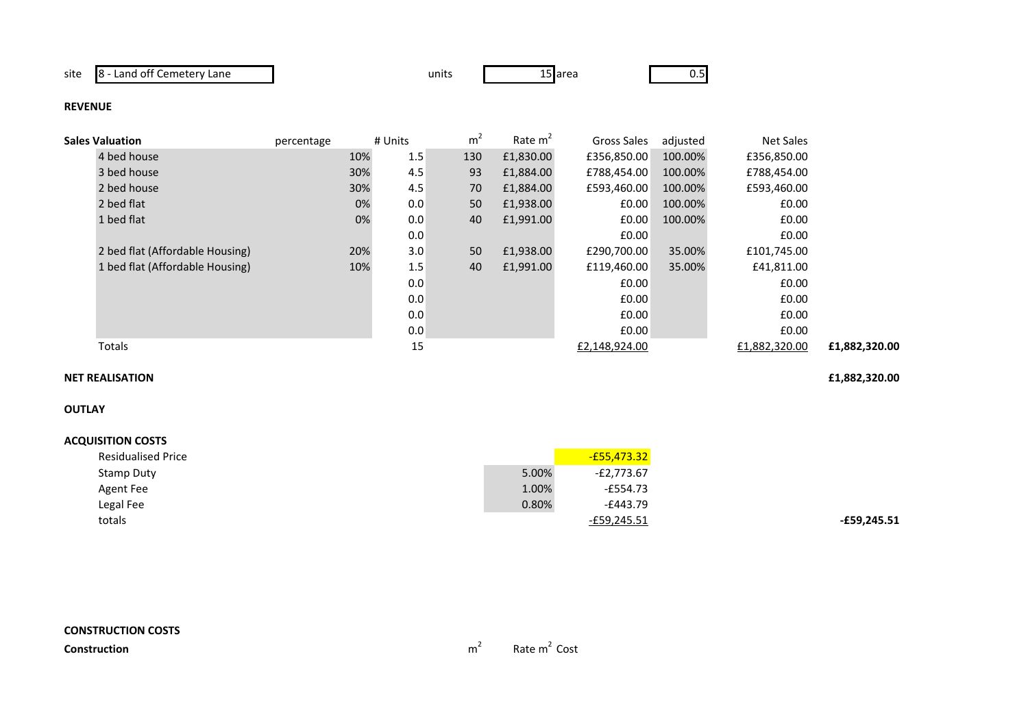| site | 8 - Land off Cemetery Lane | units | 15 | area | 0.5 |
|---|---|---|---|---|---|

**REVENUE**

| Sales Valuation | percentage | # Units | $m^2$ | Rate $m^2$ | Gross Sales | adjusted | Net Sales | |
|---|---|---|---|---|---|---|---|---|
| 4 bed house | 10% | 1.5 | 130 | £1,830.00 | £356,850.00 | 100.00% | £356,850.00 | |
| 3 bed house | 30% | 4.5 | 93 | £1,884.00 | £788,454.00 | 100.00% | £788,454.00 | |
| 2 bed house | 30% | 4.5 | 70 | £1,884.00 | £593,460.00 | 100.00% | £593,460.00 | |
| 2 bed flat | 0% | 0.0 | 50 | £1,938.00 | £0.00 | 100.00% | £0.00 | |
| 1 bed flat | 0% | 0.0 | 40 | £1,991.00 | £0.00 | 100.00% | £0.00 | |
| | | 0.0 | | | £0.00 | | £0.00 | |
| 2 bed flat (Affordable Housing) | 20% | 3.0 | 50 | £1,938.00 | £290,700.00 | 35.00% | £101,745.00 | |
| 1 bed flat (Affordable Housing) | 10% | 1.5 | 40 | £1,991.00 | £119,460.00 | 35.00% | £41,811.00 | |
| | | 0.0 | | | £0.00 | | £0.00 | |
| | | 0.0 | | | £0.00 | | £0.00 | |
| | | 0.0 | | | £0.00 | | £0.00 | |
| | | 0.0 | | | £0.00 | | £0.00 | |
| Totals | | 15 | | | £2,148,924.00 | | £1,882,320.00 | £1,882,320.00 |

**NET REALISATION** £1,882,320.00

**OUTLAY**

**ACQUISITION COSTS**

| | | | |
|---|---|---|---|
| Residualised Price | | -£55,473.32 | |
| Stamp Duty | 5.00% | -£2,773.67 | |
| Agent Fee | 1.00% | -£554.73 | |
| Legal Fee | 0.80% | -£443.79 | |
| totals | | -£59,245.51 | -£59,245.51 |

**CONSTRUCTION COSTS**

| Construction | $m^2$ | Rate $m^2$ | Cost |
|---|---|---|---|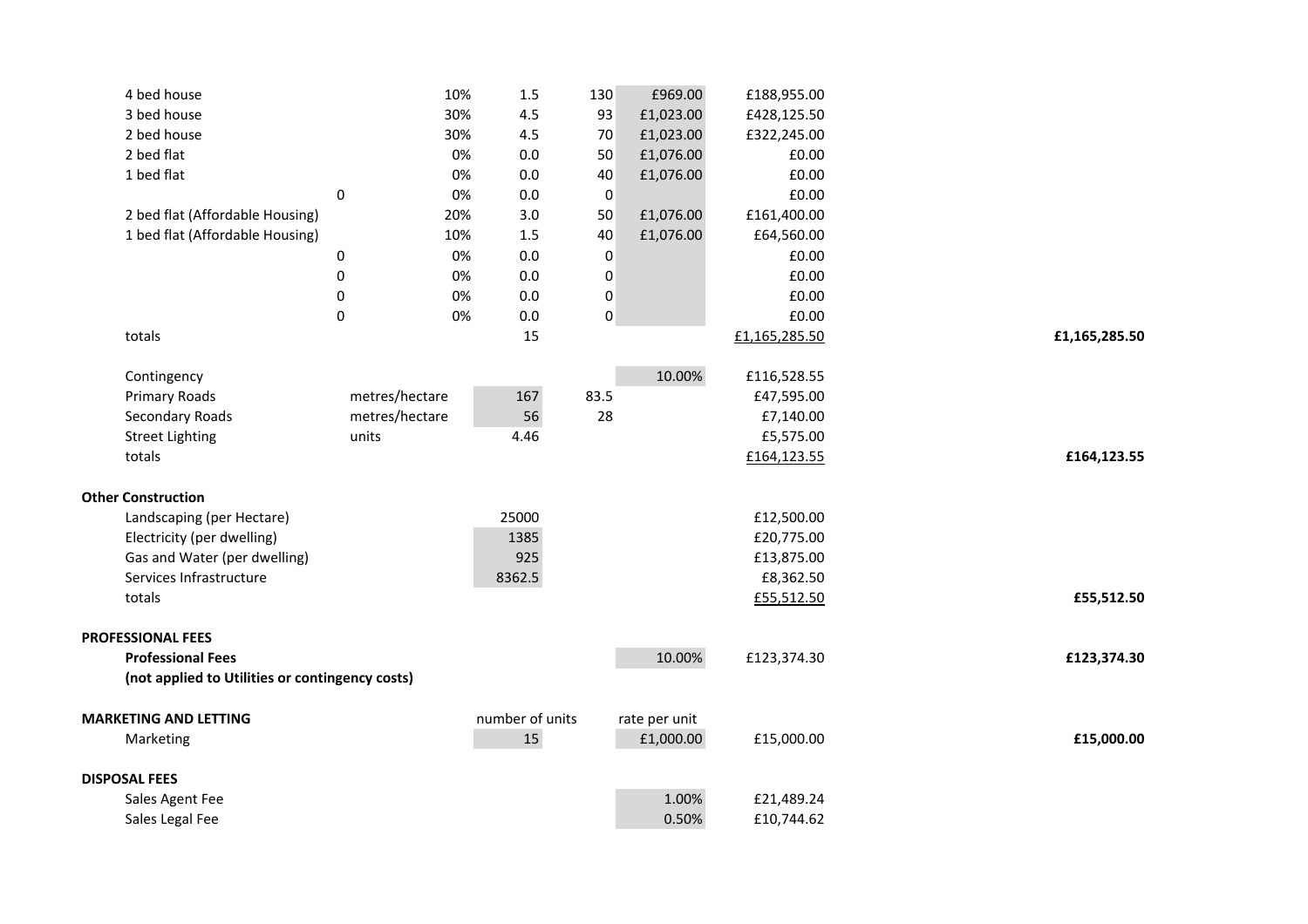| | | | | | | | |
|---|---|---|---|---|---|---|---|
| 4 bed house | | 10% | 1.5 | 130 | £969.00 | £188,955.00 | |
| 3 bed house | | 30% | 4.5 | 93 | £1,023.00 | £428,125.50 | |
| 2 bed house | | 30% | 4.5 | 70 | £1,023.00 | £322,245.00 | |
| 2 bed flat | | 0% | 0.0 | 50 | £1,076.00 | £0.00 | |
| 1 bed flat | | 0% | 0.0 | 40 | £1,076.00 | £0.00 | |
| | 0 | 0% | 0.0 | 0 | | £0.00 | |
| 2 bed flat (Affordable Housing) | | 20% | 3.0 | 50 | £1,076.00 | £161,400.00 | |
| 1 bed flat (Affordable Housing) | | 10% | 1.5 | 40 | £1,076.00 | £64,560.00 | |
| | 0 | 0% | 0.0 | 0 | | £0.00 | |
| | 0 | 0% | 0.0 | 0 | | £0.00 | |
| | 0 | 0% | 0.0 | 0 | | £0.00 | |
| | 0 | 0% | 0.0 | 0 | | £0.00 | |
| totals | | | 15 | | | £1,165,285.50 | **£1,165,285.50** |
| | | | | | | | |
| Contingency | | | | | 10.00% | £116,528.55 | |
| Primary Roads | metres/hectare | | 167 | 83.5 | | £47,595.00 | |
| Secondary Roads | metres/hectare | | 56 | 28 | | £7,140.00 | |
| Street Lighting | units | | 4.46 | | | £5,575.00 | |
| totals | | | | | | £164,123.55 | **£164,123.55** |
| | | | | | | | |
| **Other Construction** | | | | | | | |
| Landscaping (per Hectare) | | | 25000 | | | £12,500.00 | |
| Electricity (per dwelling) | | | 1385 | | | £20,775.00 | |
| Gas and Water (per dwelling) | | | 925 | | | £13,875.00 | |
| Services Infrastructure | | | 8362.5 | | | £8,362.50 | |
| totals | | | | | | £55,512.50 | **£55,512.50** |
| | | | | | | | |
| **PROFESSIONAL FEES** | | | | | | | |
| **Professional Fees** | | | | | 10.00% | £123,374.30 | **£123,374.30** |
| **(not applied to Utilities or contingency costs)** | | | | | | | |
| | | | | | | | |
| **MARKETING AND LETTING** | | | number of units | | rate per unit | | |
| Marketing | | | 15 | | £1,000.00 | £15,000.00 | **£15,000.00** |
| | | | | | | | |
| **DISPOSAL FEES** | | | | | | | |
| Sales Agent Fee | | | | | 1.00% | £21,489.24 | |
| Sales Legal Fee | | | | | 0.50% | £10,744.62 | |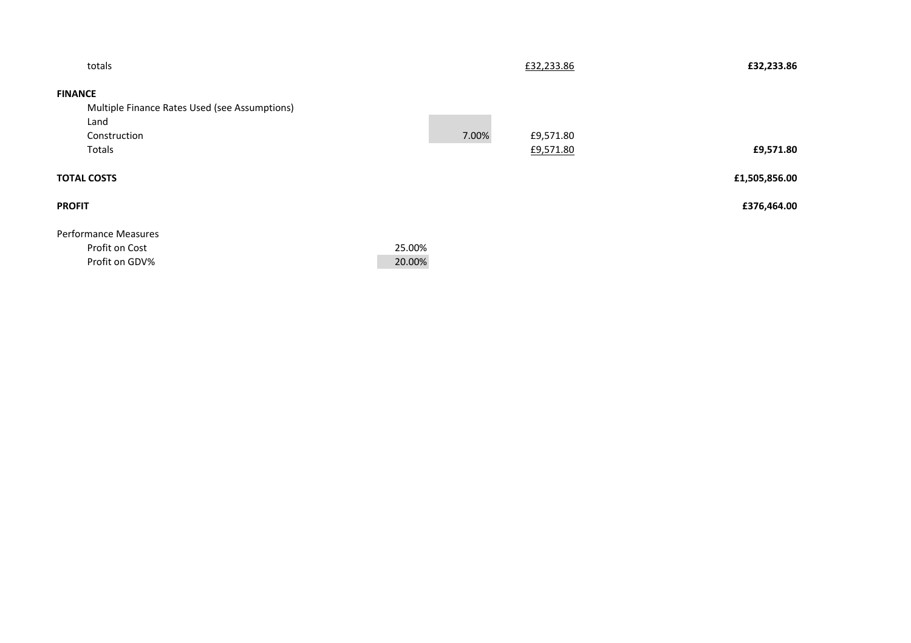| | | | | |
|---|---|---|---|---|
| totals | | | £32,233.86 | **£32,233.86** |
| **FINANCE** | | | | |
| Multiple Finance Rates Used (see Assumptions) | | | | |
| Land | | | | |
| Construction | | 7.00% | £9,571.80 | |
| Totals | | | £9,571.80 | **£9,571.80** |
| **TOTAL COSTS** | | | | **£1,505,856.00** |
| **PROFIT** | | | | **£376,464.00** |
| Performance Measures | | | | |
| Profit on Cost | 25.00% | | | |
| Profit on GDV% | 20.00% | | | |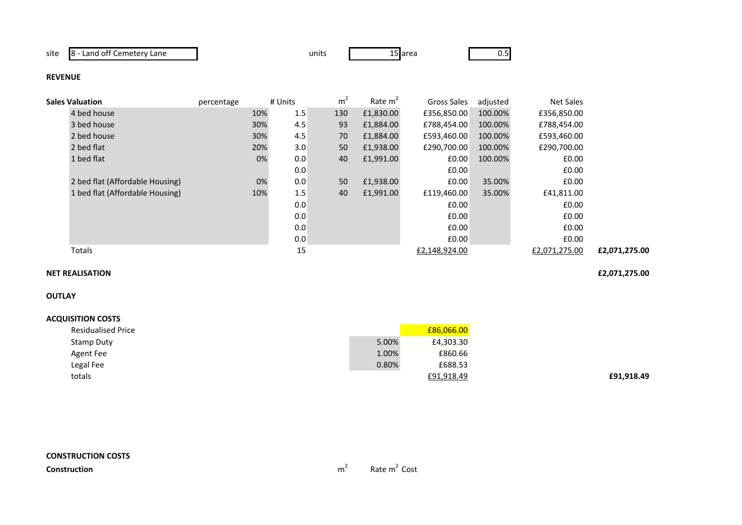site | 8 - Land off Cemetery Lane | units | 15 | area | 0.5

**REVENUE**

| Sales Valuation | percentage | # Units | m$^2$ | Rate m$^2$ | Gross Sales | adjusted | Net Sales | |
|---|---|---|---|---|---|---|---|---|
| 4 bed house | 10% | 1.5 | 130 | £1,830.00 | £356,850.00 | 100.00% | £356,850.00 | |
| 3 bed house | 30% | 4.5 | 93 | £1,884.00 | £788,454.00 | 100.00% | £788,454.00 | |
| 2 bed house | 30% | 4.5 | 70 | £1,884.00 | £593,460.00 | 100.00% | £593,460.00 | |
| 2 bed flat | 20% | 3.0 | 50 | £1,938.00 | £290,700.00 | 100.00% | £290,700.00 | |
| 1 bed flat | 0% | 0.0 | 40 | £1,991.00 | £0.00 | 100.00% | £0.00 | |
| | | 0.0 | | | £0.00 | | £0.00 | |
| 2 bed flat (Affordable Housing) | 0% | 0.0 | 50 | £1,938.00 | £0.00 | 35.00% | £0.00 | |
| 1 bed flat (Affordable Housing) | 10% | 1.5 | 40 | £1,991.00 | £119,460.00 | 35.00% | £41,811.00 | |
| | | 0.0 | | | £0.00 | | £0.00 | |
| | | 0.0 | | | £0.00 | | £0.00 | |
| | | 0.0 | | | £0.00 | | £0.00 | |
| | | 0.0 | | | £0.00 | | £0.00 | |
| Totals | | 15 | | | £2,148,924.00 | | £2,071,275.00 | **£2,071,275.00** |

**NET REALISATION** **£2,071,275.00**

**OUTLAY**

**ACQUISITION COSTS**

| | | | |
|---|---|---|---|
| Residualised Price | | £86,066.00 | |
| Stamp Duty | 5.00% | £4,303.30 | |
| Agent Fee | 1.00% | £860.66 | |
| Legal Fee | 0.80% | £688.53 | |
| totals | | £91,918.49 | **£91,918.49** |

**CONSTRUCTION COSTS**

| Construction | m$^2$ | Rate m$^2$ | Cost |
|---|---|---|---|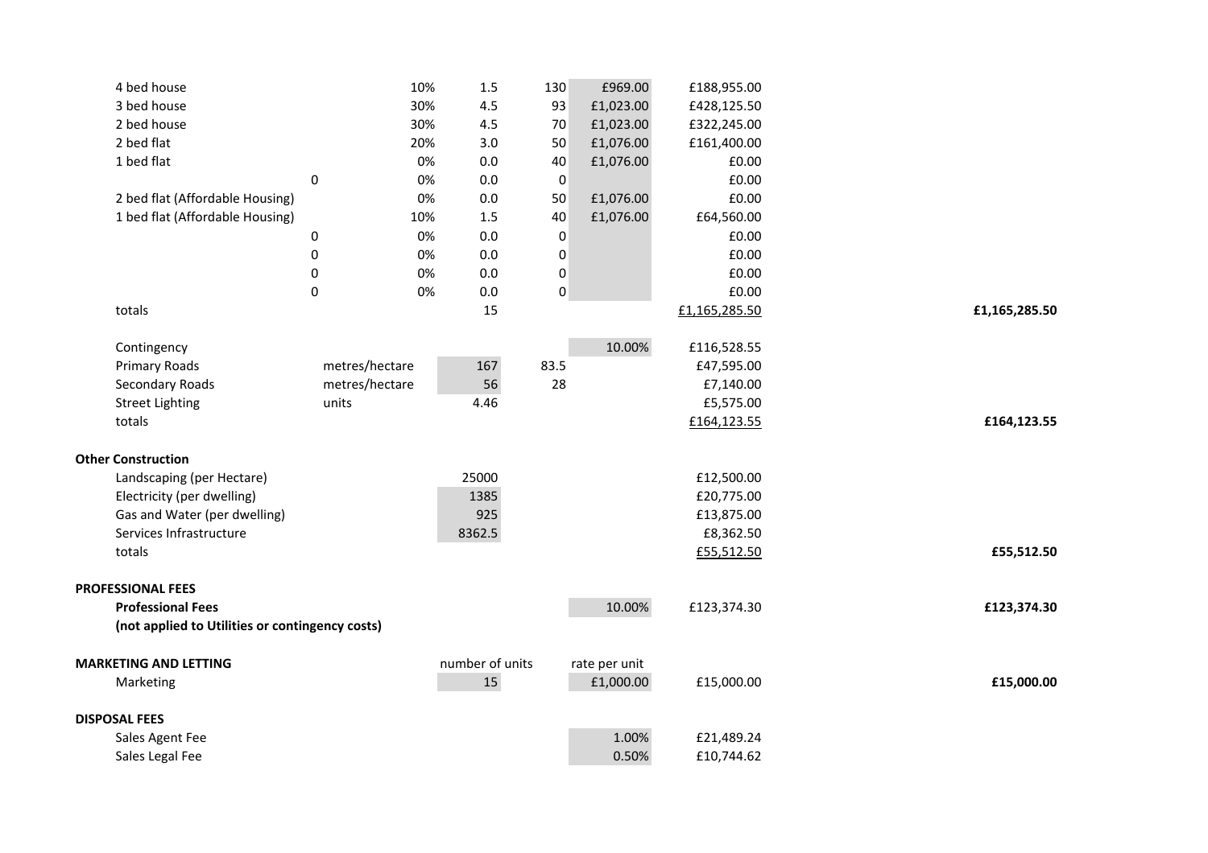| | | | | | | | |
|---|---|---|---|---|---|---|---|
| 4 bed house | | 10% | 1.5 | 130 | £969.00 | £188,955.00 | |
| 3 bed house | | 30% | 4.5 | 93 | £1,023.00 | £428,125.50 | |
| 2 bed house | | 30% | 4.5 | 70 | £1,023.00 | £322,245.00 | |
| 2 bed flat | | 20% | 3.0 | 50 | £1,076.00 | £161,400.00 | |
| 1 bed flat | | 0% | 0.0 | 40 | £1,076.00 | £0.00 | |
| | 0 | 0% | 0.0 | 0 | | £0.00 | |
| 2 bed flat (Affordable Housing) | | 0% | 0.0 | 50 | £1,076.00 | £0.00 | |
| 1 bed flat (Affordable Housing) | | 10% | 1.5 | 40 | £1,076.00 | £64,560.00 | |
| | 0 | 0% | 0.0 | 0 | | £0.00 | |
| | 0 | 0% | 0.0 | 0 | | £0.00 | |
| | 0 | 0% | 0.0 | 0 | | £0.00 | |
| | 0 | 0% | 0.0 | 0 | | £0.00 | |
| totals | | | 15 | | | £1,165,285.50 | £1,165,285.50 |
| | | | | | | | |
| Contingency | | | | | 10.00% | £116,528.55 | |
| Primary Roads | metres/hectare | | 167 | 83.5 | | £47,595.00 | |
| Secondary Roads | metres/hectare | | 56 | 28 | | £7,140.00 | |
| Street Lighting | units | | 4.46 | | | £5,575.00 | |
| totals | | | | | | £164,123.55 | £164,123.55 |
| | | | | | | | |
| **Other Construction** | | | | | | | |
| Landscaping (per Hectare) | | | 25000 | | | £12,500.00 | |
| Electricity (per dwelling) | | | 1385 | | | £20,775.00 | |
| Gas and Water (per dwelling) | | | 925 | | | £13,875.00 | |
| Services Infrastructure | | | 8362.5 | | | £8,362.50 | |
| totals | | | | | | £55,512.50 | £55,512.50 |
| | | | | | | | |
| **PROFESSIONAL FEES** | | | | | | | |
| **Professional Fees** | | | | | 10.00% | £123,374.30 | £123,374.30 |
| **(not applied to Utilities or contingency costs)** | | | | | | | |
| | | | | | | | |
| **MARKETING AND LETTING** | | | number of units | | rate per unit | | |
| Marketing | | | 15 | | £1,000.00 | £15,000.00 | £15,000.00 |
| | | | | | | | |
| **DISPOSAL FEES** | | | | | | | |
| Sales Agent Fee | | | | | 1.00% | £21,489.24 | |
| Sales Legal Fee | | | | | 0.50% | £10,744.62 | |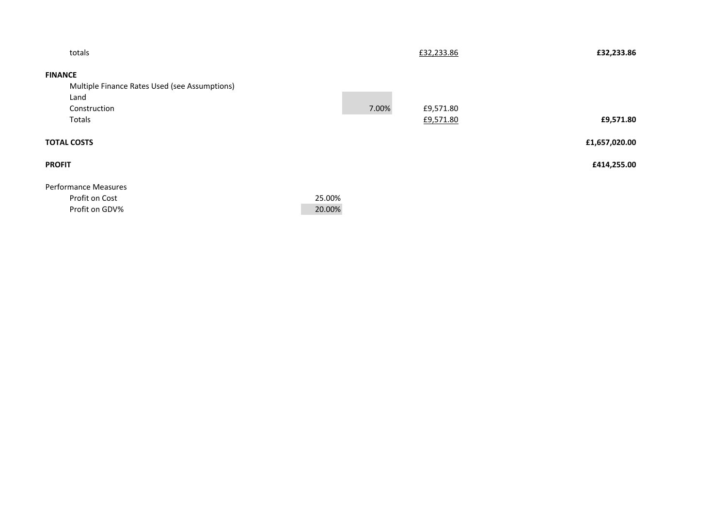| | | | | |
|---|---|---|---|---|
| totals | | | £32,233.86 | **£32,233.86** |
| **FINANCE** | | | | |
| Multiple Finance Rates Used (see Assumptions) | | | | |
| Land | | | | |
| Construction | | 7.00% | £9,571.80 | |
| Totals | | | £9,571.80 | **£9,571.80** |
| **TOTAL COSTS** | | | | **£1,657,020.00** |
| **PROFIT** | | | | **£414,255.00** |
| Performance Measures | | | | |
| Profit on Cost | 25.00% | | | |
| Profit on GDV% | 20.00% | | | |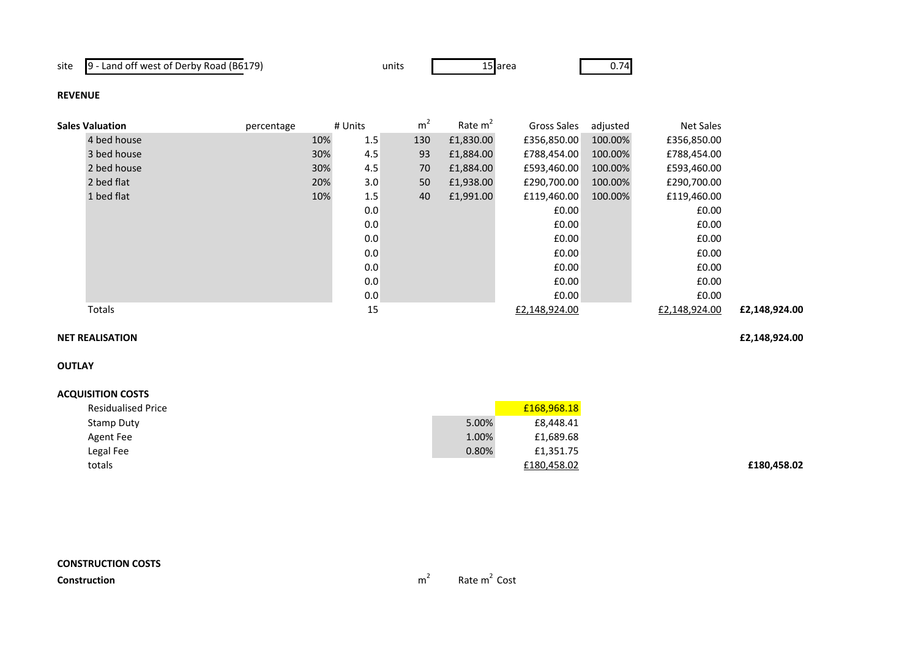site: 9 - Land off west of Derby Road (B6179) | units: 15 | area: 0.74

**REVENUE**

| Sales Valuation | percentage | # Units | $m^2$ | Rate $m^2$ | Gross Sales | adjusted | Net Sales | |
|---|---|---|---|---|---|---|---|---|
| 4 bed house | 10% | 1.5 | 130 | £1,830.00 | £356,850.00 | 100.00% | £356,850.00 | |
| 3 bed house | 30% | 4.5 | 93 | £1,884.00 | £788,454.00 | 100.00% | £788,454.00 | |
| 2 bed house | 30% | 4.5 | 70 | £1,884.00 | £593,460.00 | 100.00% | £593,460.00 | |
| 2 bed flat | 20% | 3.0 | 50 | £1,938.00 | £290,700.00 | 100.00% | £290,700.00 | |
| 1 bed flat | 10% | 1.5 | 40 | £1,991.00 | £119,460.00 | 100.00% | £119,460.00 | |
| | | 0.0 | | | £0.00 | | £0.00 | |
| | | 0.0 | | | £0.00 | | £0.00 | |
| | | 0.0 | | | £0.00 | | £0.00 | |
| | | 0.0 | | | £0.00 | | £0.00 | |
| | | 0.0 | | | £0.00 | | £0.00 | |
| | | 0.0 | | | £0.00 | | £0.00 | |
| | | 0.0 | | | £0.00 | | £0.00 | |
| Totals | | 15 | | | £2,148,924.00 | | £2,148,924.00 | **£2,148,924.00** |

**NET REALISATION** **£2,148,924.00**

**OUTLAY**

**ACQUISITION COSTS**

| | | | |
|---|---|---|---|
| Residualised Price | | £168,968.18 | |
| Stamp Duty | 5.00% | £8,448.41 | |
| Agent Fee | 1.00% | £1,689.68 | |
| Legal Fee | 0.80% | £1,351.75 | |
| totals | | £180,458.02 | **£180,458.02** |

**CONSTRUCTION COSTS**

**Construction** $m^2$ Rate $m^2$ Cost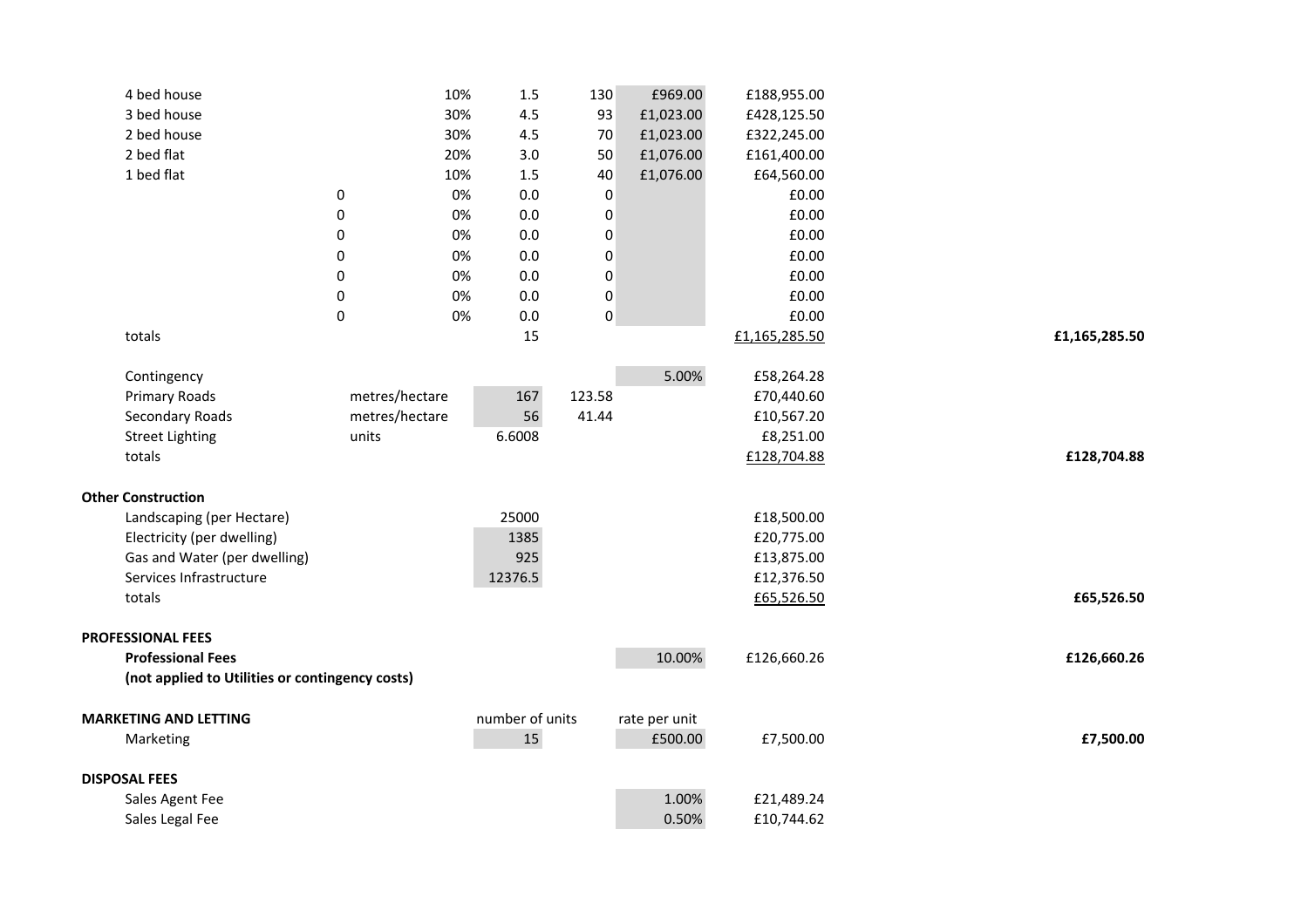| | | | | | | | |
|---|---|---|---|---|---|---|---|
| 4 bed house | | 10% | 1.5 | 130 | £969.00 | £188,955.00 | |
| 3 bed house | | 30% | 4.5 | 93 | £1,023.00 | £428,125.50 | |
| 2 bed house | | 30% | 4.5 | 70 | £1,023.00 | £322,245.00 | |
| 2 bed flat | | 20% | 3.0 | 50 | £1,076.00 | £161,400.00 | |
| 1 bed flat | | 10% | 1.5 | 40 | £1,076.00 | £64,560.00 | |
| | 0 | 0% | 0.0 | 0 | | £0.00 | |
| | 0 | 0% | 0.0 | 0 | | £0.00 | |
| | 0 | 0% | 0.0 | 0 | | £0.00 | |
| | 0 | 0% | 0.0 | 0 | | £0.00 | |
| | 0 | 0% | 0.0 | 0 | | £0.00 | |
| | 0 | 0% | 0.0 | 0 | | £0.00 | |
| | 0 | 0% | 0.0 | 0 | | £0.00 | |
| totals | | | 15 | | | £1,165,285.50 | £1,165,285.50 |
| | | | | | | | |
| Contingency | | | | | 5.00% | £58,264.28 | |
| Primary Roads | metres/hectare | | 167 | 123.58 | | £70,440.60 | |
| Secondary Roads | metres/hectare | | 56 | 41.44 | | £10,567.20 | |
| Street Lighting | units | | 6.6008 | | | £8,251.00 | |
| totals | | | | | | £128,704.88 | £128,704.88 |
| | | | | | | | |
| **Other Construction** | | | | | | | |
| Landscaping (per Hectare) | | | 25000 | | | £18,500.00 | |
| Electricity (per dwelling) | | | 1385 | | | £20,775.00 | |
| Gas and Water (per dwelling) | | | 925 | | | £13,875.00 | |
| Services Infrastructure | | | 12376.5 | | | £12,376.50 | |
| totals | | | | | | £65,526.50 | £65,526.50 |
| | | | | | | | |
| **PROFESSIONAL FEES** | | | | | | | |
| **Professional Fees** | | | | | 10.00% | £126,660.26 | £126,660.26 |
| **(not applied to Utilities or contingency costs)** | | | | | | | |
| | | | | | | | |
| **MARKETING AND LETTING** | | | number of units | | rate per unit | | |
| Marketing | | | 15 | | £500.00 | £7,500.00 | £7,500.00 |
| | | | | | | | |
| **DISPOSAL FEES** | | | | | | | |
| Sales Agent Fee | | | | | 1.00% | £21,489.24 | |
| Sales Legal Fee | | | | | 0.50% | £10,744.62 | |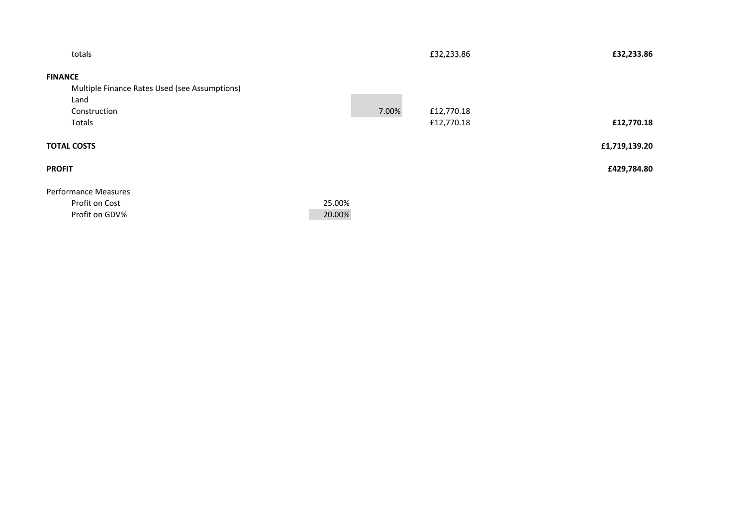| | | | | |
|---|---|---|---|---|
| totals | | | £32,233.86 | **£32,233.86** |
| **FINANCE** | | | | |
| Multiple Finance Rates Used (see Assumptions) | | | | |
| Land | | | | |
| Construction | | 7.00% | £12,770.18 | |
| Totals | | | £12,770.18 | **£12,770.18** |
| **TOTAL COSTS** | | | | **£1,719,139.20** |
| **PROFIT** | | | | **£429,784.80** |
| Performance Measures | | | | |
| Profit on Cost | 25.00% | | | |
| Profit on GDV% | 20.00% | | | |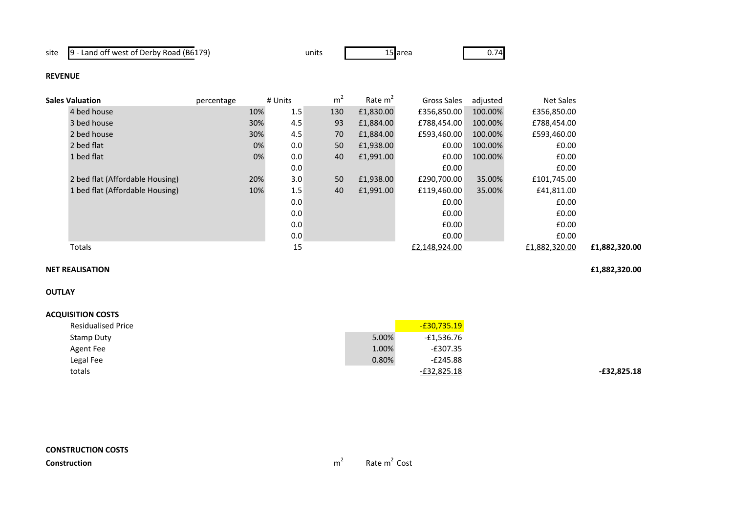site | 9 - Land off west of Derby Road (B6179) | units | 15 | area | 0.74

**REVENUE**

| Sales Valuation | percentage | # Units | m² | Rate m² | Gross Sales | adjusted | Net Sales | |
|---|---|---|---|---|---|---|---|---|
| 4 bed house | 10% | 1.5 | 130 | £1,830.00 | £356,850.00 | 100.00% | £356,850.00 | |
| 3 bed house | 30% | 4.5 | 93 | £1,884.00 | £788,454.00 | 100.00% | £788,454.00 | |
| 2 bed house | 30% | 4.5 | 70 | £1,884.00 | £593,460.00 | 100.00% | £593,460.00 | |
| 2 bed flat | 0% | 0.0 | 50 | £1,938.00 | £0.00 | 100.00% | £0.00 | |
| 1 bed flat | 0% | 0.0 | 40 | £1,991.00 | £0.00 | 100.00% | £0.00 | |
| | | 0.0 | | | £0.00 | | £0.00 | |
| 2 bed flat (Affordable Housing) | 20% | 3.0 | 50 | £1,938.00 | £290,700.00 | 35.00% | £101,745.00 | |
| 1 bed flat (Affordable Housing) | 10% | 1.5 | 40 | £1,991.00 | £119,460.00 | 35.00% | £41,811.00 | |
| | | 0.0 | | | £0.00 | | £0.00 | |
| | | 0.0 | | | £0.00 | | £0.00 | |
| | | 0.0 | | | £0.00 | | £0.00 | |
| | | 0.0 | | | £0.00 | | £0.00 | |
| Totals | | 15 | | | £2,148,924.00 | | £1,882,320.00 | £1,882,320.00 |

**NET REALISATION** £1,882,320.00

**OUTLAY**

**ACQUISITION COSTS**

| | | | |
|---|---|---|---|
| Residualised Price | | -£30,735.19 | |
| Stamp Duty | 5.00% | -£1,536.76 | |
| Agent Fee | 1.00% | -£307.35 | |
| Legal Fee | 0.80% | -£245.88 | |
| totals | | -£32,825.18 | -£32,825.18 |

**CONSTRUCTION COSTS**

| Construction | m² | Rate m² | Cost |
|---|---|---|---|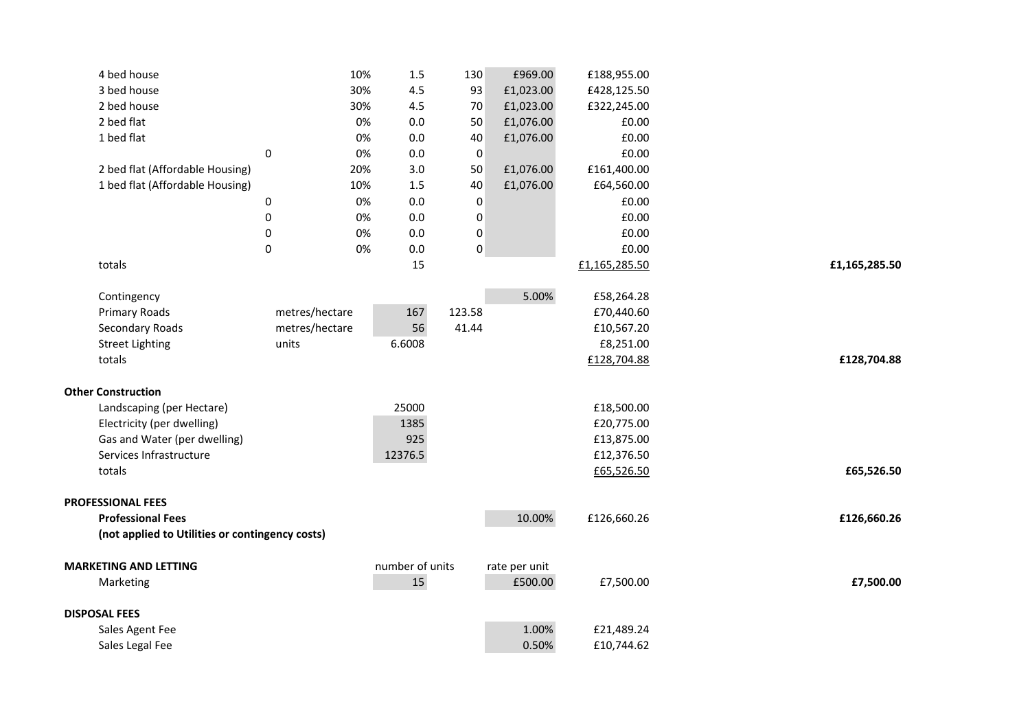| | | | | | | | |
|---|---|---|---|---|---|---|---|
| 4 bed house | | 10% | 1.5 | 130 | £969.00 | £188,955.00 | |
| 3 bed house | | 30% | 4.5 | 93 | £1,023.00 | £428,125.50 | |
| 2 bed house | | 30% | 4.5 | 70 | £1,023.00 | £322,245.00 | |
| 2 bed flat | | 0% | 0.0 | 50 | £1,076.00 | £0.00 | |
| 1 bed flat | | 0% | 0.0 | 40 | £1,076.00 | £0.00 | |
| | 0 | 0% | 0.0 | 0 | | £0.00 | |
| 2 bed flat (Affordable Housing) | | 20% | 3.0 | 50 | £1,076.00 | £161,400.00 | |
| 1 bed flat (Affordable Housing) | | 10% | 1.5 | 40 | £1,076.00 | £64,560.00 | |
| | 0 | 0% | 0.0 | 0 | | £0.00 | |
| | 0 | 0% | 0.0 | 0 | | £0.00 | |
| | 0 | 0% | 0.0 | 0 | | £0.00 | |
| | 0 | 0% | 0.0 | 0 | | £0.00 | |
| totals | | | 15 | | | £1,165,285.50 | **£1,165,285.50** |
| | | | | | | | |
| Contingency | | | | | 5.00% | £58,264.28 | |
| Primary Roads | metres/hectare | | 167 | 123.58 | | £70,440.60 | |
| Secondary Roads | metres/hectare | | 56 | 41.44 | | £10,567.20 | |
| Street Lighting | units | | 6.6008 | | | £8,251.00 | |
| totals | | | | | | £128,704.88 | **£128,704.88** |
| | | | | | | | |
| **Other Construction** | | | | | | | |
| Landscaping (per Hectare) | | | 25000 | | | £18,500.00 | |
| Electricity (per dwelling) | | | 1385 | | | £20,775.00 | |
| Gas and Water (per dwelling) | | | 925 | | | £13,875.00 | |
| Services Infrastructure | | | 12376.5 | | | £12,376.50 | |
| totals | | | | | | £65,526.50 | **£65,526.50** |
| | | | | | | | |
| **PROFESSIONAL FEES** | | | | | | | |
| **Professional Fees** | | | | | 10.00% | £126,660.26 | **£126,660.26** |
| **(not applied to Utilities or contingency costs)** | | | | | | | |
| | | | | | | | |
| **MARKETING AND LETTING** | | | number of units | | rate per unit | | |
| Marketing | | | 15 | | £500.00 | £7,500.00 | **£7,500.00** |
| | | | | | | | |
| **DISPOSAL FEES** | | | | | | | |
| Sales Agent Fee | | | | | 1.00% | £21,489.24 | |
| Sales Legal Fee | | | | | 0.50% | £10,744.62 | |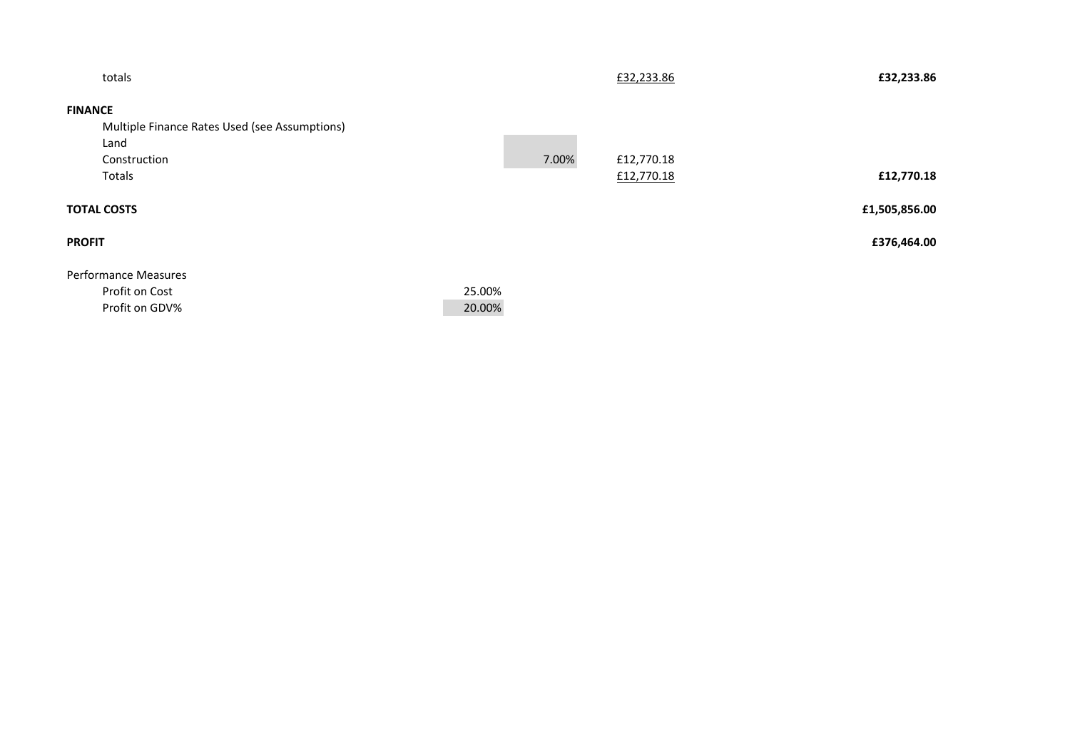| | | | | |
|---|---|---|---|---|
| totals | | | £32,233.86 | **£32,233.86** |
| **FINANCE** | | | | |
| Multiple Finance Rates Used (see Assumptions) | | | | |
| Land | | | | |
| Construction | | 7.00% | £12,770.18 | |
| Totals | | | £12,770.18 | **£12,770.18** |
| **TOTAL COSTS** | | | | **£1,505,856.00** |
| **PROFIT** | | | | **£376,464.00** |
| Performance Measures | | | | |
| Profit on Cost | 25.00% | | | |
| Profit on GDV% | 20.00% | | | |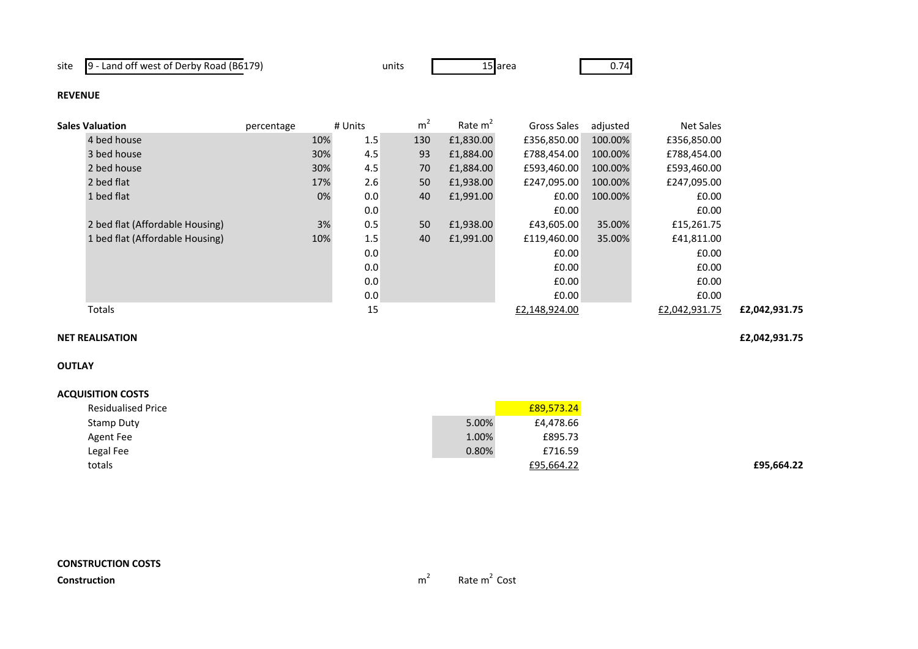site 9 - Land off west of Derby Road (B6179) units 15 area 0.74

**REVENUE**

| Sales Valuation | percentage | # Units | $m^2$ | Rate $m^2$ | Gross Sales | adjusted | Net Sales | |
|---|---|---|---|---|---|---|---|---|
| 4 bed house | 10% | 1.5 | 130 | £1,830.00 | £356,850.00 | 100.00% | £356,850.00 | |
| 3 bed house | 30% | 4.5 | 93 | £1,884.00 | £788,454.00 | 100.00% | £788,454.00 | |
| 2 bed house | 30% | 4.5 | 70 | £1,884.00 | £593,460.00 | 100.00% | £593,460.00 | |
| 2 bed flat | 17% | 2.6 | 50 | £1,938.00 | £247,095.00 | 100.00% | £247,095.00 | |
| 1 bed flat | 0% | 0.0 | 40 | £1,991.00 | £0.00 | 100.00% | £0.00 | |
| | | 0.0 | | | £0.00 | | £0.00 | |
| 2 bed flat (Affordable Housing) | 3% | 0.5 | 50 | £1,938.00 | £43,605.00 | 35.00% | £15,261.75 | |
| 1 bed flat (Affordable Housing) | 10% | 1.5 | 40 | £1,991.00 | £119,460.00 | 35.00% | £41,811.00 | |
| | | 0.0 | | | £0.00 | | £0.00 | |
| | | 0.0 | | | £0.00 | | £0.00 | |
| | | 0.0 | | | £0.00 | | £0.00 | |
| | | 0.0 | | | £0.00 | | £0.00 | |
| Totals | | 15 | | | £2,148,924.00 | | £2,042,931.75 | £2,042,931.75 |

**NET REALISATION** £2,042,931.75

**OUTLAY**

**ACQUISITION COSTS**

| | | | |
|---|---|---|---|
| Residualised Price | | £89,573.24 | |
| Stamp Duty | 5.00% | £4,478.66 | |
| Agent Fee | 1.00% | £895.73 | |
| Legal Fee | 0.80% | £716.59 | |
| totals | | £95,664.22 | £95,664.22 |

**CONSTRUCTION COSTS**

| **Construction** | $m^2$ | Rate $m^2$ | Cost |
|---|---|---|---|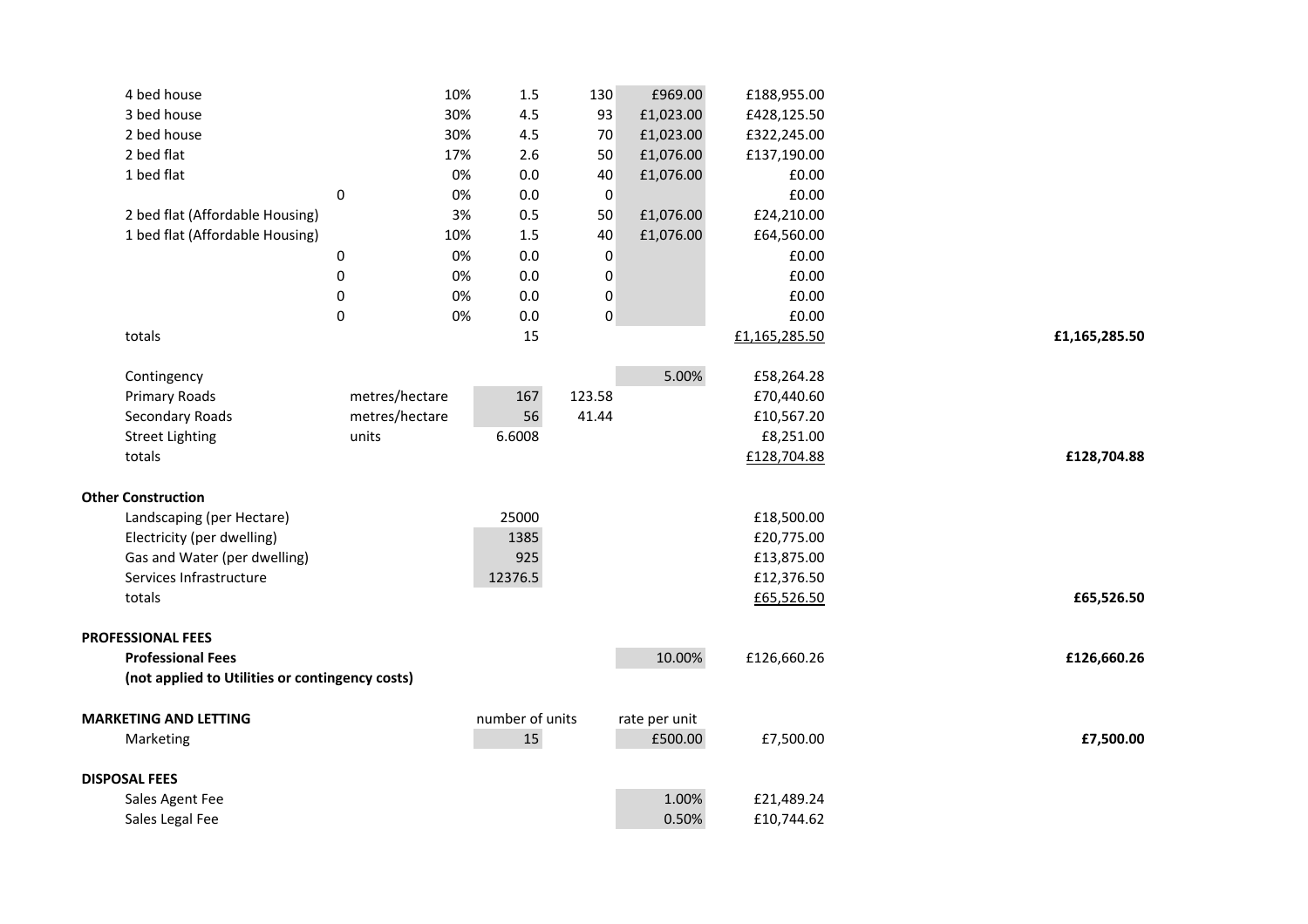| | | | | | | | |
|---|---|---|---|---|---|---|---|
| 4 bed house | | 10% | 1.5 | 130 | £969.00 | £188,955.00 | |
| 3 bed house | | 30% | 4.5 | 93 | £1,023.00 | £428,125.50 | |
| 2 bed house | | 30% | 4.5 | 70 | £1,023.00 | £322,245.00 | |
| 2 bed flat | | 17% | 2.6 | 50 | £1,076.00 | £137,190.00 | |
| 1 bed flat | | 0% | 0.0 | 40 | £1,076.00 | £0.00 | |
| | 0 | 0% | 0.0 | 0 | | £0.00 | |
| 2 bed flat (Affordable Housing) | | 3% | 0.5 | 50 | £1,076.00 | £24,210.00 | |
| 1 bed flat (Affordable Housing) | | 10% | 1.5 | 40 | £1,076.00 | £64,560.00 | |
| | 0 | 0% | 0.0 | 0 | | £0.00 | |
| | 0 | 0% | 0.0 | 0 | | £0.00 | |
| | 0 | 0% | 0.0 | 0 | | £0.00 | |
| | 0 | 0% | 0.0 | 0 | | £0.00 | |
| totals | | | 15 | | | £1,165,285.50 | £1,165,285.50 |
| | | | | | | | |
| Contingency | | | | | 5.00% | £58,264.28 | |
| Primary Roads | metres/hectare | | 167 | 123.58 | | £70,440.60 | |
| Secondary Roads | metres/hectare | | 56 | 41.44 | | £10,567.20 | |
| Street Lighting | units | | 6.6008 | | | £8,251.00 | |
| totals | | | | | | £128,704.88 | £128,704.88 |
| | | | | | | | |
| **Other Construction** | | | | | | | |
| Landscaping (per Hectare) | | | 25000 | | | £18,500.00 | |
| Electricity (per dwelling) | | | 1385 | | | £20,775.00 | |
| Gas and Water (per dwelling) | | | 925 | | | £13,875.00 | |
| Services Infrastructure | | | 12376.5 | | | £12,376.50 | |
| totals | | | | | | £65,526.50 | £65,526.50 |
| | | | | | | | |
| **PROFESSIONAL FEES** | | | | | | | |
| **Professional Fees** | | | | | 10.00% | £126,660.26 | £126,660.26 |
| **(not applied to Utilities or contingency costs)** | | | | | | | |
| | | | | | | | |
| **MARKETING AND LETTING** | | | number of units | | rate per unit | | |
| Marketing | | | 15 | | £500.00 | £7,500.00 | £7,500.00 |
| | | | | | | | |
| **DISPOSAL FEES** | | | | | | | |
| Sales Agent Fee | | | | | 1.00% | £21,489.24 | |
| Sales Legal Fee | | | | | 0.50% | £10,744.62 | |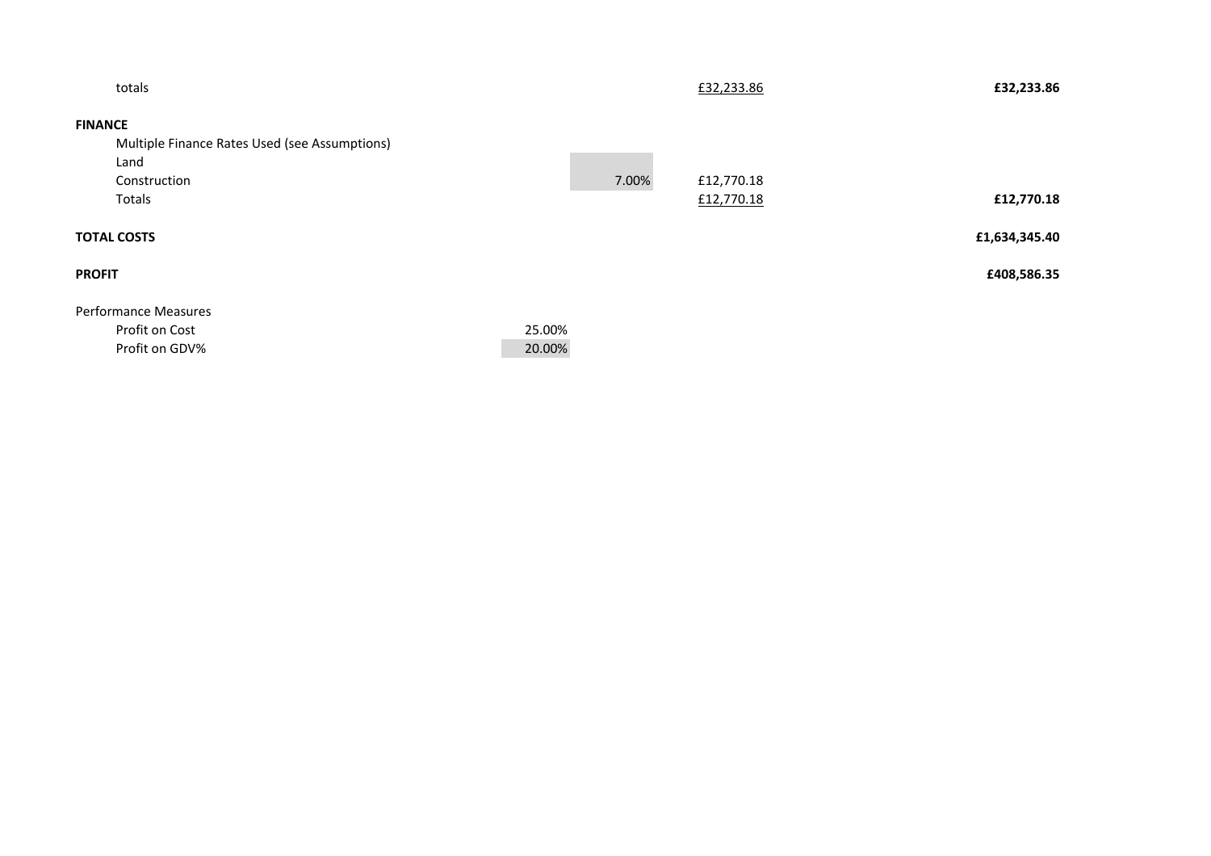| | | | | |
|---|---|---|---|---|
| totals | | | £32,233.86 | **£32,233.86** |
| **FINANCE** | | | | |
| Multiple Finance Rates Used (see Assumptions) | | | | |
| Land | | | | |
| Construction | | 7.00% | £12,770.18 | |
| Totals | | | £12,770.18 | **£12,770.18** |
| **TOTAL COSTS** | | | | **£1,634,345.40** |
| **PROFIT** | | | | **£408,586.35** |
| Performance Measures | | | | |
| Profit on Cost | 25.00% | | | |
| Profit on GDV% | 20.00% | | | |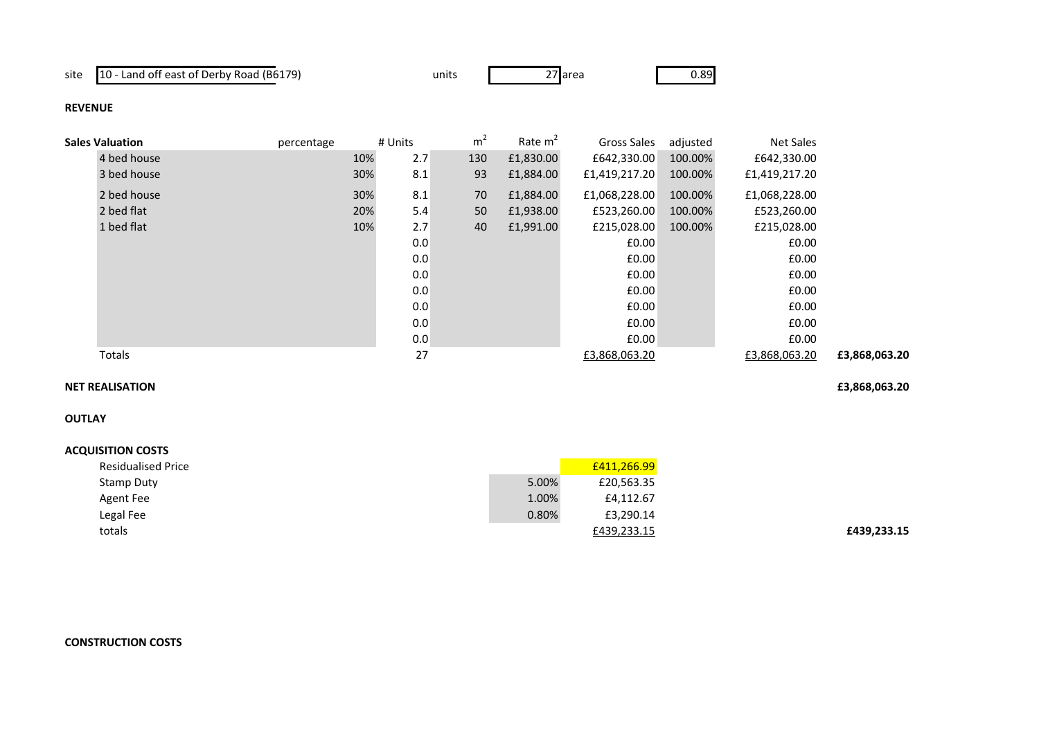site: 10 - Land off east of Derby Road (B6179) | units: 27 | area: 0.89

**REVENUE**

| Sales Valuation | percentage | # Units | m$^2$ | Rate m$^2$ | Gross Sales | adjusted | Net Sales | |
|---|---|---|---|---|---|---|---|---|
| 4 bed house | 10% | 2.7 | 130 | £1,830.00 | £642,330.00 | 100.00% | £642,330.00 | |
| 3 bed house | 30% | 8.1 | 93 | £1,884.00 | £1,419,217.20 | 100.00% | £1,419,217.20 | |
| 2 bed house | 30% | 8.1 | 70 | £1,884.00 | £1,068,228.00 | 100.00% | £1,068,228.00 | |
| 2 bed flat | 20% | 5.4 | 50 | £1,938.00 | £523,260.00 | 100.00% | £523,260.00 | |
| 1 bed flat | 10% | 2.7 | 40 | £1,991.00 | £215,028.00 | 100.00% | £215,028.00 | |
| | | 0.0 | | | £0.00 | | £0.00 | |
| | | 0.0 | | | £0.00 | | £0.00 | |
| | | 0.0 | | | £0.00 | | £0.00 | |
| | | 0.0 | | | £0.00 | | £0.00 | |
| | | 0.0 | | | £0.00 | | £0.00 | |
| | | 0.0 | | | £0.00 | | £0.00 | |
| | | 0.0 | | | £0.00 | | £0.00 | |
| Totals | | 27 | | | £3,868,063.20 | | £3,868,063.20 | **£3,868,063.20** |

**NET REALISATION** **£3,868,063.20**

**OUTLAY**

**ACQUISITION COSTS**

| | | | |
|---|---|---|---|
| Residualised Price | | £411,266.99 | |
| Stamp Duty | 5.00% | £20,563.35 | |
| Agent Fee | 1.00% | £4,112.67 | |
| Legal Fee | 0.80% | £3,290.14 | |
| totals | | £439,233.15 | **£439,233.15** |

**CONSTRUCTION COSTS**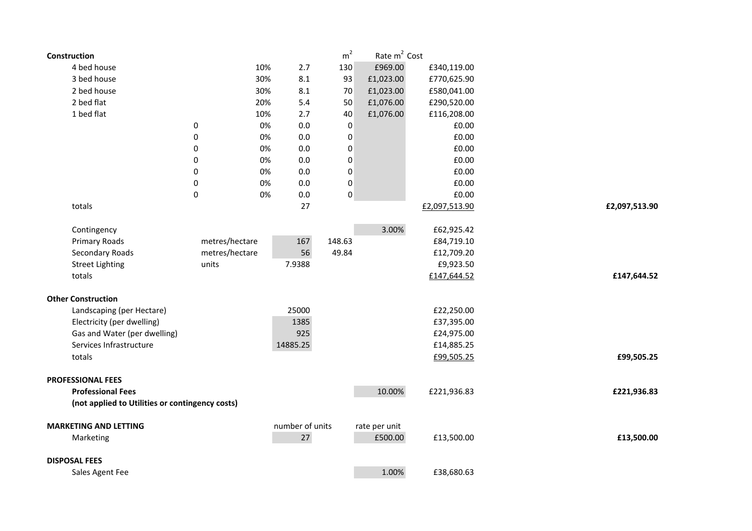| Construction | | | | m² | Rate m² | Cost | |
|---|---|---|---|---|---|---|---|
| 4 bed house | | 10% | 2.7 | 130 | £969.00 | £340,119.00 | |
| 3 bed house | | 30% | 8.1 | 93 | £1,023.00 | £770,625.90 | |
| 2 bed house | | 30% | 8.1 | 70 | £1,023.00 | £580,041.00 | |
| 2 bed flat | | 20% | 5.4 | 50 | £1,076.00 | £290,520.00 | |
| 1 bed flat | | 10% | 2.7 | 40 | £1,076.00 | £116,208.00 | |
| | 0 | 0% | 0.0 | 0 | | £0.00 | |
| | 0 | 0% | 0.0 | 0 | | £0.00 | |
| | 0 | 0% | 0.0 | 0 | | £0.00 | |
| | 0 | 0% | 0.0 | 0 | | £0.00 | |
| | 0 | 0% | 0.0 | 0 | | £0.00 | |
| | 0 | 0% | 0.0 | 0 | | £0.00 | |
| | 0 | 0% | 0.0 | 0 | | £0.00 | |
| totals | | | 27 | | | £2,097,513.90 | **£2,097,513.90** |
| | | | | | | | |
| Contingency | | | | | 3.00% | £62,925.42 | |
| Primary Roads | metres/hectare | | 167 | 148.63 | | £84,719.10 | |
| Secondary Roads | metres/hectare | | 56 | 49.84 | | £12,709.20 | |
| Street Lighting | units | | 7.9388 | | | £9,923.50 | |
| totals | | | | | | £147,644.52 | **£147,644.52** |
| | | | | | | | |
| **Other Construction** | | | | | | | |
| Landscaping (per Hectare) | | | 25000 | | | £22,250.00 | |
| Electricity (per dwelling) | | | 1385 | | | £37,395.00 | |
| Gas and Water (per dwelling) | | | 925 | | | £24,975.00 | |
| Services Infrastructure | | | 14885.25 | | | £14,885.25 | |
| totals | | | | | | £99,505.25 | **£99,505.25** |
| | | | | | | | |
| **PROFESSIONAL FEES** | | | | | | | |
| **Professional Fees** | | | | | 10.00% | £221,936.83 | **£221,936.83** |
| **(not applied to Utilities or contingency costs)** | | | | | | | |
| | | | | | | | |
| **MARKETING AND LETTING** | | | number of units | | rate per unit | | |
| Marketing | | | 27 | | £500.00 | £13,500.00 | **£13,500.00** |
| | | | | | | | |
| **DISPOSAL FEES** | | | | | | | |
| Sales Agent Fee | | | | | 1.00% | £38,680.63 | |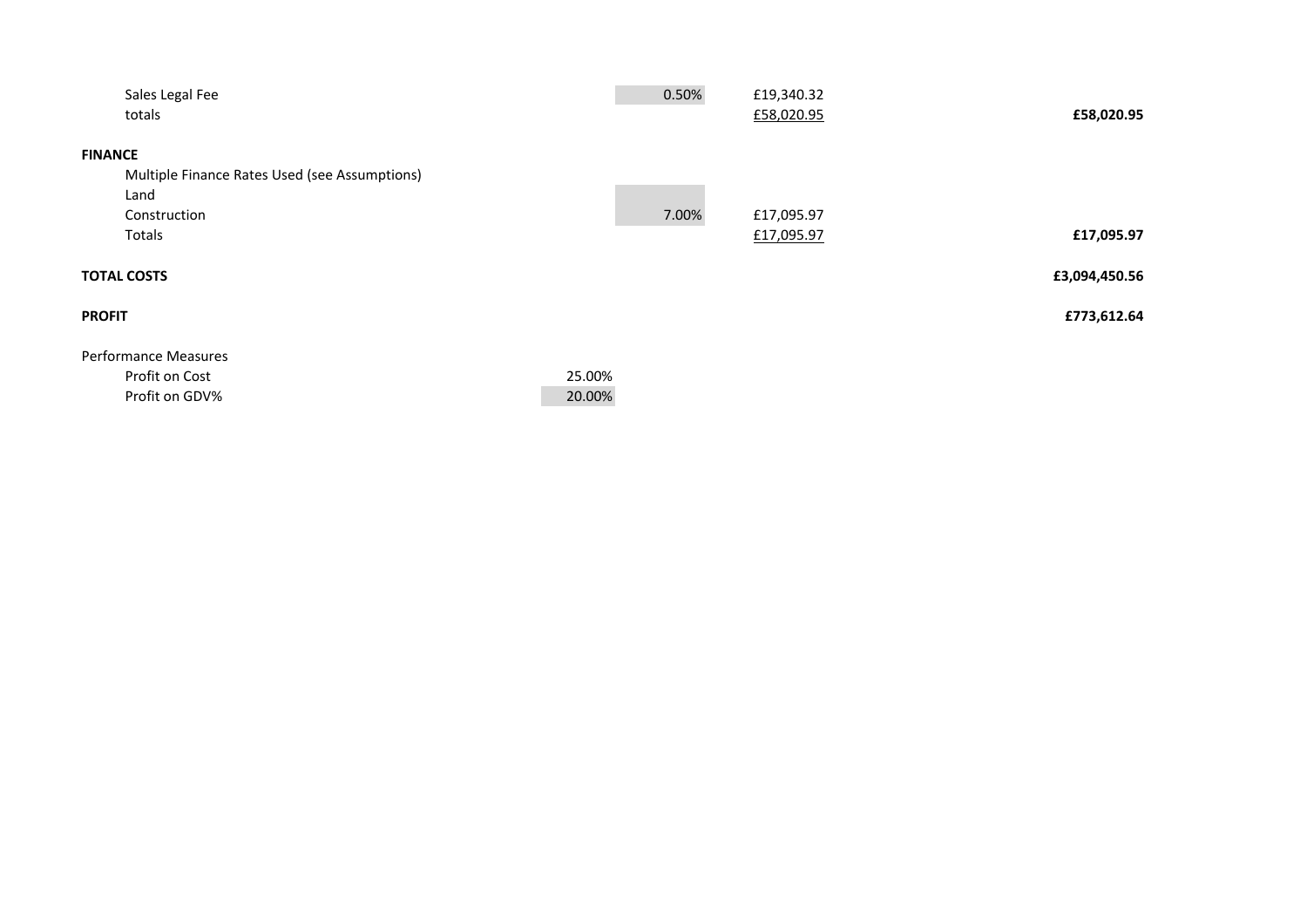| | | | | |
|---|---|---|---|---|
| Sales Legal Fee | | 0.50% | £19,340.32 | |
| totals | | | £58,020.95 | **£58,020.95** |
| **FINANCE** | | | | |
| Multiple Finance Rates Used (see Assumptions) | | | | |
| Land | | | | |
| Construction | | 7.00% | £17,095.97 | |
| Totals | | | £17,095.97 | **£17,095.97** |
| **TOTAL COSTS** | | | | **£3,094,450.56** |
| **PROFIT** | | | | **£773,612.64** |
| Performance Measures | | | | |
| Profit on Cost | 25.00% | | | |
| Profit on GDV% | 20.00% | | | |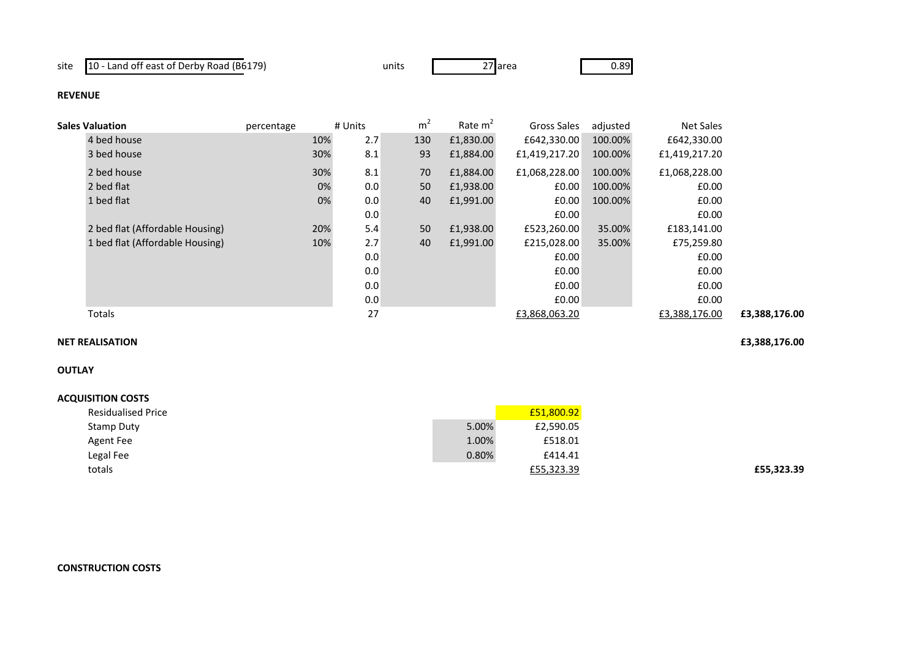| site | 10 - Land off east of Derby Road (B6179) | units | 27 | area | 0.89 |
|---|---|---|---|---|---|

**REVENUE**

| Sales Valuation | percentage | # Units | $m^2$ | Rate $m^2$ | Gross Sales | adjusted | Net Sales | |
|---|---|---|---|---|---|---|---|---|
| 4 bed house | 10% | 2.7 | 130 | £1,830.00 | £642,330.00 | 100.00% | £642,330.00 | |
| 3 bed house | 30% | 8.1 | 93 | £1,884.00 | £1,419,217.20 | 100.00% | £1,419,217.20 | |
| 2 bed house | 30% | 8.1 | 70 | £1,884.00 | £1,068,228.00 | 100.00% | £1,068,228.00 | |
| 2 bed flat | 0% | 0.0 | 50 | £1,938.00 | £0.00 | 100.00% | £0.00 | |
| 1 bed flat | 0% | 0.0 | 40 | £1,991.00 | £0.00 | 100.00% | £0.00 | |
| | | 0.0 | | | £0.00 | | £0.00 | |
| 2 bed flat (Affordable Housing) | 20% | 5.4 | 50 | £1,938.00 | £523,260.00 | 35.00% | £183,141.00 | |
| 1 bed flat (Affordable Housing) | 10% | 2.7 | 40 | £1,991.00 | £215,028.00 | 35.00% | £75,259.80 | |
| | | 0.0 | | | £0.00 | | £0.00 | |
| | | 0.0 | | | £0.00 | | £0.00 | |
| | | 0.0 | | | £0.00 | | £0.00 | |
| | | 0.0 | | | £0.00 | | £0.00 | |
| Totals | | 27 | | | £3,868,063.20 | | £3,388,176.00 | **£3,388,176.00** |

**NET REALISATION** **£3,388,176.00**

**OUTLAY**

**ACQUISITION COSTS**

| | | | |
|---|---|---|---|
| Residualised Price | | £51,800.92 | |
| Stamp Duty | 5.00% | £2,590.05 | |
| Agent Fee | 1.00% | £518.01 | |
| Legal Fee | 0.80% | £414.41 | |
| totals | | £55,323.39 | **£55,323.39** |

**CONSTRUCTION COSTS**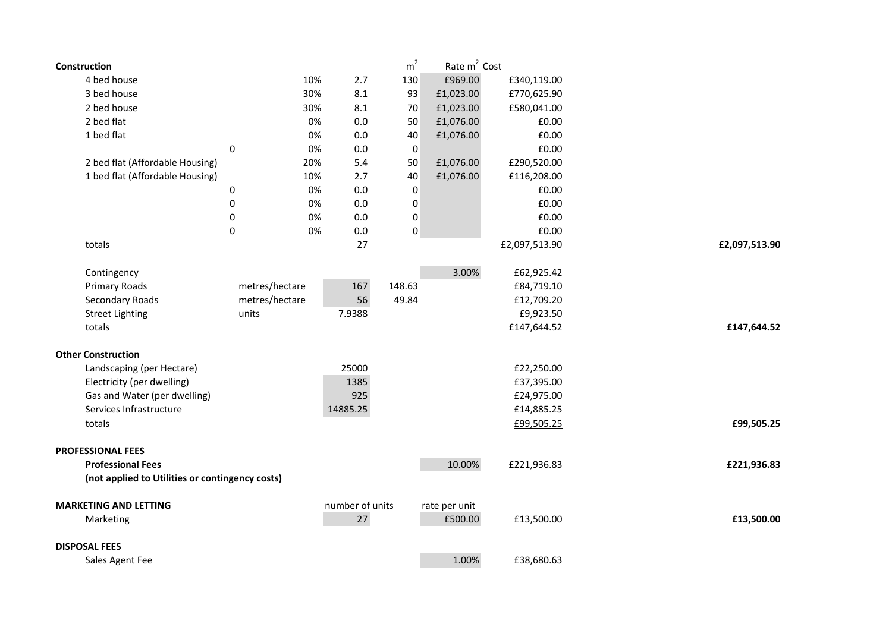| Construction | | | | $m^2$ | Rate $m^2$ | Cost | |
|---|---|---|---|---|---|---|---|
| 4 bed house | | 10% | 2.7 | 130 | £969.00 | £340,119.00 | |
| 3 bed house | | 30% | 8.1 | 93 | £1,023.00 | £770,625.90 | |
| 2 bed house | | 30% | 8.1 | 70 | £1,023.00 | £580,041.00 | |
| 2 bed flat | | 0% | 0.0 | 50 | £1,076.00 | £0.00 | |
| 1 bed flat | | 0% | 0.0 | 40 | £1,076.00 | £0.00 | |
| | 0 | 0% | 0.0 | 0 | | £0.00 | |
| 2 bed flat (Affordable Housing) | | 20% | 5.4 | 50 | £1,076.00 | £290,520.00 | |
| 1 bed flat (Affordable Housing) | | 10% | 2.7 | 40 | £1,076.00 | £116,208.00 | |
| | 0 | 0% | 0.0 | 0 | | £0.00 | |
| | 0 | 0% | 0.0 | 0 | | £0.00 | |
| | 0 | 0% | 0.0 | 0 | | £0.00 | |
| | 0 | 0% | 0.0 | 0 | | £0.00 | |
| totals | | | 27 | | | £2,097,513.90 | **£2,097,513.90** |
| | | | | | | | |
| Contingency | | | | | 3.00% | £62,925.42 | |
| Primary Roads | metres/hectare | | 167 | 148.63 | | £84,719.10 | |
| Secondary Roads | metres/hectare | | 56 | 49.84 | | £12,709.20 | |
| Street Lighting | units | | 7.9388 | | | £9,923.50 | |
| totals | | | | | | £147,644.52 | **£147,644.52** |
| | | | | | | | |
| **Other Construction** | | | | | | | |
| Landscaping (per Hectare) | | | 25000 | | | £22,250.00 | |
| Electricity (per dwelling) | | | 1385 | | | £37,395.00 | |
| Gas and Water (per dwelling) | | | 925 | | | £24,975.00 | |
| Services Infrastructure | | | 14885.25 | | | £14,885.25 | |
| totals | | | | | | £99,505.25 | **£99,505.25** |
| | | | | | | | |
| **PROFESSIONAL FEES** | | | | | | | |
| **Professional Fees** | | | | | 10.00% | £221,936.83 | **£221,936.83** |
| **(not applied to Utilities or contingency costs)** | | | | | | | |
| | | | | | | | |
| **MARKETING AND LETTING** | | | number of units | | rate per unit | | |
| Marketing | | | 27 | | £500.00 | £13,500.00 | **£13,500.00** |
| | | | | | | | |
| **DISPOSAL FEES** | | | | | | | |
| Sales Agent Fee | | | | | 1.00% | £38,680.63 | |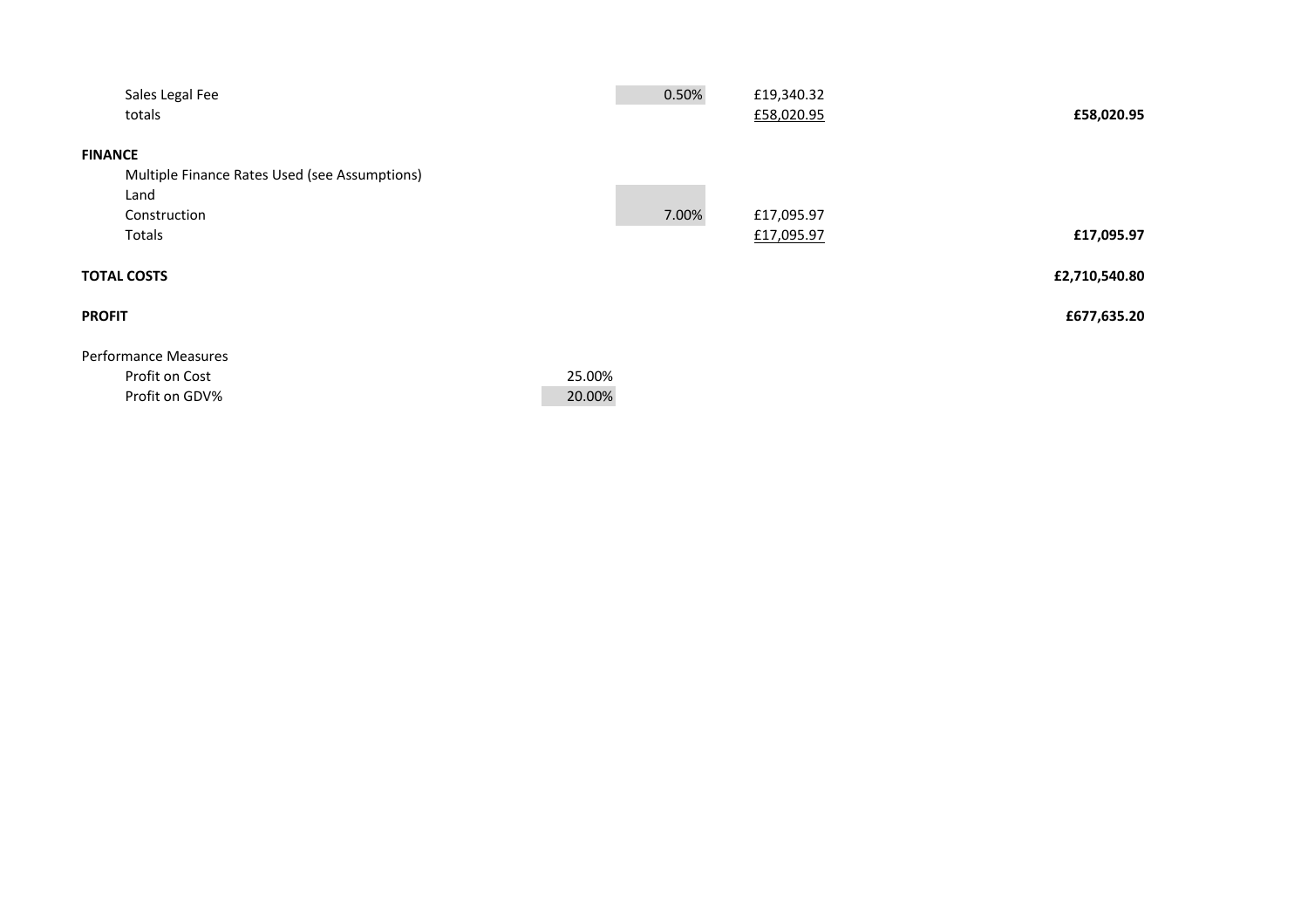| | | | | |
|---|---|---|---|---|
| Sales Legal Fee | | 0.50% | £19,340.32 | |
| totals | | | £58,020.95 | **£58,020.95** |
| | | | | |
| **FINANCE** | | | | |
| Multiple Finance Rates Used (see Assumptions) | | | | |
| Land | | | | |
| Construction | | 7.00% | £17,095.97 | |
| Totals | | | £17,095.97 | **£17,095.97** |
| | | | | |
| **TOTAL COSTS** | | | | **£2,710,540.80** |
| | | | | |
| **PROFIT** | | | | **£677,635.20** |
| | | | | |
| Performance Measures | | | | |
| Profit on Cost | 25.00% | | | |
| Profit on GDV% | 20.00% | | | |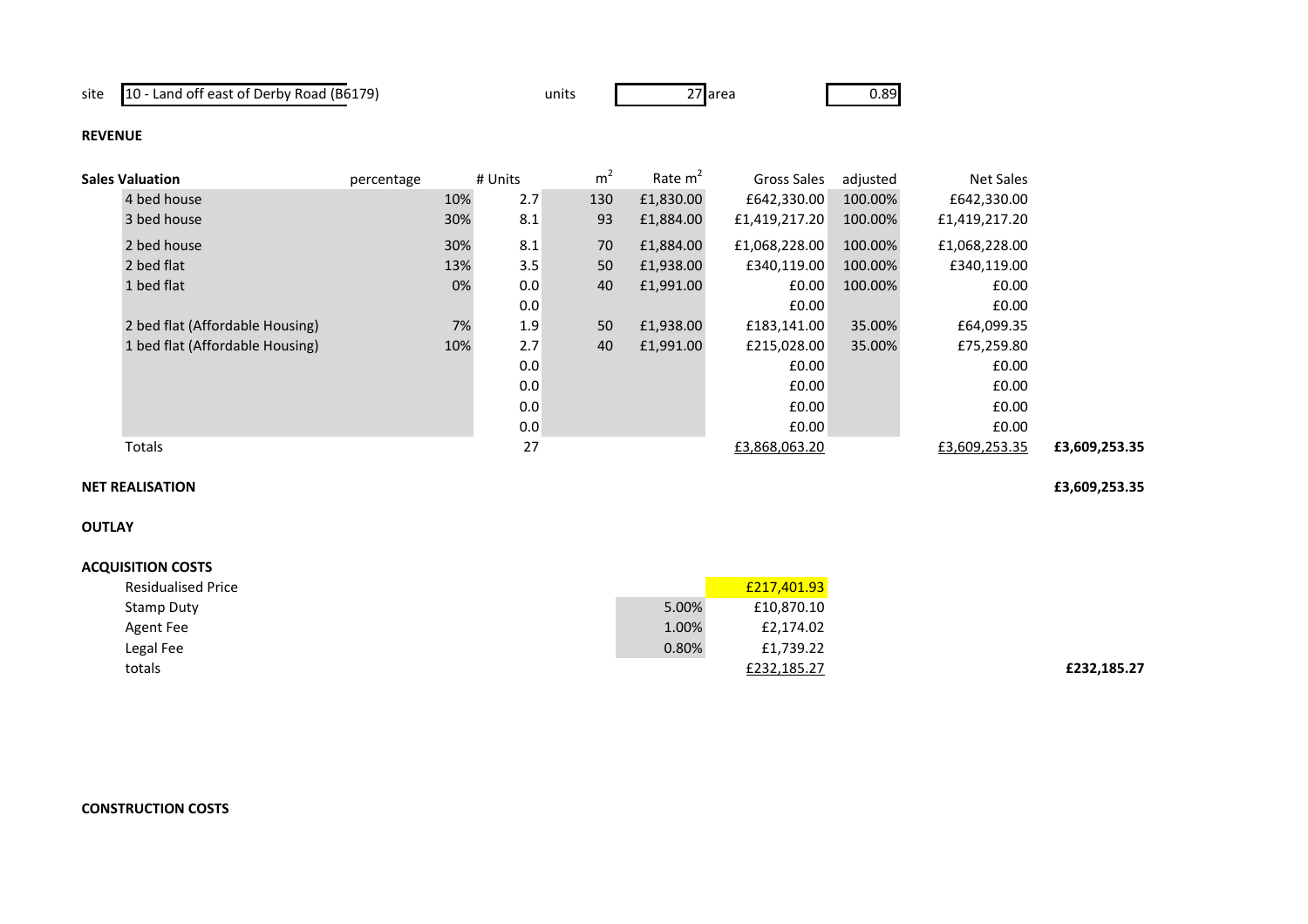site: 10 - Land off east of Derby Road (B6179) | units: 27 | area: 0.89

**REVENUE**

| Sales Valuation | percentage | # Units | $m^2$ | Rate $m^2$ | Gross Sales | adjusted | Net Sales | |
|---|---|---|---|---|---|---|---|---|
| 4 bed house | 10% | 2.7 | 130 | £1,830.00 | £642,330.00 | 100.00% | £642,330.00 | |
| 3 bed house | 30% | 8.1 | 93 | £1,884.00 | £1,419,217.20 | 100.00% | £1,419,217.20 | |
| 2 bed house | 30% | 8.1 | 70 | £1,884.00 | £1,068,228.00 | 100.00% | £1,068,228.00 | |
| 2 bed flat | 13% | 3.5 | 50 | £1,938.00 | £340,119.00 | 100.00% | £340,119.00 | |
| 1 bed flat | 0% | 0.0 | 40 | £1,991.00 | £0.00 | 100.00% | £0.00 | |
| | | 0.0 | | | £0.00 | | £0.00 | |
| 2 bed flat (Affordable Housing) | 7% | 1.9 | 50 | £1,938.00 | £183,141.00 | 35.00% | £64,099.35 | |
| 1 bed flat (Affordable Housing) | 10% | 2.7 | 40 | £1,991.00 | £215,028.00 | 35.00% | £75,259.80 | |
| | | 0.0 | | | £0.00 | | £0.00 | |
| | | 0.0 | | | £0.00 | | £0.00 | |
| | | 0.0 | | | £0.00 | | £0.00 | |
| | | 0.0 | | | £0.00 | | £0.00 | |
| Totals | | 27 | | | £3,868,063.20 | | £3,609,253.35 | **£3,609,253.35** |

**NET REALISATION** **£3,609,253.35**

**OUTLAY**

**ACQUISITION COSTS**

| | | | |
|---|---|---|---|
| Residualised Price | | £217,401.93 | |
| Stamp Duty | 5.00% | £10,870.10 | |
| Agent Fee | 1.00% | £2,174.02 | |
| Legal Fee | 0.80% | £1,739.22 | |
| totals | | £232,185.27 | **£232,185.27** |

**CONSTRUCTION COSTS**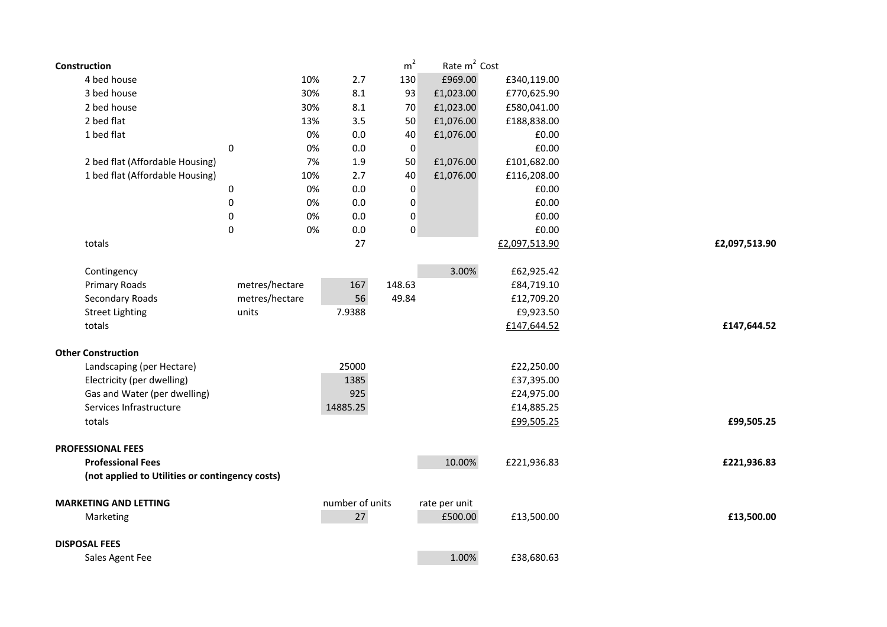| Construction | | | | $m^2$ | Rate $m^2$ | Cost | |
|---|---|---|---|---|---|---|---|
| 4 bed house | | 10% | 2.7 | 130 | £969.00 | £340,119.00 | |
| 3 bed house | | 30% | 8.1 | 93 | £1,023.00 | £770,625.90 | |
| 2 bed house | | 30% | 8.1 | 70 | £1,023.00 | £580,041.00 | |
| 2 bed flat | | 13% | 3.5 | 50 | £1,076.00 | £188,838.00 | |
| 1 bed flat | | 0% | 0.0 | 40 | £1,076.00 | £0.00 | |
| | 0 | 0% | 0.0 | 0 | | £0.00 | |
| 2 bed flat (Affordable Housing) | | 7% | 1.9 | 50 | £1,076.00 | £101,682.00 | |
| 1 bed flat (Affordable Housing) | | 10% | 2.7 | 40 | £1,076.00 | £116,208.00 | |
| | 0 | 0% | 0.0 | 0 | | £0.00 | |
| | 0 | 0% | 0.0 | 0 | | £0.00 | |
| | 0 | 0% | 0.0 | 0 | | £0.00 | |
| | 0 | 0% | 0.0 | 0 | | £0.00 | |
| totals | | | 27 | | | £2,097,513.90 | **£2,097,513.90** |
| | | | | | | | |
| Contingency | | | | | 3.00% | £62,925.42 | |
| Primary Roads | metres/hectare | | 167 | 148.63 | | £84,719.10 | |
| Secondary Roads | metres/hectare | | 56 | 49.84 | | £12,709.20 | |
| Street Lighting | units | | 7.9388 | | | £9,923.50 | |
| totals | | | | | | £147,644.52 | **£147,644.52** |
| | | | | | | | |
| **Other Construction** | | | | | | | |
| Landscaping (per Hectare) | | | 25000 | | | £22,250.00 | |
| Electricity (per dwelling) | | | 1385 | | | £37,395.00 | |
| Gas and Water (per dwelling) | | | 925 | | | £24,975.00 | |
| Services Infrastructure | | | 14885.25 | | | £14,885.25 | |
| totals | | | | | | £99,505.25 | **£99,505.25** |
| | | | | | | | |
| **PROFESSIONAL FEES** | | | | | | | |
| **Professional Fees** | | | | | 10.00% | £221,936.83 | **£221,936.83** |
| **(not applied to Utilities or contingency costs)** | | | | | | | |
| | | | | | | | |
| **MARKETING AND LETTING** | | | number of units | | rate per unit | | |
| Marketing | | | 27 | | £500.00 | £13,500.00 | **£13,500.00** |
| | | | | | | | |
| **DISPOSAL FEES** | | | | | | | |
| Sales Agent Fee | | | | | 1.00% | £38,680.63 | |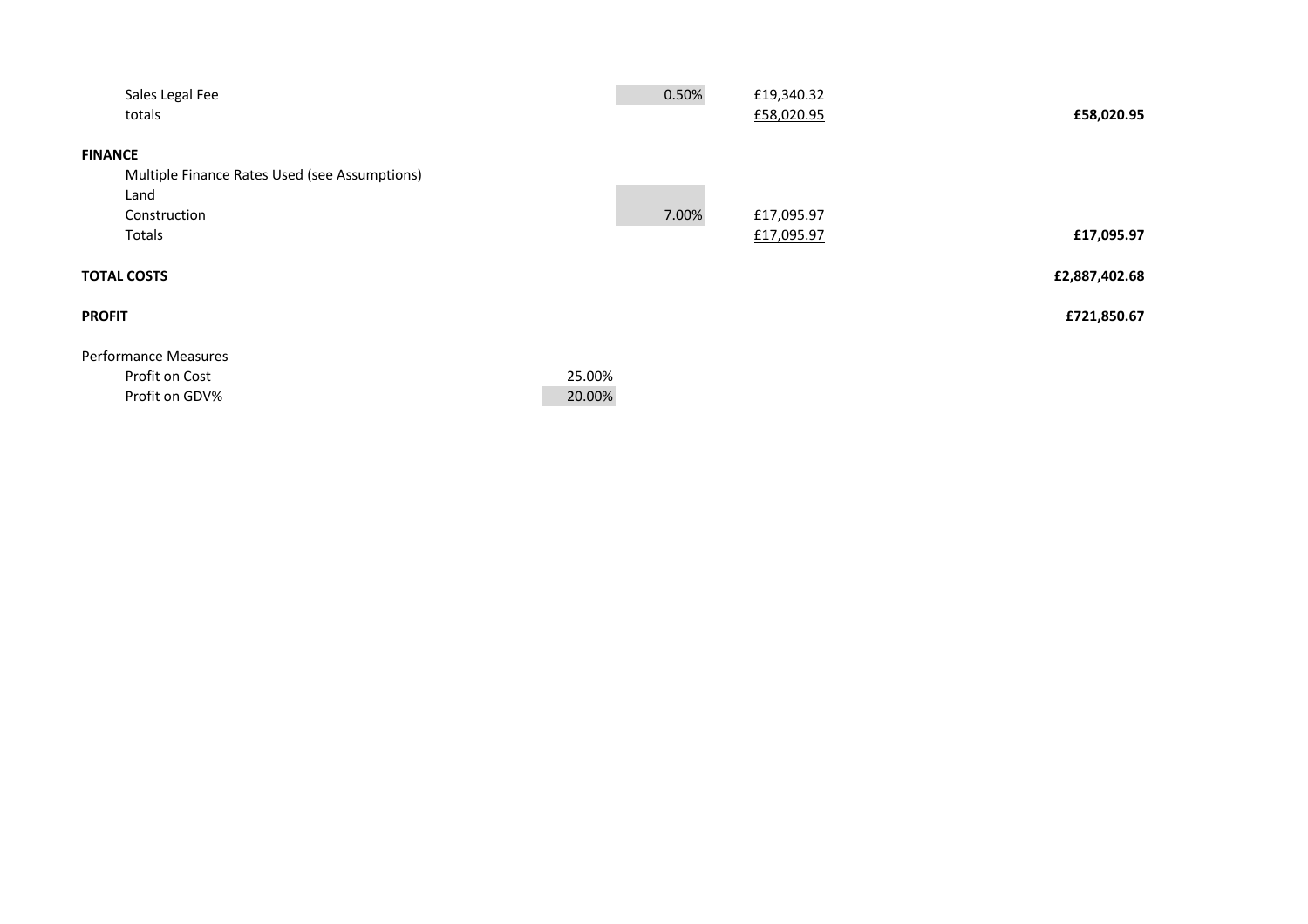| | | | | |
|---|---|---|---|---|
| Sales Legal Fee | | 0.50% | £19,340.32 | |
| totals | | | £58,020.95 | **£58,020.95** |
| **FINANCE** | | | | |
| Multiple Finance Rates Used (see Assumptions) | | | | |
| Land | | | | |
| Construction | | 7.00% | £17,095.97 | |
| Totals | | | £17,095.97 | **£17,095.97** |
| **TOTAL COSTS** | | | | **£2,887,402.68** |
| **PROFIT** | | | | **£721,850.67** |
| Performance Measures | | | | |
| Profit on Cost | 25.00% | | | |
| Profit on GDV% | 20.00% | | | |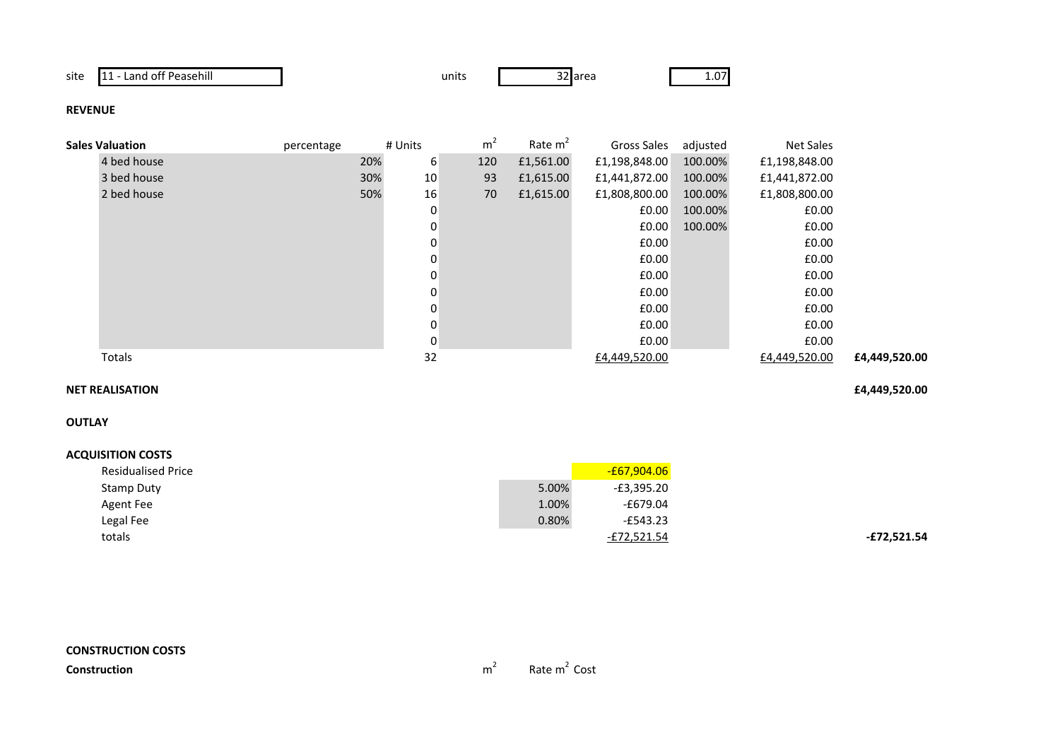| site | 11 - Land off Peasehill | units | 32 | area | 1.07 |
|---|---|---|---|---|---|

**REVENUE**

| Sales Valuation | percentage | # Units | $m^2$ | Rate $m^2$ | Gross Sales | adjusted | Net Sales | |
|---|---|---|---|---|---|---|---|---|
| 4 bed house | 20% | 6 | 120 | £1,561.00 | £1,198,848.00 | 100.00% | £1,198,848.00 | |
| 3 bed house | 30% | 10 | 93 | £1,615.00 | £1,441,872.00 | 100.00% | £1,441,872.00 | |
| 2 bed house | 50% | 16 | 70 | £1,615.00 | £1,808,800.00 | 100.00% | £1,808,800.00 | |
| | | 0 | | | £0.00 | 100.00% | £0.00 | |
| | | 0 | | | £0.00 | 100.00% | £0.00 | |
| | | 0 | | | £0.00 | | £0.00 | |
| | | 0 | | | £0.00 | | £0.00 | |
| | | 0 | | | £0.00 | | £0.00 | |
| | | 0 | | | £0.00 | | £0.00 | |
| | | 0 | | | £0.00 | | £0.00 | |
| | | 0 | | | £0.00 | | £0.00 | |
| | | 0 | | | £0.00 | | £0.00 | |
| Totals | | 32 | | | £4,449,520.00 | | £4,449,520.00 | **£4,449,520.00** |

**NET REALISATION** **£4,449,520.00**

**OUTLAY**

**ACQUISITION COSTS**

| | | | |
|---|---|---|---|
| Residualised Price | | -£67,904.06 | |
| Stamp Duty | 5.00% | -£3,395.20 | |
| Agent Fee | 1.00% | -£679.04 | |
| Legal Fee | 0.80% | -£543.23 | |
| totals | | -£72,521.54 | **-£72,521.54** |

**CONSTRUCTION COSTS**

| **Construction** | $m^2$ | Rate $m^2$ | Cost |
|---|---|---|---|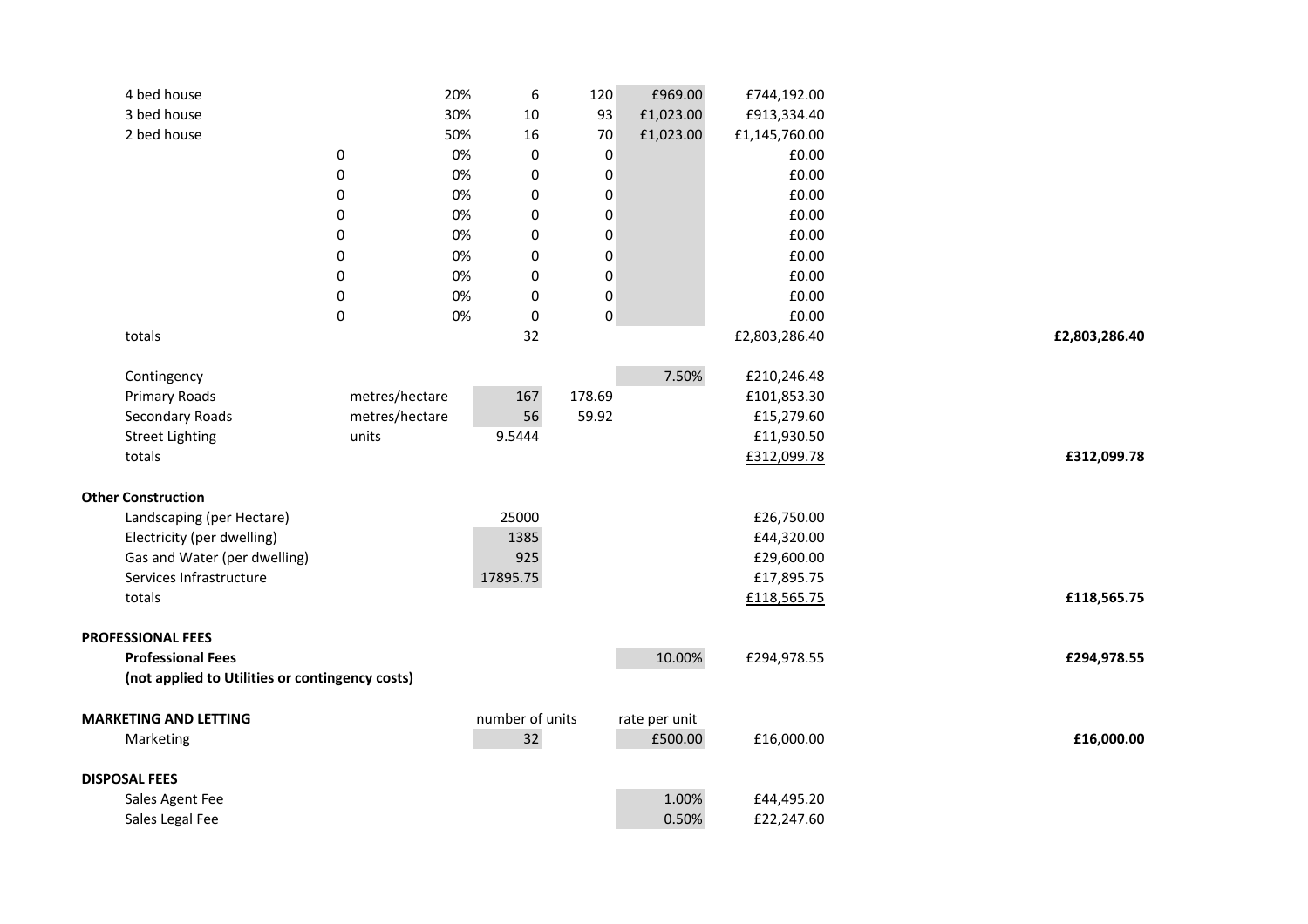| | | | | | | | |
|---|---|---|---|---|---|---|---|
| 4 bed house | | 20% | 6 | 120 | £969.00 | £744,192.00 | |
| 3 bed house | | 30% | 10 | 93 | £1,023.00 | £913,334.40 | |
| 2 bed house | | 50% | 16 | 70 | £1,023.00 | £1,145,760.00 | |
| | 0 | 0% | 0 | 0 | | £0.00 | |
| | 0 | 0% | 0 | 0 | | £0.00 | |
| | 0 | 0% | 0 | 0 | | £0.00 | |
| | 0 | 0% | 0 | 0 | | £0.00 | |
| | 0 | 0% | 0 | 0 | | £0.00 | |
| | 0 | 0% | 0 | 0 | | £0.00 | |
| | 0 | 0% | 0 | 0 | | £0.00 | |
| | 0 | 0% | 0 | 0 | | £0.00 | |
| | 0 | 0% | 0 | 0 | | £0.00 | |
| totals | | | 32 | | | £2,803,286.40 | **£2,803,286.40** |
| | | | | | | | |
| Contingency | | | | | 7.50% | £210,246.48 | |
| Primary Roads | metres/hectare | | 167 | 178.69 | | £101,853.30 | |
| Secondary Roads | metres/hectare | | 56 | 59.92 | | £15,279.60 | |
| Street Lighting | units | | 9.5444 | | | £11,930.50 | |
| totals | | | | | | £312,099.78 | **£312,099.78** |
| | | | | | | | |
| **Other Construction** | | | | | | | |
| Landscaping (per Hectare) | | | 25000 | | | £26,750.00 | |
| Electricity (per dwelling) | | | 1385 | | | £44,320.00 | |
| Gas and Water (per dwelling) | | | 925 | | | £29,600.00 | |
| Services Infrastructure | | | 17895.75 | | | £17,895.75 | |
| totals | | | | | | £118,565.75 | **£118,565.75** |
| | | | | | | | |
| **PROFESSIONAL FEES** | | | | | | | |
| **Professional Fees** | | | | | 10.00% | £294,978.55 | **£294,978.55** |
| **(not applied to Utilities or contingency costs)** | | | | | | | |
| | | | | | | | |
| **MARKETING AND LETTING** | | | number of units | | rate per unit | | |
| Marketing | | | 32 | | £500.00 | £16,000.00 | **£16,000.00** |
| | | | | | | | |
| **DISPOSAL FEES** | | | | | | | |
| Sales Agent Fee | | | | | 1.00% | £44,495.20 | |
| Sales Legal Fee | | | | | 0.50% | £22,247.60 | |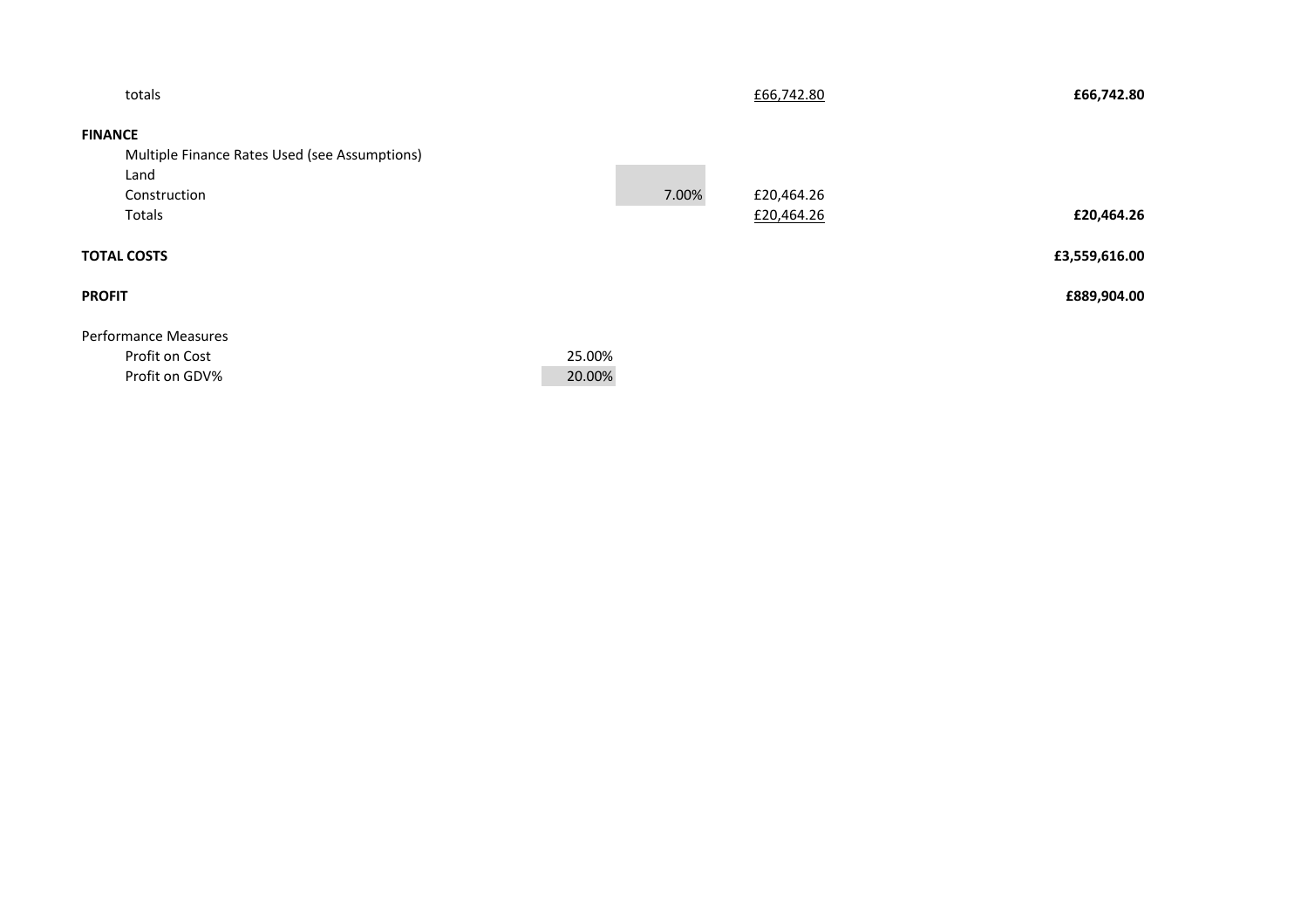| | | | | |
|---|---|---|---|---|
| totals | | | £66,742.80 | **£66,742.80** |
| **FINANCE** | | | | |
| Multiple Finance Rates Used (see Assumptions) | | | | |
| Land | | | | |
| Construction | | 7.00% | £20,464.26 | |
| Totals | | | £20,464.26 | **£20,464.26** |
| **TOTAL COSTS** | | | | **£3,559,616.00** |
| **PROFIT** | | | | **£889,904.00** |
| Performance Measures | | | | |
| Profit on Cost | 25.00% | | | |
| Profit on GDV% | 20.00% | | | |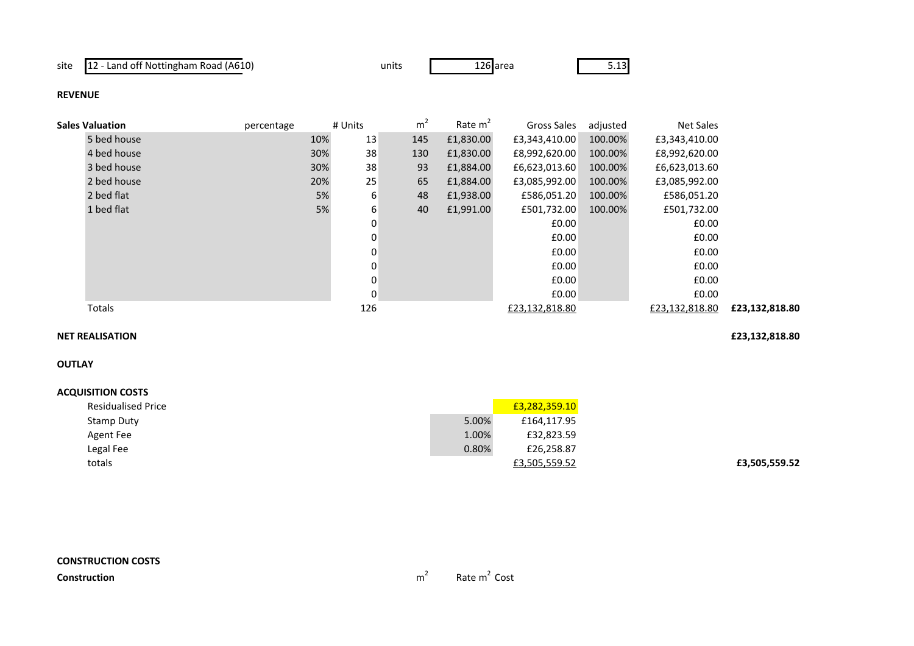site | 12 - Land off Nottingham Road (A610) | units | 126 | area | 5.13

**REVENUE**

| Sales Valuation | percentage | # Units | $m^2$ | Rate $m^2$ | Gross Sales | adjusted | Net Sales | |
|---|---|---|---|---|---|---|---|---|
| 5 bed house | 10% | 13 | 145 | £1,830.00 | £3,343,410.00 | 100.00% | £3,343,410.00 | |
| 4 bed house | 30% | 38 | 130 | £1,830.00 | £8,992,620.00 | 100.00% | £8,992,620.00 | |
| 3 bed house | 30% | 38 | 93 | £1,884.00 | £6,623,013.60 | 100.00% | £6,623,013.60 | |
| 2 bed house | 20% | 25 | 65 | £1,884.00 | £3,085,992.00 | 100.00% | £3,085,992.00 | |
| 2 bed flat | 5% | 6 | 48 | £1,938.00 | £586,051.20 | 100.00% | £586,051.20 | |
| 1 bed flat | 5% | 6 | 40 | £1,991.00 | £501,732.00 | 100.00% | £501,732.00 | |
| | | 0 | | | £0.00 | | £0.00 | |
| | | 0 | | | £0.00 | | £0.00 | |
| | | 0 | | | £0.00 | | £0.00 | |
| | | 0 | | | £0.00 | | £0.00 | |
| | | 0 | | | £0.00 | | £0.00 | |
| | | 0 | | | £0.00 | | £0.00 | |
| Totals | | 126 | | | £23,132,818.80 | | £23,132,818.80 | **£23,132,818.80** |

**NET REALISATION** **£23,132,818.80**

**OUTLAY**

**ACQUISITION COSTS**

| | | | |
|---|---|---|---|
| Residualised Price | | £3,282,359.10 | |
| Stamp Duty | 5.00% | £164,117.95 | |
| Agent Fee | 1.00% | £32,823.59 | |
| Legal Fee | 0.80% | £26,258.87 | |
| totals | | £3,505,559.52 | **£3,505,559.52** |

**CONSTRUCTION COSTS**

| Construction | $m^2$ | Rate $m^2$ | Cost |
|---|---|---|---|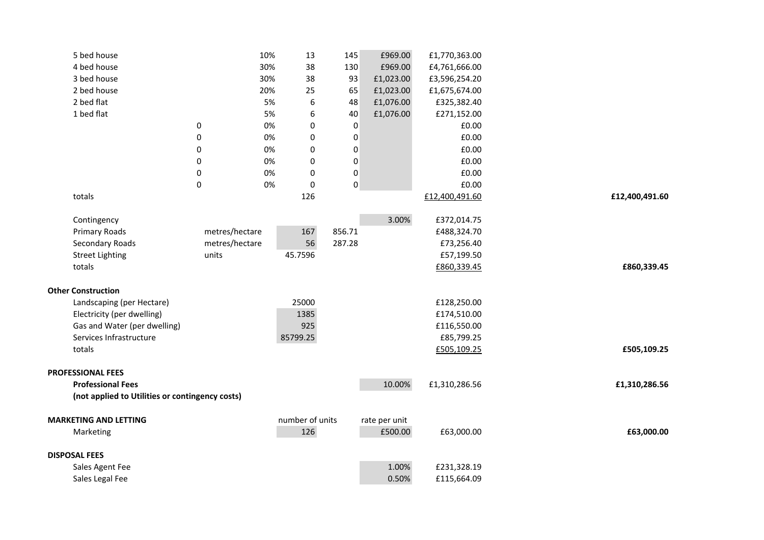| | | | | | | | |
|---|---|---|---|---|---|---|---|
| 5 bed house | | 10% | 13 | 145 | £969.00 | £1,770,363.00 | |
| 4 bed house | | 30% | 38 | 130 | £969.00 | £4,761,666.00 | |
| 3 bed house | | 30% | 38 | 93 | £1,023.00 | £3,596,254.20 | |
| 2 bed house | | 20% | 25 | 65 | £1,023.00 | £1,675,674.00 | |
| 2 bed flat | | 5% | 6 | 48 | £1,076.00 | £325,382.40 | |
| 1 bed flat | | 5% | 6 | 40 | £1,076.00 | £271,152.00 | |
| | 0 | 0% | 0 | 0 | | £0.00 | |
| | 0 | 0% | 0 | 0 | | £0.00 | |
| | 0 | 0% | 0 | 0 | | £0.00 | |
| | 0 | 0% | 0 | 0 | | £0.00 | |
| | 0 | 0% | 0 | 0 | | £0.00 | |
| | 0 | 0% | 0 | 0 | | £0.00 | |
| totals | | | 126 | | | £12,400,491.60 | **£12,400,491.60** |
| | | | | | | | |
| Contingency | | | | | 3.00% | £372,014.75 | |
| Primary Roads | metres/hectare | | 167 | 856.71 | | £488,324.70 | |
| Secondary Roads | metres/hectare | | 56 | 287.28 | | £73,256.40 | |
| Street Lighting | units | | 45.7596 | | | £57,199.50 | |
| totals | | | | | | £860,339.45 | **£860,339.45** |
| | | | | | | | |
| **Other Construction** | | | | | | | |
| Landscaping (per Hectare) | | | 25000 | | | £128,250.00 | |
| Electricity (per dwelling) | | | 1385 | | | £174,510.00 | |
| Gas and Water (per dwelling) | | | 925 | | | £116,550.00 | |
| Services Infrastructure | | | 85799.25 | | | £85,799.25 | |
| totals | | | | | | £505,109.25 | **£505,109.25** |
| | | | | | | | |
| **PROFESSIONAL FEES** | | | | | | | |
| **Professional Fees** | | | | | 10.00% | £1,310,286.56 | **£1,310,286.56** |
| **(not applied to Utilities or contingency costs)** | | | | | | | |
| | | | | | | | |
| **MARKETING AND LETTING** | | | number of units | | rate per unit | | |
| Marketing | | | 126 | | £500.00 | £63,000.00 | **£63,000.00** |
| | | | | | | | |
| **DISPOSAL FEES** | | | | | | | |
| Sales Agent Fee | | | | | 1.00% | £231,328.19 | |
| Sales Legal Fee | | | | | 0.50% | £115,664.09 | |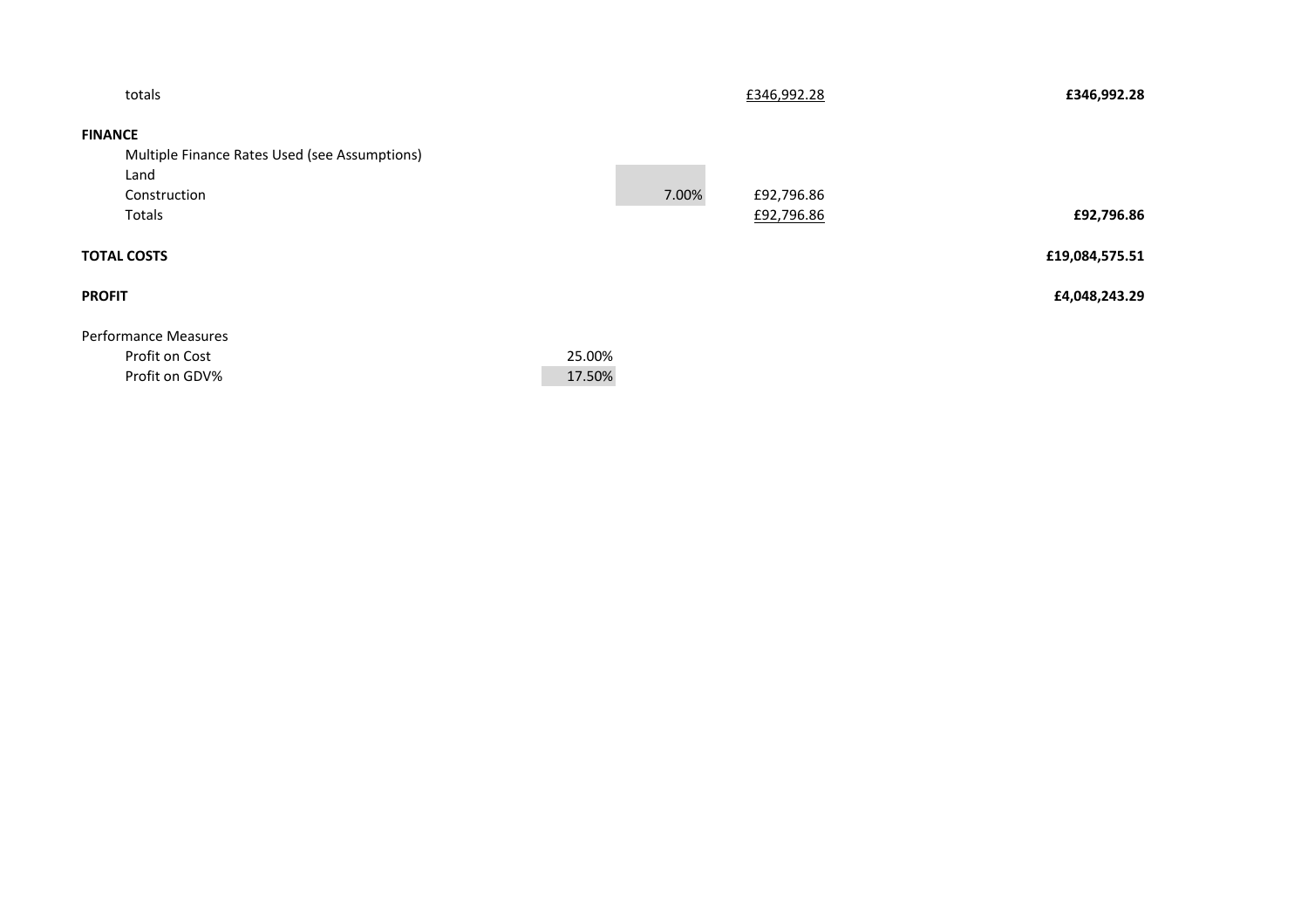| | | | | |
|---|---|---|---|---|
| totals | | | £346,992.28 | **£346,992.28** |
| **FINANCE** | | | | |
| Multiple Finance Rates Used (see Assumptions) | | | | |
| Land | | | | |
| Construction | | 7.00% | £92,796.86 | |
| Totals | | | £92,796.86 | **£92,796.86** |
| **TOTAL COSTS** | | | | **£19,084,575.51** |
| **PROFIT** | | | | **£4,048,243.29** |
| Performance Measures | | | | |
| Profit on Cost | 25.00% | | | |
| Profit on GDV% | 17.50% | | | |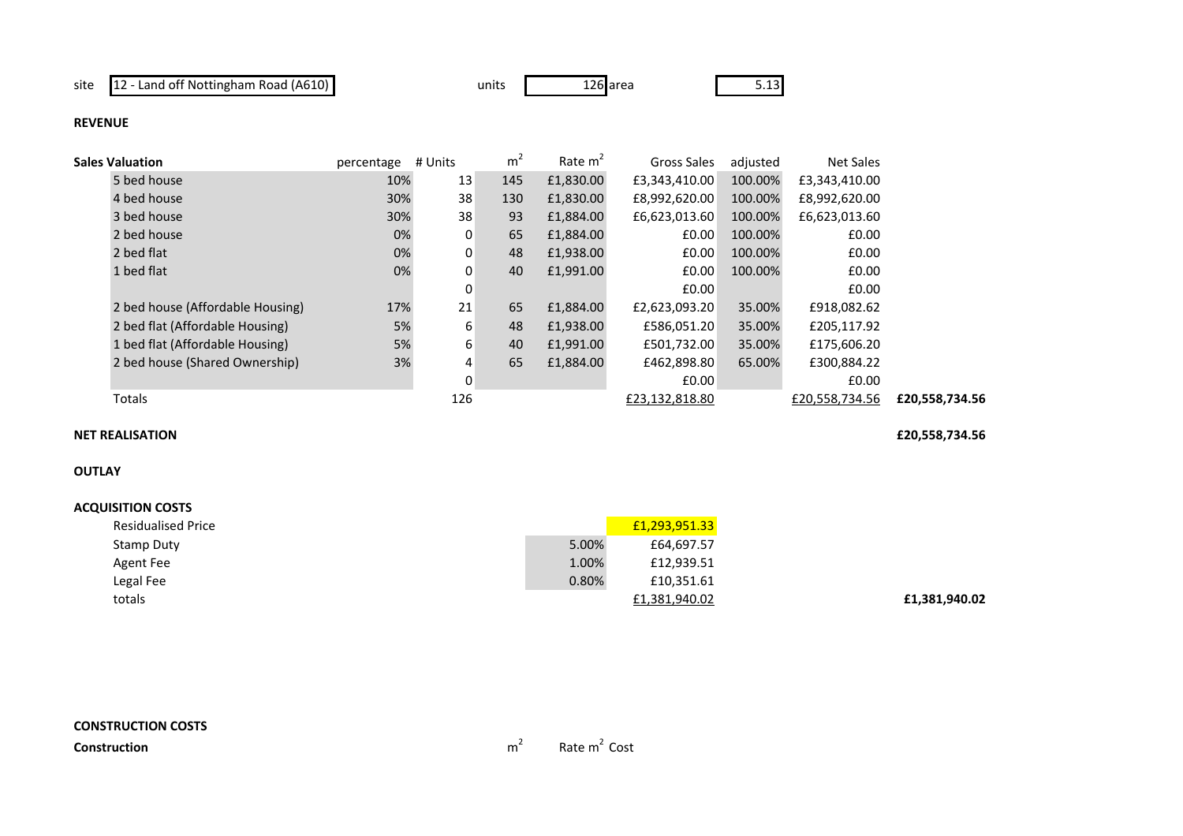site: 12 - Land off Nottingham Road (A610) | units: 126 | area: 5.13

**REVENUE**

| Sales Valuation | percentage | # Units | $m^2$ | Rate $m^2$ | Gross Sales | adjusted | Net Sales | |
|---|---|---|---|---|---|---|---|---|
| 5 bed house | 10% | 13 | 145 | £1,830.00 | £3,343,410.00 | 100.00% | £3,343,410.00 | |
| 4 bed house | 30% | 38 | 130 | £1,830.00 | £8,992,620.00 | 100.00% | £8,992,620.00 | |
| 3 bed house | 30% | 38 | 93 | £1,884.00 | £6,623,013.60 | 100.00% | £6,623,013.60 | |
| 2 bed house | 0% | 0 | 65 | £1,884.00 | £0.00 | 100.00% | £0.00 | |
| 2 bed flat | 0% | 0 | 48 | £1,938.00 | £0.00 | 100.00% | £0.00 | |
| 1 bed flat | 0% | 0 | 40 | £1,991.00 | £0.00 | 100.00% | £0.00 | |
| | | 0 | | | £0.00 | | £0.00 | |
| 2 bed house (Affordable Housing) | 17% | 21 | 65 | £1,884.00 | £2,623,093.20 | 35.00% | £918,082.62 | |
| 2 bed flat (Affordable Housing) | 5% | 6 | 48 | £1,938.00 | £586,051.20 | 35.00% | £205,117.92 | |
| 1 bed flat (Affordable Housing) | 5% | 6 | 40 | £1,991.00 | £501,732.00 | 35.00% | £175,606.20 | |
| 2 bed house (Shared Ownership) | 3% | 4 | 65 | £1,884.00 | £462,898.80 | 65.00% | £300,884.22 | |
| | | 0 | | | £0.00 | | £0.00 | |
| Totals | | 126 | | | £23,132,818.80 | | £20,558,734.56 | £20,558,734.56 |

**NET REALISATION** £20,558,734.56

**OUTLAY**

**ACQUISITION COSTS**

| | | | |
|---|---|---|---|
| Residualised Price | | £1,293,951.33 | |
| Stamp Duty | 5.00% | £64,697.57 | |
| Agent Fee | 1.00% | £12,939.51 | |
| Legal Fee | 0.80% | £10,351.61 | |
| totals | | £1,381,940.02 | £1,381,940.02 |

**CONSTRUCTION COSTS**

| **Construction** | $m^2$ | Rate $m^2$ | Cost |
|---|---|---|---|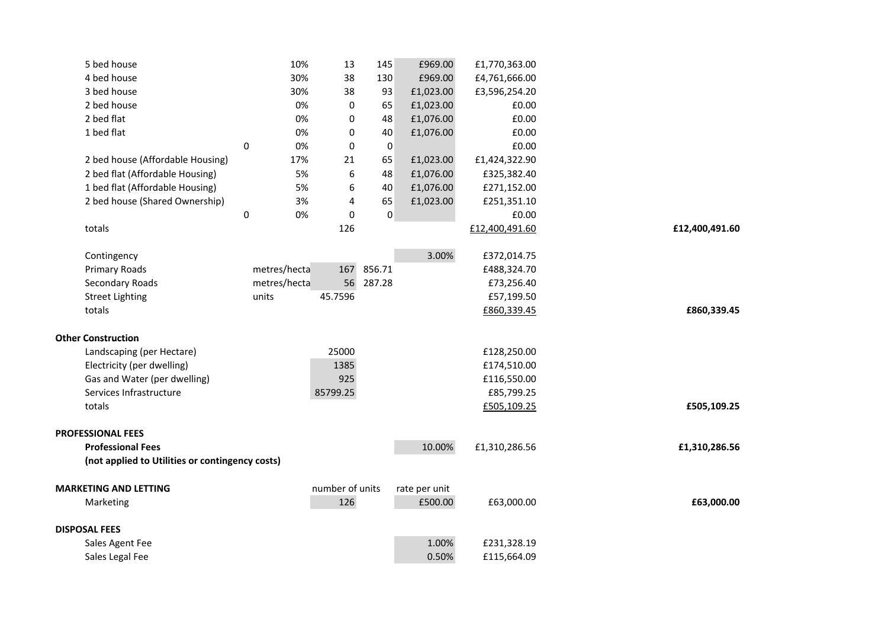| | | | | | | | |
|---|---|---|---|---|---|---|---|
| 5 bed house | | 10% | 13 | 145 | £969.00 | £1,770,363.00 | |
| 4 bed house | | 30% | 38 | 130 | £969.00 | £4,761,666.00 | |
| 3 bed house | | 30% | 38 | 93 | £1,023.00 | £3,596,254.20 | |
| 2 bed house | | 0% | 0 | 65 | £1,023.00 | £0.00 | |
| 2 bed flat | | 0% | 0 | 48 | £1,076.00 | £0.00 | |
| 1 bed flat | | 0% | 0 | 40 | £1,076.00 | £0.00 | |
| | 0 | 0% | 0 | 0 | | £0.00 | |
| 2 bed house (Affordable Housing) | | 17% | 21 | 65 | £1,023.00 | £1,424,322.90 | |
| 2 bed flat (Affordable Housing) | | 5% | 6 | 48 | £1,076.00 | £325,382.40 | |
| 1 bed flat (Affordable Housing) | | 5% | 6 | 40 | £1,076.00 | £271,152.00 | |
| 2 bed house (Shared Ownership) | | 3% | 4 | 65 | £1,023.00 | £251,351.10 | |
| | 0 | 0% | 0 | 0 | | £0.00 | |
| totals | | | 126 | | | £12,400,491.60 | **£12,400,491.60** |
| | | | | | | | |
| Contingency | | | | | 3.00% | £372,014.75 | |
| Primary Roads | metres/hecta | | 167 | 856.71 | | £488,324.70 | |
| Secondary Roads | metres/hecta | | 56 | 287.28 | | £73,256.40 | |
| Street Lighting | units | | 45.7596 | | | £57,199.50 | |
| totals | | | | | | £860,339.45 | **£860,339.45** |
| | | | | | | | |
| **Other Construction** | | | | | | | |
| Landscaping (per Hectare) | | | 25000 | | | £128,250.00 | |
| Electricity (per dwelling) | | | 1385 | | | £174,510.00 | |
| Gas and Water (per dwelling) | | | 925 | | | £116,550.00 | |
| Services Infrastructure | | | 85799.25 | | | £85,799.25 | |
| totals | | | | | | £505,109.25 | **£505,109.25** |
| | | | | | | | |
| **PROFESSIONAL FEES** | | | | | | | |
| **Professional Fees** | | | | | 10.00% | £1,310,286.56 | **£1,310,286.56** |
| **(not applied to Utilities or contingency costs)** | | | | | | | |
| | | | | | | | |
| **MARKETING AND LETTING** | | | number of units | | rate per unit | | |
| Marketing | | | 126 | | £500.00 | £63,000.00 | **£63,000.00** |
| | | | | | | | |
| **DISPOSAL FEES** | | | | | | | |
| Sales Agent Fee | | | | | 1.00% | £231,328.19 | |
| Sales Legal Fee | | | | | 0.50% | £115,664.09 | |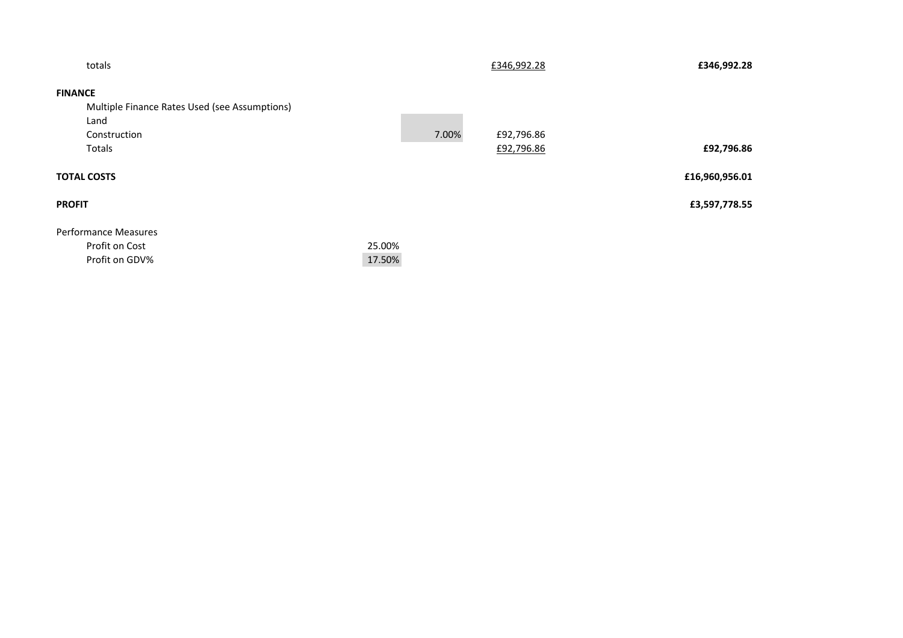| | | | | |
|---|---|---|---|---|
| totals | | | £346,992.28 | **£346,992.28** |
| **FINANCE** | | | | |
| Multiple Finance Rates Used (see Assumptions) | | | | |
| Land | | | | |
| Construction | | 7.00% | £92,796.86 | |
| Totals | | | £92,796.86 | **£92,796.86** |
| **TOTAL COSTS** | | | | **£16,960,956.01** |
| **PROFIT** | | | | **£3,597,778.55** |
| Performance Measures | | | | |
| Profit on Cost | 25.00% | | | |
| Profit on GDV% | 17.50% | | | |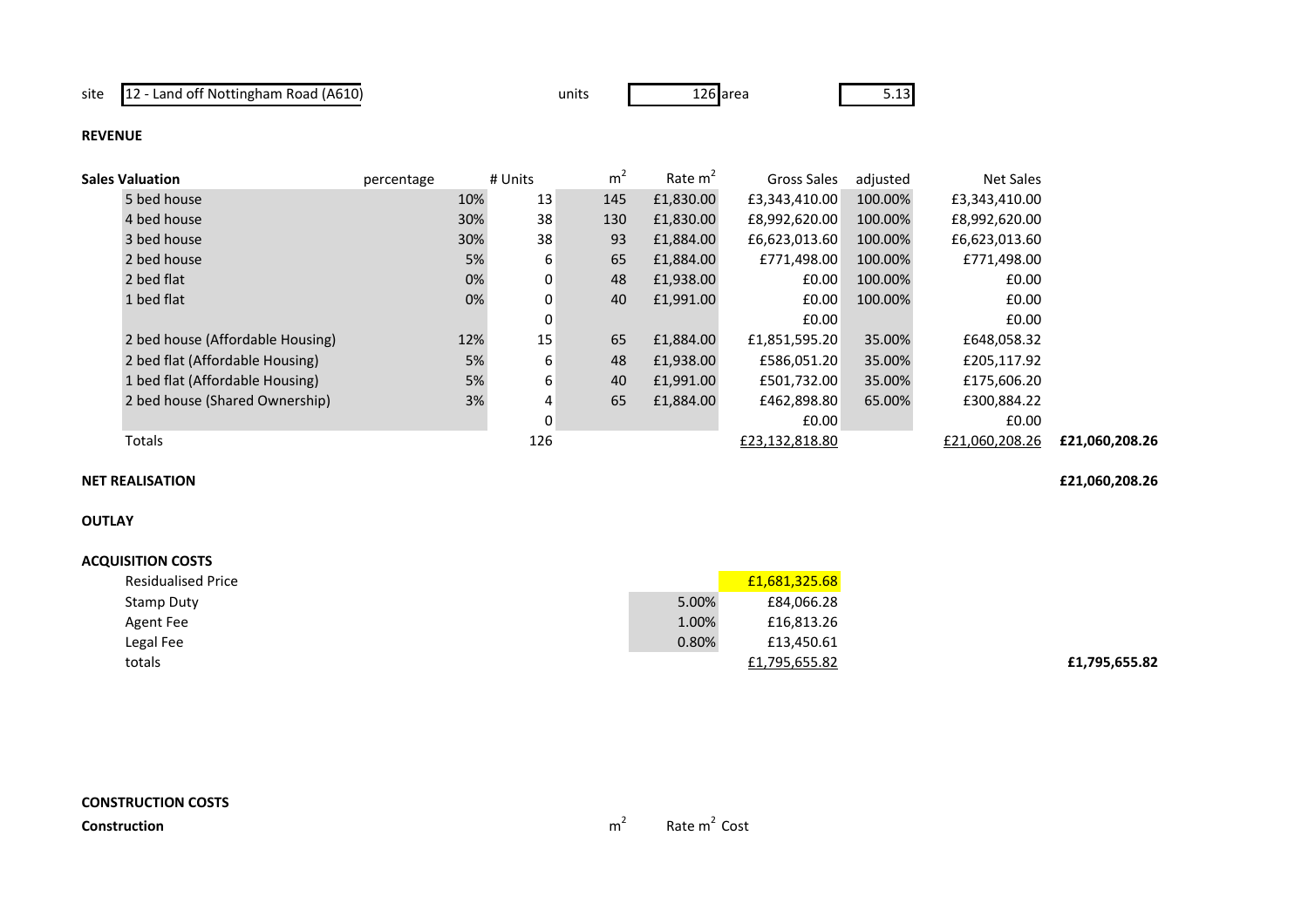site | 12 - Land off Nottingham Road (A610) | units | 126 | area | 5.13

**REVENUE**

| Sales Valuation | percentage | # Units | m² | Rate m² | Gross Sales | adjusted | Net Sales | |
|---|---|---|---|---|---|---|---|---|
| 5 bed house | 10% | 13 | 145 | £1,830.00 | £3,343,410.00 | 100.00% | £3,343,410.00 | |
| 4 bed house | 30% | 38 | 130 | £1,830.00 | £8,992,620.00 | 100.00% | £8,992,620.00 | |
| 3 bed house | 30% | 38 | 93 | £1,884.00 | £6,623,013.60 | 100.00% | £6,623,013.60 | |
| 2 bed house | 5% | 6 | 65 | £1,884.00 | £771,498.00 | 100.00% | £771,498.00 | |
| 2 bed flat | 0% | 0 | 48 | £1,938.00 | £0.00 | 100.00% | £0.00 | |
| 1 bed flat | 0% | 0 | 40 | £1,991.00 | £0.00 | 100.00% | £0.00 | |
| | | 0 | | | £0.00 | | £0.00 | |
| 2 bed house (Affordable Housing) | 12% | 15 | 65 | £1,884.00 | £1,851,595.20 | 35.00% | £648,058.32 | |
| 2 bed flat (Affordable Housing) | 5% | 6 | 48 | £1,938.00 | £586,051.20 | 35.00% | £205,117.92 | |
| 1 bed flat (Affordable Housing) | 5% | 6 | 40 | £1,991.00 | £501,732.00 | 35.00% | £175,606.20 | |
| 2 bed house (Shared Ownership) | 3% | 4 | 65 | £1,884.00 | £462,898.80 | 65.00% | £300,884.22 | |
| | | 0 | | | £0.00 | | £0.00 | |
| Totals | | 126 | | | £23,132,818.80 | | £21,060,208.26 | £21,060,208.26 |

**NET REALISATION** £21,060,208.26

**OUTLAY**

**ACQUISITION COSTS**

| | | | |
|---|---|---|---|
| Residualised Price | | £1,681,325.68 | |
| Stamp Duty | 5.00% | £84,066.28 | |
| Agent Fee | 1.00% | £16,813.26 | |
| Legal Fee | 0.80% | £13,450.61 | |
| totals | | £1,795,655.82 | £1,795,655.82 |

**CONSTRUCTION COSTS**

| **Construction** | m² | Rate m² | Cost |
|---|---|---|---|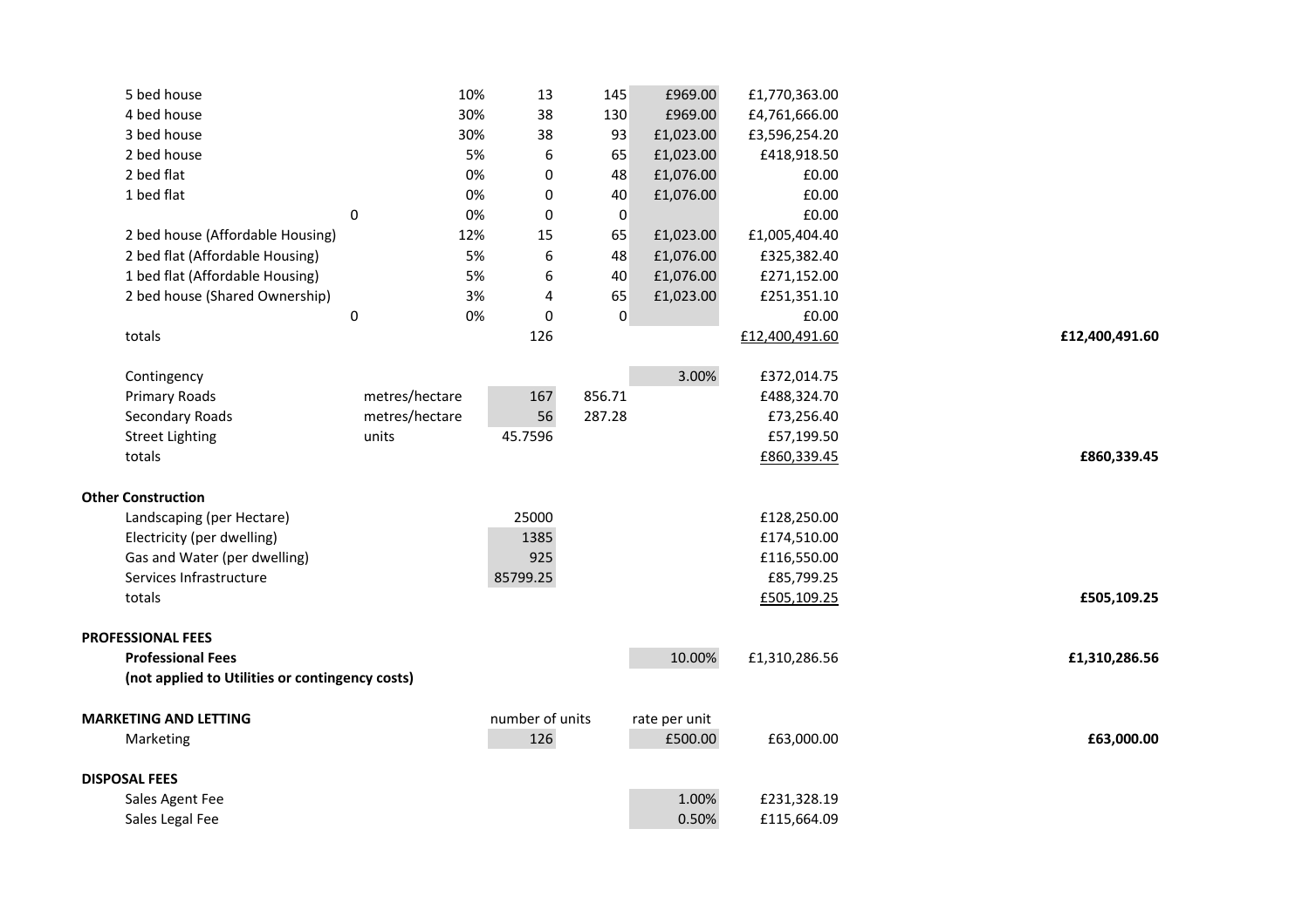| | | | | | | | |
|---|---|---|---|---|---|---|---|
| 5 bed house | | 10% | 13 | 145 | £969.00 | £1,770,363.00 | |
| 4 bed house | | 30% | 38 | 130 | £969.00 | £4,761,666.00 | |
| 3 bed house | | 30% | 38 | 93 | £1,023.00 | £3,596,254.20 | |
| 2 bed house | | 5% | 6 | 65 | £1,023.00 | £418,918.50 | |
| 2 bed flat | | 0% | 0 | 48 | £1,076.00 | £0.00 | |
| 1 bed flat | | 0% | 0 | 40 | £1,076.00 | £0.00 | |
| | 0 | 0% | 0 | 0 | | £0.00 | |
| 2 bed house (Affordable Housing) | | 12% | 15 | 65 | £1,023.00 | £1,005,404.40 | |
| 2 bed flat (Affordable Housing) | | 5% | 6 | 48 | £1,076.00 | £325,382.40 | |
| 1 bed flat (Affordable Housing) | | 5% | 6 | 40 | £1,076.00 | £271,152.00 | |
| 2 bed house (Shared Ownership) | | 3% | 4 | 65 | £1,023.00 | £251,351.10 | |
| | 0 | 0% | 0 | 0 | | £0.00 | |
| totals | | | 126 | | | £12,400,491.60 | **£12,400,491.60** |
| | | | | | | | |
| Contingency | | | | | 3.00% | £372,014.75 | |
| Primary Roads | metres/hectare | | 167 | 856.71 | | £488,324.70 | |
| Secondary Roads | metres/hectare | | 56 | 287.28 | | £73,256.40 | |
| Street Lighting | units | | 45.7596 | | | £57,199.50 | |
| totals | | | | | | £860,339.45 | **£860,339.45** |
| | | | | | | | |
| **Other Construction** | | | | | | | |
| Landscaping (per Hectare) | | | 25000 | | | £128,250.00 | |
| Electricity (per dwelling) | | | 1385 | | | £174,510.00 | |
| Gas and Water (per dwelling) | | | 925 | | | £116,550.00 | |
| Services Infrastructure | | | 85799.25 | | | £85,799.25 | |
| totals | | | | | | £505,109.25 | **£505,109.25** |
| | | | | | | | |
| **PROFESSIONAL FEES** | | | | | | | |
| **Professional Fees** | | | | | 10.00% | £1,310,286.56 | **£1,310,286.56** |
| **(not applied to Utilities or contingency costs)** | | | | | | | |
| | | | | | | | |
| **MARKETING AND LETTING** | | | number of units | | rate per unit | | |
| Marketing | | | 126 | | £500.00 | £63,000.00 | **£63,000.00** |
| | | | | | | | |
| **DISPOSAL FEES** | | | | | | | |
| Sales Agent Fee | | | | | 1.00% | £231,328.19 | |
| Sales Legal Fee | | | | | 0.50% | £115,664.09 | |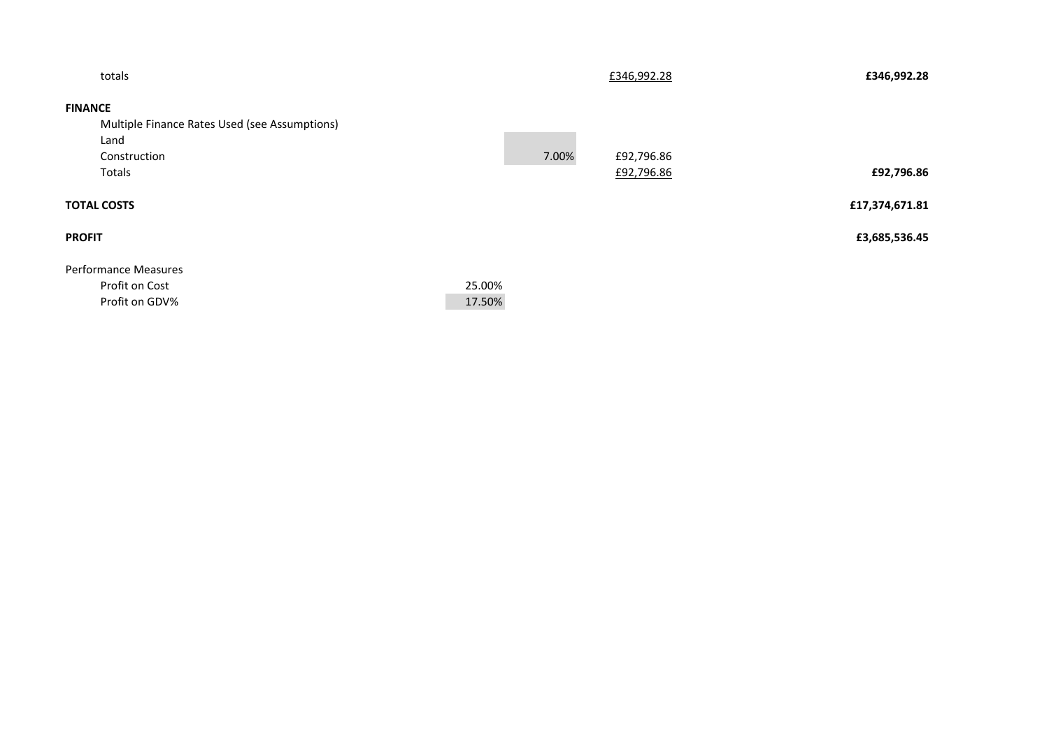| | | | | |
|---|---|---|---|---|
| totals | | | £346,992.28 | **£346,992.28** |
| **FINANCE** | | | | |
| Multiple Finance Rates Used (see Assumptions) | | | | |
| Land | | | | |
| Construction | | 7.00% | £92,796.86 | |
| Totals | | | £92,796.86 | **£92,796.86** |
| **TOTAL COSTS** | | | | **£17,374,671.81** |
| **PROFIT** | | | | **£3,685,536.45** |
| Performance Measures | | | | |
| Profit on Cost | 25.00% | | | |
| Profit on GDV% | 17.50% | | | |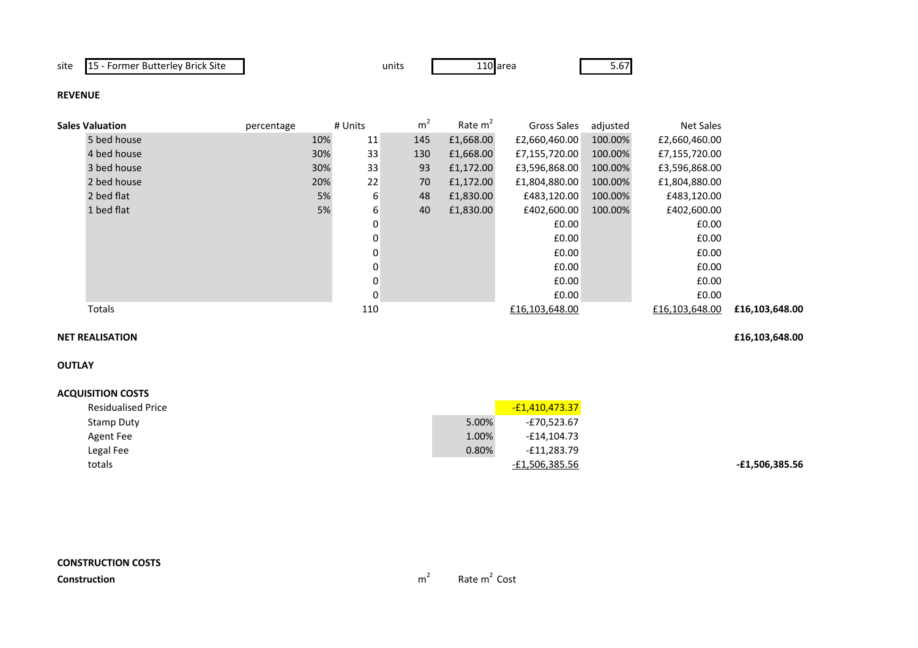site: 15 - Former Butterley Brick Site | units: 110 | area: 5.67

**REVENUE**

| Sales Valuation | percentage | # Units | $m^2$ | Rate $m^2$ | Gross Sales | adjusted | Net Sales | |
|---|---|---|---|---|---|---|---|---|
| 5 bed house | 10% | 11 | 145 | £1,668.00 | £2,660,460.00 | 100.00% | £2,660,460.00 | |
| 4 bed house | 30% | 33 | 130 | £1,668.00 | £7,155,720.00 | 100.00% | £7,155,720.00 | |
| 3 bed house | 30% | 33 | 93 | £1,172.00 | £3,596,868.00 | 100.00% | £3,596,868.00 | |
| 2 bed house | 20% | 22 | 70 | £1,172.00 | £1,804,880.00 | 100.00% | £1,804,880.00 | |
| 2 bed flat | 5% | 6 | 48 | £1,830.00 | £483,120.00 | 100.00% | £483,120.00 | |
| 1 bed flat | 5% | 6 | 40 | £1,830.00 | £402,600.00 | 100.00% | £402,600.00 | |
| | | 0 | | | £0.00 | | £0.00 | |
| | | 0 | | | £0.00 | | £0.00 | |
| | | 0 | | | £0.00 | | £0.00 | |
| | | 0 | | | £0.00 | | £0.00 | |
| | | 0 | | | £0.00 | | £0.00 | |
| | | 0 | | | £0.00 | | £0.00 | |
| Totals | | 110 | | | £16,103,648.00 | | £16,103,648.00 | **£16,103,648.00** |

**NET REALISATION** **£16,103,648.00**

**OUTLAY**

**ACQUISITION COSTS**

| | | | |
|---|---|---|---|
| Residualised Price | | -£1,410,473.37 | |
| Stamp Duty | 5.00% | -£70,523.67 | |
| Agent Fee | 1.00% | -£14,104.73 | |
| Legal Fee | 0.80% | -£11,283.79 | |
| totals | | -£1,506,385.56 | **-£1,506,385.56** |

**CONSTRUCTION COSTS**

| Construction | $m^2$ | Rate $m^2$ | Cost |
|---|---|---|---|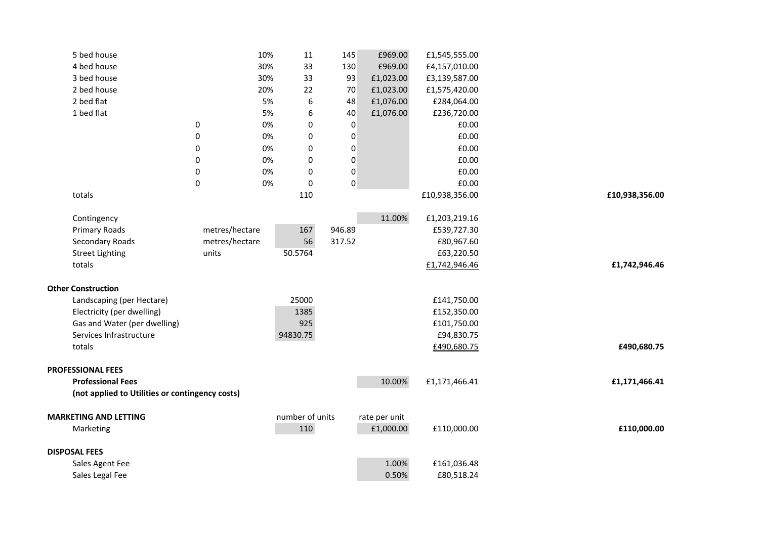| | | | | | | | |
|---|---|---|---|---|---|---|---|
| 5 bed house | | 10% | 11 | 145 | £969.00 | £1,545,555.00 | |
| 4 bed house | | 30% | 33 | 130 | £969.00 | £4,157,010.00 | |
| 3 bed house | | 30% | 33 | 93 | £1,023.00 | £3,139,587.00 | |
| 2 bed house | | 20% | 22 | 70 | £1,023.00 | £1,575,420.00 | |
| 2 bed flat | | 5% | 6 | 48 | £1,076.00 | £284,064.00 | |
| 1 bed flat | | 5% | 6 | 40 | £1,076.00 | £236,720.00 | |
| 0 | | 0% | 0 | 0 | | £0.00 | |
| 0 | | 0% | 0 | 0 | | £0.00 | |
| 0 | | 0% | 0 | 0 | | £0.00 | |
| 0 | | 0% | 0 | 0 | | £0.00 | |
| 0 | | 0% | 0 | 0 | | £0.00 | |
| 0 | | 0% | 0 | 0 | | £0.00 | |
| totals | | | 110 | | | £10,938,356.00 | **£10,938,356.00** |
| | | | | | | | |
| Contingency | | | | | 11.00% | £1,203,219.16 | |
| Primary Roads | metres/hectare | | 167 | 946.89 | | £539,727.30 | |
| Secondary Roads | metres/hectare | | 56 | 317.52 | | £80,967.60 | |
| Street Lighting | units | | 50.5764 | | | £63,220.50 | |
| totals | | | | | | £1,742,946.46 | **£1,742,946.46** |
| | | | | | | | |
| **Other Construction** | | | | | | | |
| Landscaping (per Hectare) | | | 25000 | | | £141,750.00 | |
| Electricity (per dwelling) | | | 1385 | | | £152,350.00 | |
| Gas and Water (per dwelling) | | | 925 | | | £101,750.00 | |
| Services Infrastructure | | | 94830.75 | | | £94,830.75 | |
| totals | | | | | | £490,680.75 | **£490,680.75** |
| | | | | | | | |
| **PROFESSIONAL FEES** | | | | | | | |
| **Professional Fees** | | | | | 10.00% | £1,171,466.41 | **£1,171,466.41** |
| **(not applied to Utilities or contingency costs)** | | | | | | | |
| | | | | | | | |
| **MARKETING AND LETTING** | | | number of units | | rate per unit | | |
| Marketing | | | 110 | | £1,000.00 | £110,000.00 | **£110,000.00** |
| | | | | | | | |
| **DISPOSAL FEES** | | | | | | | |
| Sales Agent Fee | | | | | 1.00% | £161,036.48 | |
| Sales Legal Fee | | | | | 0.50% | £80,518.24 | |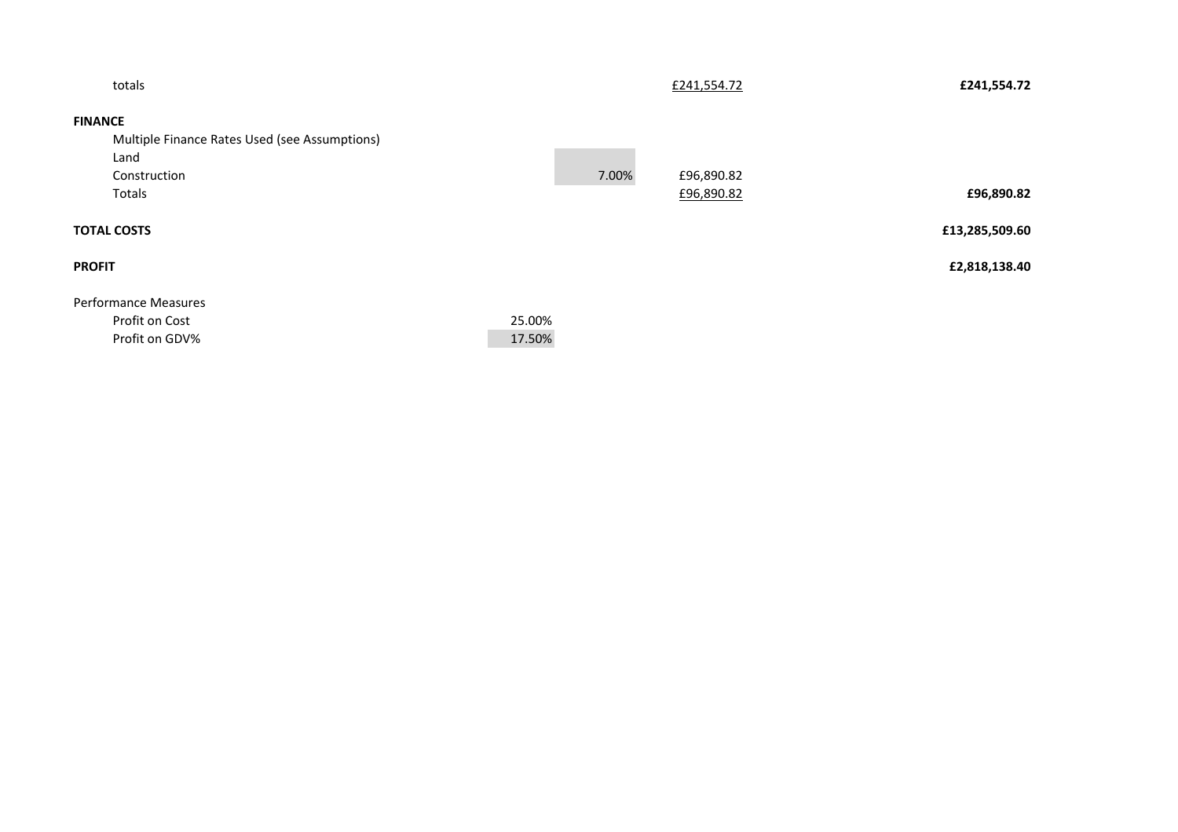| | | | | |
|---|---|---|---|---|
| totals | | | £241,554.72 | **£241,554.72** |
| **FINANCE** | | | | |
| Multiple Finance Rates Used (see Assumptions) | | | | |
| Land | | | | |
| Construction | | 7.00% | £96,890.82 | |
| Totals | | | £96,890.82 | **£96,890.82** |
| **TOTAL COSTS** | | | | **£13,285,509.60** |
| **PROFIT** | | | | **£2,818,138.40** |
| Performance Measures | | | | |
| Profit on Cost | 25.00% | | | |
| Profit on GDV% | 17.50% | | | |